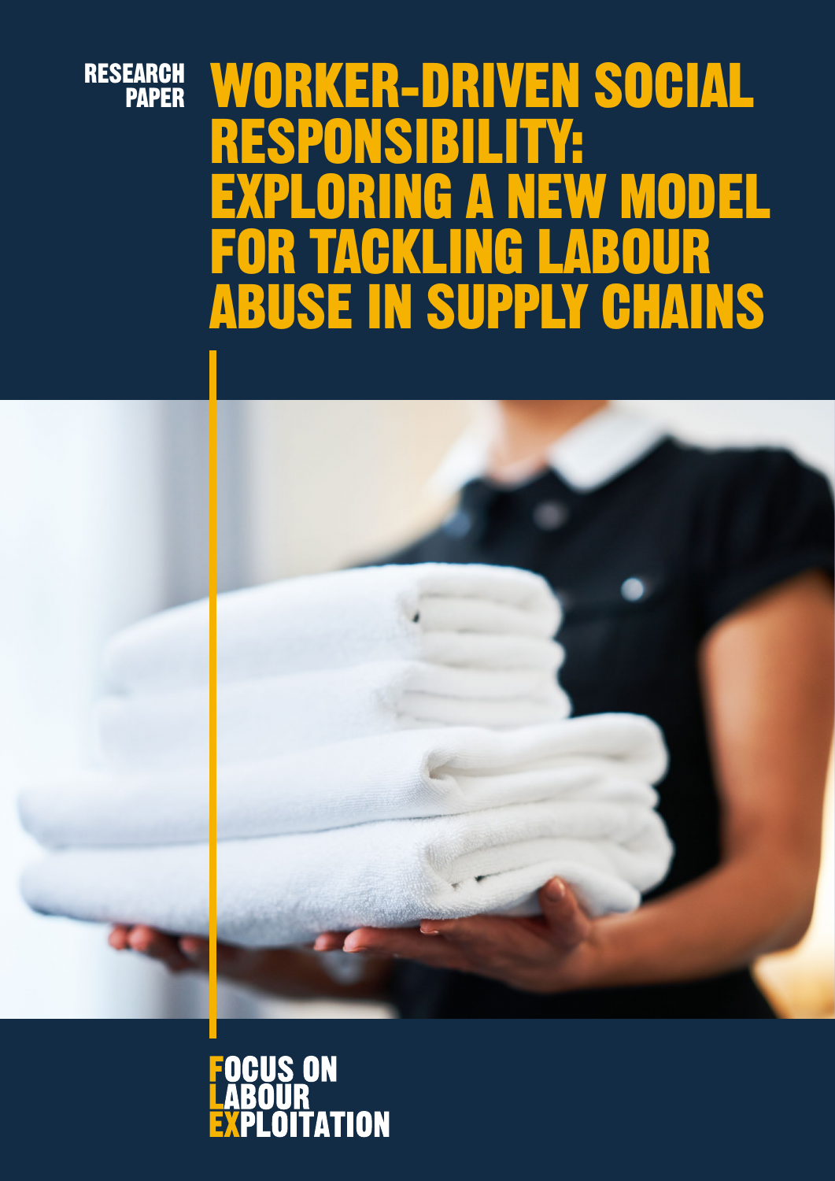RESEARCH PAPER

# WORKER-DRIVEN SOCIAL RESPONSIBILITY: EXPLORING A NEW MODEL FOR TACKLING LABOUR ABUSE IN SUPPLY CHAINS

FOCUS ON LABOUR EXPLOITATION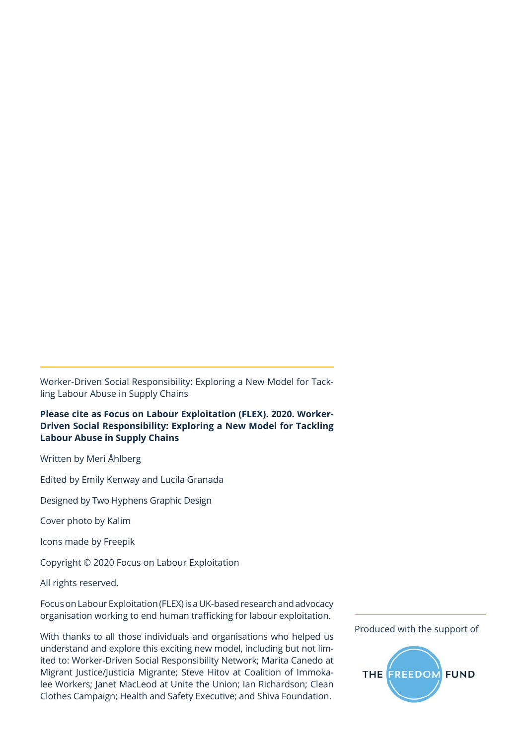Worker-Driven Social Responsibility: Exploring a New Model for Tackling Labour Abuse in Supply Chains

**Please cite as Focus on Labour Exploitation (FLEX). 2020. Worker-Driven Social Responsibility: Exploring a New Model for Tackling Labour Abuse in Supply Chains**

Written by Meri Åhlberg

Edited by Emily Kenway and Lucila Granada

Designed by Two Hyphens Graphic Design

Cover photo by Kalim

Icons made by Freepik

Copyright © 2020 Focus on Labour Exploitation

All rights reserved.

Focus on Labour Exploitation (FLEX) is a UK-based research and advocacy organisation working to end human trafficking for labour exploitation.

With thanks to all those individuals and organisations who helped us understand and explore this exciting new model, including but not limited to: Worker-Driven Social Responsibility Network; Marita Canedo at Migrant Justice/Justicia Migrante; Steve Hitov at Coalition of Immokalee Workers; Janet MacLeod at Unite the Union; Ian Richardson; Clean Clothes Campaign; Health and Safety Executive; and Shiva Foundation.

Produced with the support of

THE FREEDOM FUND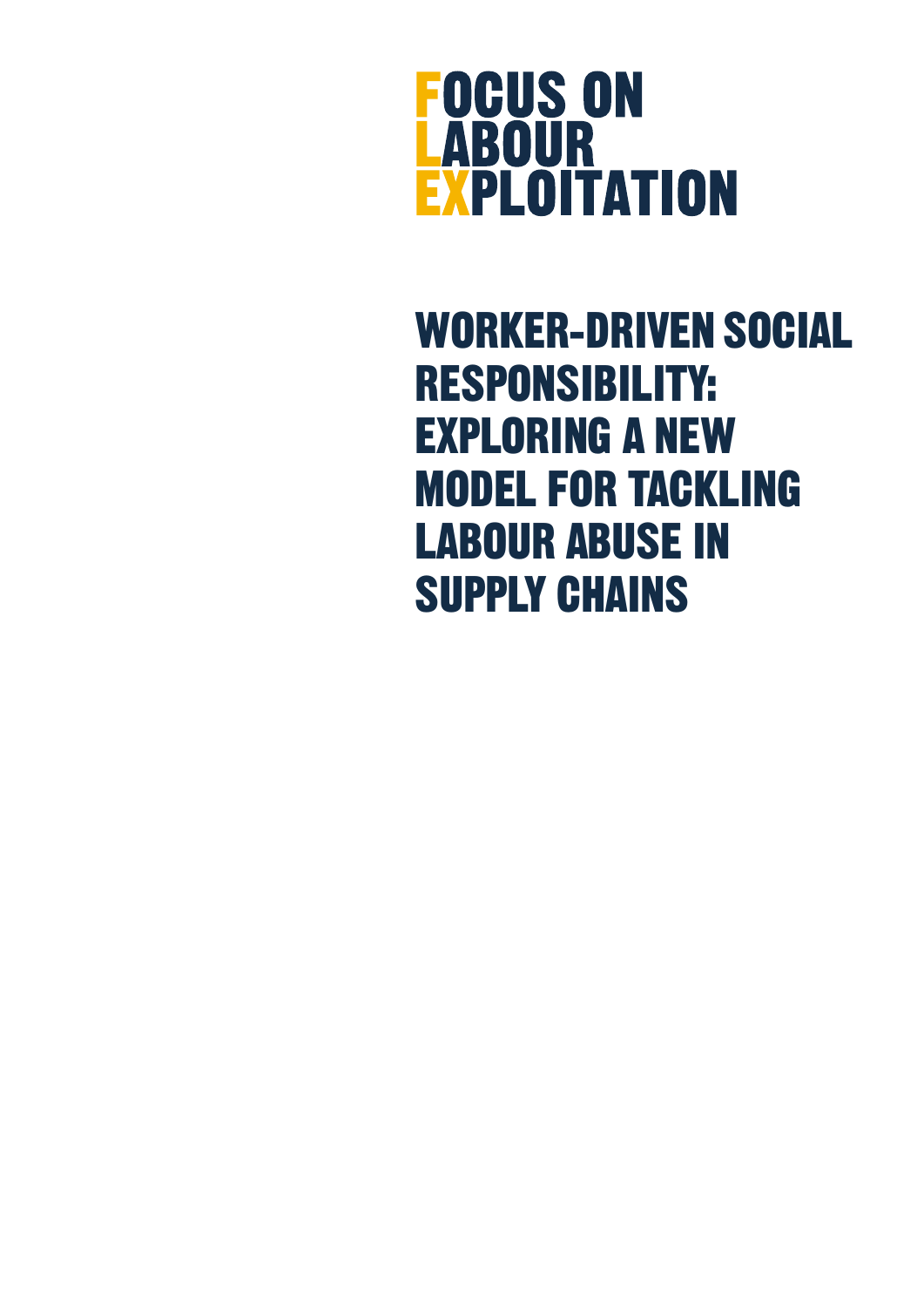# FOCUS ON LABOUR EXPLOITATION

# WORKER-DRIVEN SOCIAL RESPONSIBILITY: EXPLORING A NEW MODEL FOR TACKLING LABOUR ABUSE IN SUPPLY CHAINS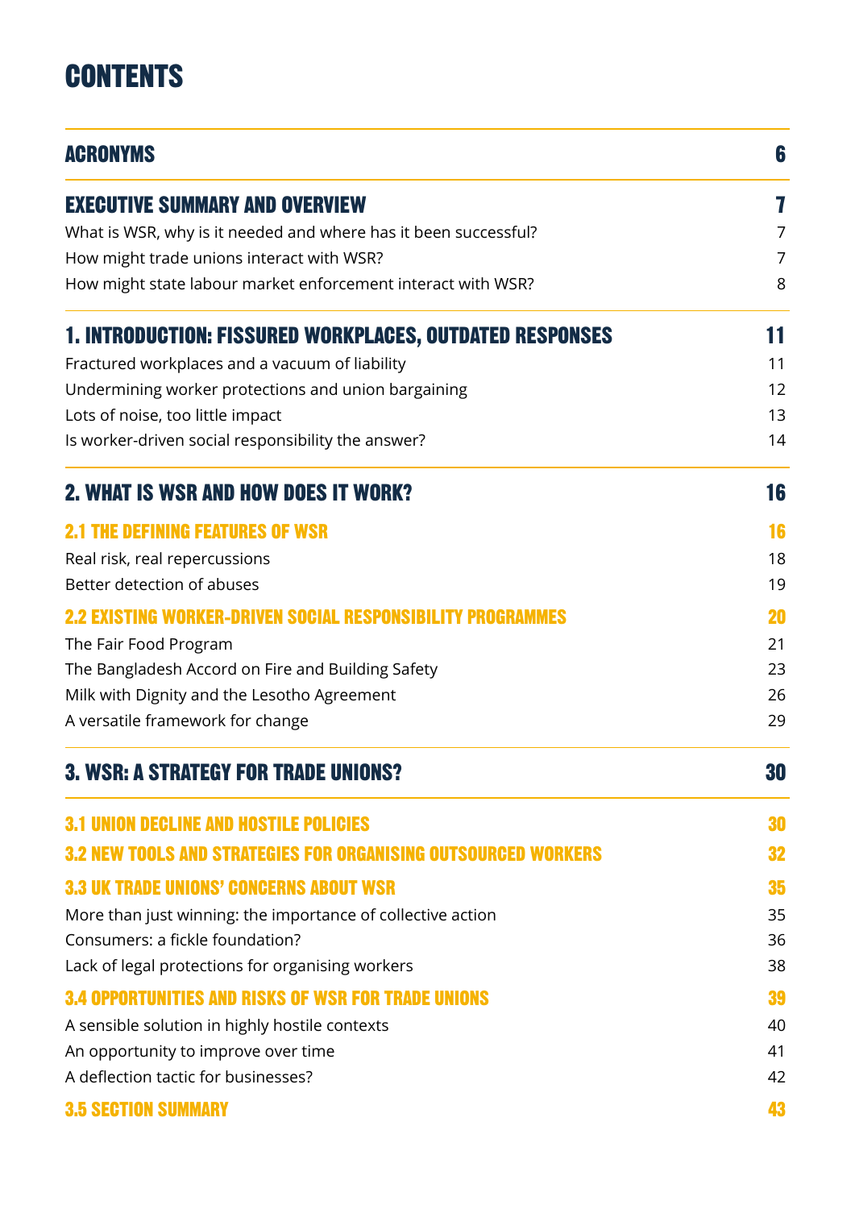# CONTENTS

| | |
|---|---|
| **ACRONYMS** | **6** |
| **EXECUTIVE SUMMARY AND OVERVIEW** | **7** |
| What is WSR, why is it needed and where has it been successful? | 7 |
| How might trade unions interact with WSR? | 7 |
| How might state labour market enforcement interact with WSR? | 8 |
| **1. INTRODUCTION: FISSURED WORKPLACES, OUTDATED RESPONSES** | **11** |
| Fractured workplaces and a vacuum of liability | 11 |
| Undermining worker protections and union bargaining | 12 |
| Lots of noise, too little impact | 13 |
| Is worker-driven social responsibility the answer? | 14 |
| **2. WHAT IS WSR AND HOW DOES IT WORK?** | **16** |
| **2.1 THE DEFINING FEATURES OF WSR** | **16** |
| Real risk, real repercussions | 18 |
| Better detection of abuses | 19 |
| **2.2 EXISTING WORKER-DRIVEN SOCIAL RESPONSIBILITY PROGRAMMES** | **20** |
| The Fair Food Program | 21 |
| The Bangladesh Accord on Fire and Building Safety | 23 |
| Milk with Dignity and the Lesotho Agreement | 26 |
| A versatile framework for change | 29 |
| **3. WSR: A STRATEGY FOR TRADE UNIONS?** | **30** |
| **3.1 UNION DECLINE AND HOSTILE POLICIES** | **30** |
| **3.2 NEW TOOLS AND STRATEGIES FOR ORGANISING OUTSOURCED WORKERS** | **32** |
| **3.3 UK TRADE UNIONS' CONCERNS ABOUT WSR** | **35** |
| More than just winning: the importance of collective action | 35 |
| Consumers: a fickle foundation? | 36 |
| Lack of legal protections for organising workers | 38 |
| **3.4 OPPORTUNITIES AND RISKS OF WSR FOR TRADE UNIONS** | **39** |
| A sensible solution in highly hostile contexts | 40 |
| An opportunity to improve over time | 41 |
| A deflection tactic for businesses? | 42 |
| **3.5 SECTION SUMMARY** | **43** |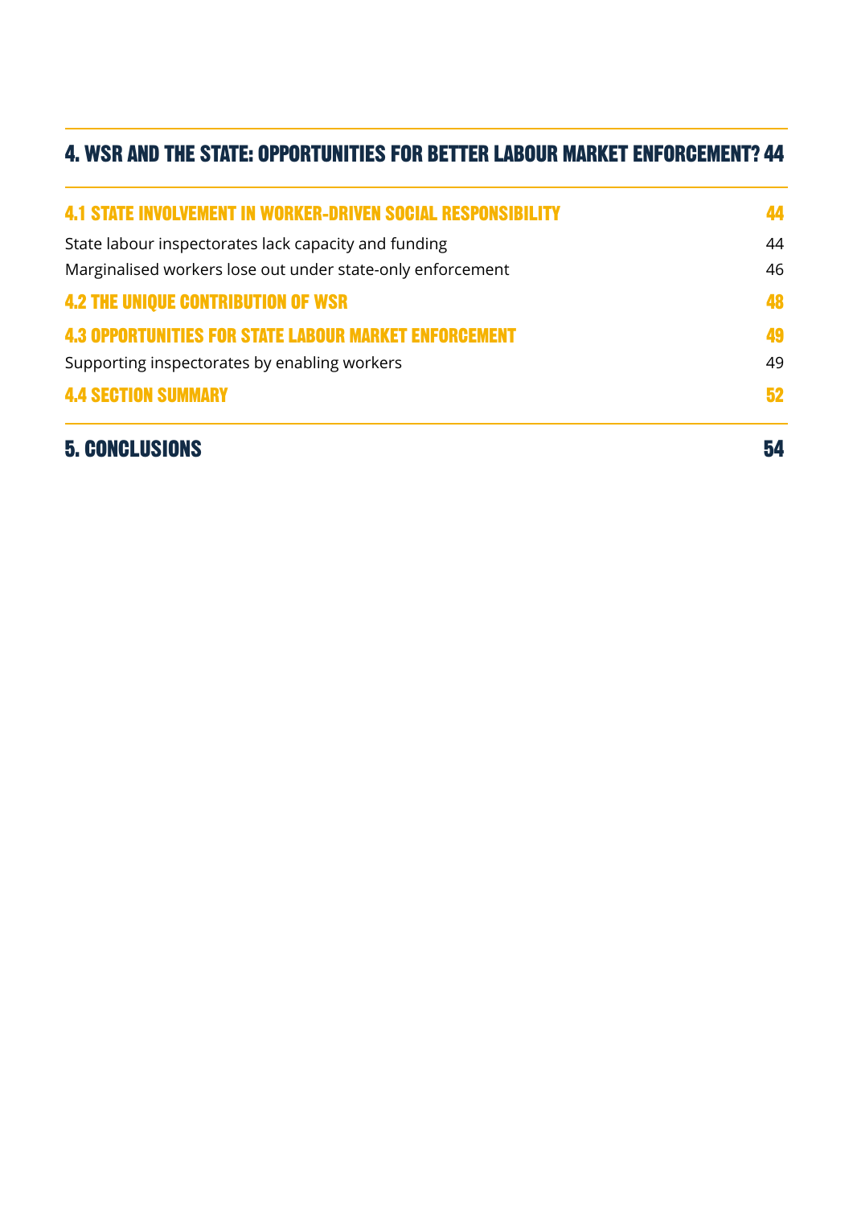## 4. WSR AND THE STATE: OPPORTUNITIES FOR BETTER LABOUR MARKET ENFORCEMENT? 44

### 4.1 STATE INVOLVEMENT IN WORKER-DRIVEN SOCIAL RESPONSIBILITY 44

State labour inspectorates lack capacity and funding 44

Marginalised workers lose out under state-only enforcement 46

### 4.2 THE UNIQUE CONTRIBUTION OF WSR 48

### 4.3 OPPORTUNITIES FOR STATE LABOUR MARKET ENFORCEMENT 49

Supporting inspectorates by enabling workers 49

### 4.4 SECTION SUMMARY 52

## 5. CONCLUSIONS 54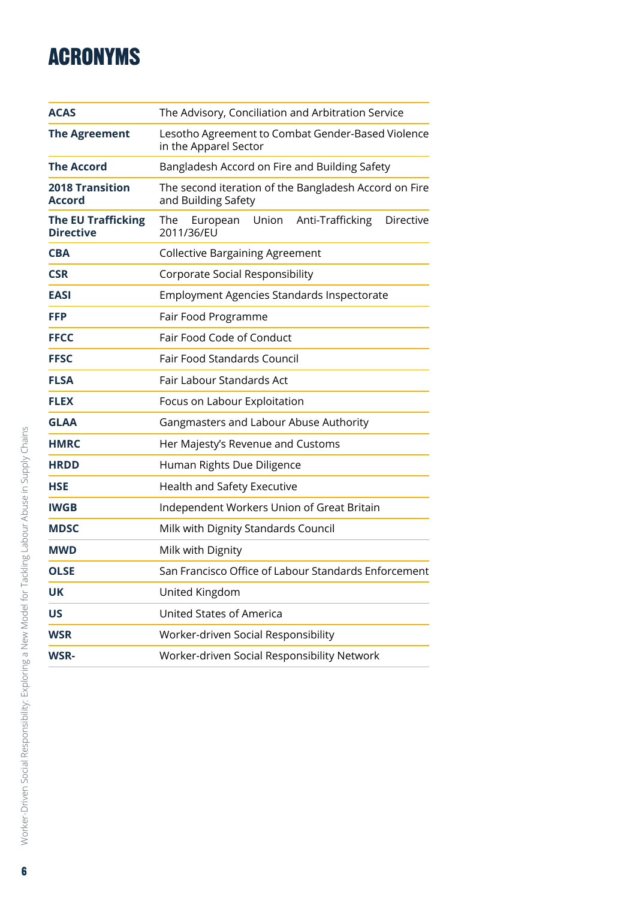# ACRONYMS

| | |
|---|---|
| **ACAS** | The Advisory, Conciliation and Arbitration Service |
| **The Agreement** | Lesotho Agreement to Combat Gender-Based Violence in the Apparel Sector |
| **The Accord** | Bangladesh Accord on Fire and Building Safety |
| **2018 Transition Accord** | The second iteration of the Bangladesh Accord on Fire and Building Safety |
| **The EU Trafficking Directive** | The European Union Anti-Trafficking Directive 2011/36/EU |
| **CBA** | Collective Bargaining Agreement |
| **CSR** | Corporate Social Responsibility |
| **EASI** | Employment Agencies Standards Inspectorate |
| **FFP** | Fair Food Programme |
| **FFCC** | Fair Food Code of Conduct |
| **FFSC** | Fair Food Standards Council |
| **FLSA** | Fair Labour Standards Act |
| **FLEX** | Focus on Labour Exploitation |
| **GLAA** | Gangmasters and Labour Abuse Authority |
| **HMRC** | Her Majesty's Revenue and Customs |
| **HRDD** | Human Rights Due Diligence |
| **HSE** | Health and Safety Executive |
| **IWGB** | Independent Workers Union of Great Britain |
| **MDSC** | Milk with Dignity Standards Council |
| **MWD** | Milk with Dignity |
| **OLSE** | San Francisco Office of Labour Standards Enforcement |
| **UK** | United Kingdom |
| **US** | United States of America |
| **WSR** | Worker-driven Social Responsibility |
| **WSR-** | Worker-driven Social Responsibility Network |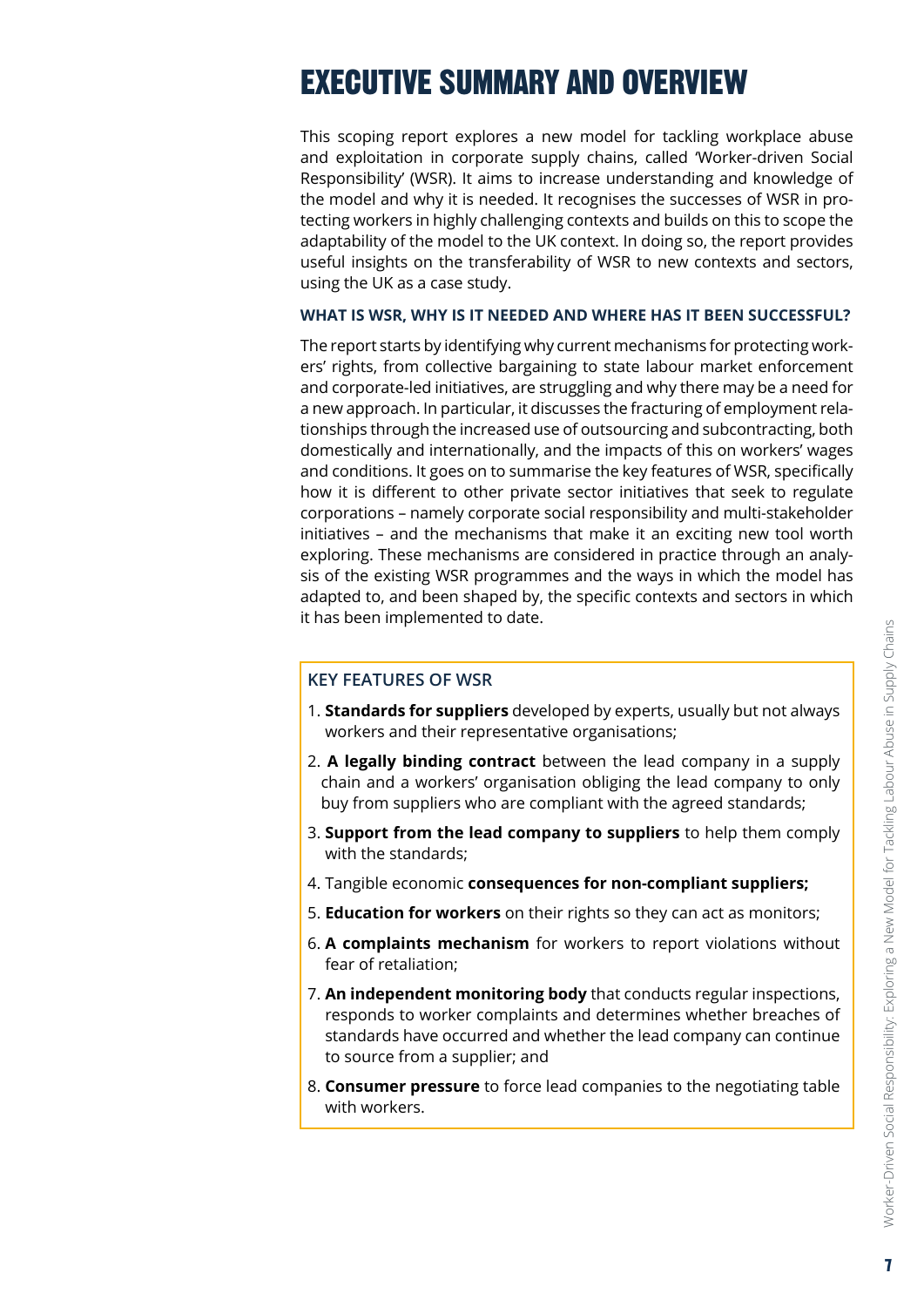# EXECUTIVE SUMMARY AND OVERVIEW

This scoping report explores a new model for tackling workplace abuse and exploitation in corporate supply chains, called 'Worker-driven Social Responsibility' (WSR). It aims to increase understanding and knowledge of the model and why it is needed. It recognises the successes of WSR in protecting workers in highly challenging contexts and builds on this to scope the adaptability of the model to the UK context. In doing so, the report provides useful insights on the transferability of WSR to new contexts and sectors, using the UK as a case study.

### WHAT IS WSR, WHY IS IT NEEDED AND WHERE HAS IT BEEN SUCCESSFUL?

The report starts by identifying why current mechanisms for protecting workers' rights, from collective bargaining to state labour market enforcement and corporate-led initiatives, are struggling and why there may be a need for a new approach. In particular, it discusses the fracturing of employment relationships through the increased use of outsourcing and subcontracting, both domestically and internationally, and the impacts of this on workers' wages and conditions. It goes on to summarise the key features of WSR, specifically how it is different to other private sector initiatives that seek to regulate corporations – namely corporate social responsibility and multi-stakeholder initiatives – and the mechanisms that make it an exciting new tool worth exploring. These mechanisms are considered in practice through an analysis of the existing WSR programmes and the ways in which the model has adapted to, and been shaped by, the specific contexts and sectors in which it has been implemented to date.

### KEY FEATURES OF WSR

1. **Standards for suppliers** developed by experts, usually but not always workers and their representative organisations;
2. **A legally binding contract** between the lead company in a supply chain and a workers' organisation obliging the lead company to only buy from suppliers who are compliant with the agreed standards;
3. **Support from the lead company to suppliers** to help them comply with the standards;
4. Tangible economic **consequences for non-compliant suppliers;**
5. **Education for workers** on their rights so they can act as monitors;
6. **A complaints mechanism** for workers to report violations without fear of retaliation;
7. **An independent monitoring body** that conducts regular inspections, responds to worker complaints and determines whether breaches of standards have occurred and whether the lead company can continue to source from a supplier; and
8. **Consumer pressure** to force lead companies to the negotiating table with workers.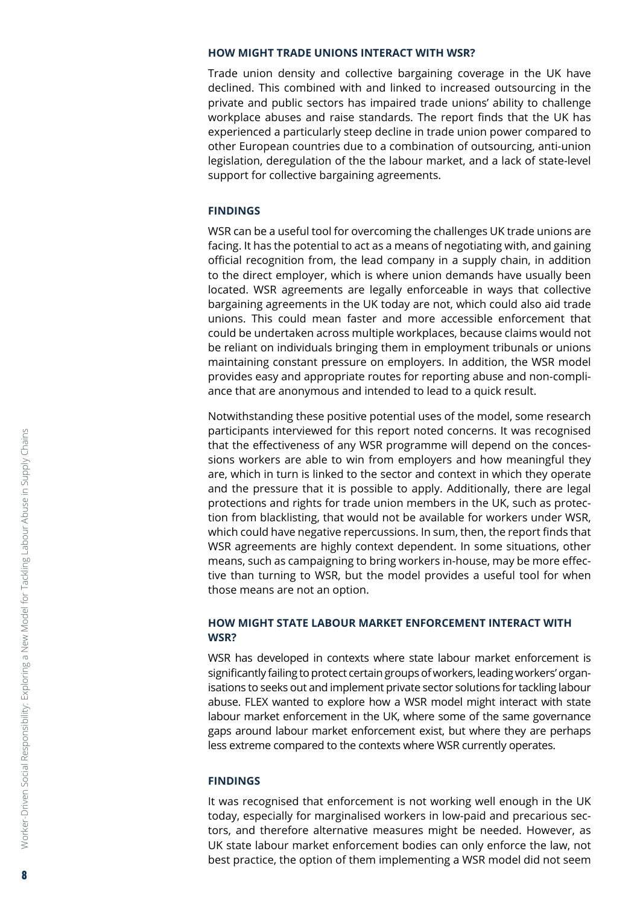### HOW MIGHT TRADE UNIONS INTERACT WITH WSR?

Trade union density and collective bargaining coverage in the UK have declined. This combined with and linked to increased outsourcing in the private and public sectors has impaired trade unions' ability to challenge workplace abuses and raise standards. The report finds that the UK has experienced a particularly steep decline in trade union power compared to other European countries due to a combination of outsourcing, anti-union legislation, deregulation of the the labour market, and a lack of state-level support for collective bargaining agreements.

### FINDINGS

WSR can be a useful tool for overcoming the challenges UK trade unions are facing. It has the potential to act as a means of negotiating with, and gaining official recognition from, the lead company in a supply chain, in addition to the direct employer, which is where union demands have usually been located. WSR agreements are legally enforceable in ways that collective bargaining agreements in the UK today are not, which could also aid trade unions. This could mean faster and more accessible enforcement that could be undertaken across multiple workplaces, because claims would not be reliant on individuals bringing them in employment tribunals or unions maintaining constant pressure on employers. In addition, the WSR model provides easy and appropriate routes for reporting abuse and non-compliance that are anonymous and intended to lead to a quick result.

Notwithstanding these positive potential uses of the model, some research participants interviewed for this report noted concerns. It was recognised that the effectiveness of any WSR programme will depend on the concessions workers are able to win from employers and how meaningful they are, which in turn is linked to the sector and context in which they operate and the pressure that it is possible to apply. Additionally, there are legal protections and rights for trade union members in the UK, such as protection from blacklisting, that would not be available for workers under WSR, which could have negative repercussions. In sum, then, the report finds that WSR agreements are highly context dependent. In some situations, other means, such as campaigning to bring workers in-house, may be more effective than turning to WSR, but the model provides a useful tool for when those means are not an option.

### HOW MIGHT STATE LABOUR MARKET ENFORCEMENT INTERACT WITH WSR?

WSR has developed in contexts where state labour market enforcement is significantly failing to protect certain groups of workers, leading workers' organisations to seeks out and implement private sector solutions for tackling labour abuse. FLEX wanted to explore how a WSR model might interact with state labour market enforcement in the UK, where some of the same governance gaps around labour market enforcement exist, but where they are perhaps less extreme compared to the contexts where WSR currently operates.

### FINDINGS

It was recognised that enforcement is not working well enough in the UK today, especially for marginalised workers in low-paid and precarious sectors, and therefore alternative measures might be needed. However, as UK state labour market enforcement bodies can only enforce the law, not best practice, the option of them implementing a WSR model did not seem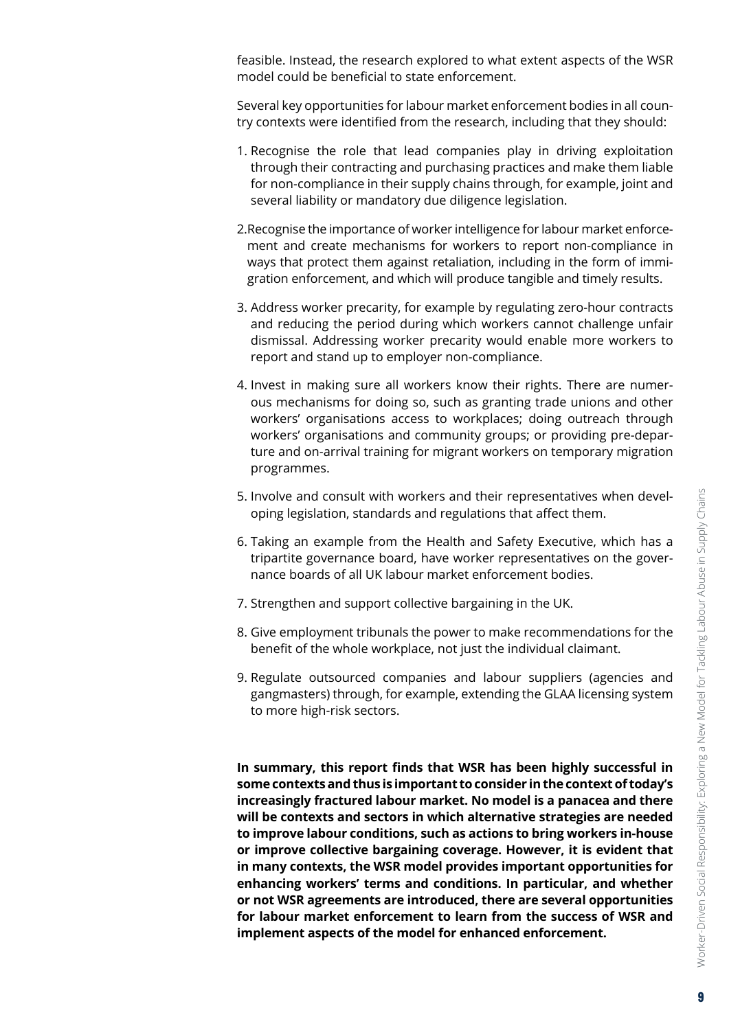feasible. Instead, the research explored to what extent aspects of the WSR model could be beneficial to state enforcement.

Several key opportunities for labour market enforcement bodies in all country contexts were identified from the research, including that they should:

1. Recognise the role that lead companies play in driving exploitation through their contracting and purchasing practices and make them liable for non-compliance in their supply chains through, for example, joint and several liability or mandatory due diligence legislation.
2. Recognise the importance of worker intelligence for labour market enforcement and create mechanisms for workers to report non-compliance in ways that protect them against retaliation, including in the form of immigration enforcement, and which will produce tangible and timely results.
3. Address worker precarity, for example by regulating zero-hour contracts and reducing the period during which workers cannot challenge unfair dismissal. Addressing worker precarity would enable more workers to report and stand up to employer non-compliance.
4. Invest in making sure all workers know their rights. There are numerous mechanisms for doing so, such as granting trade unions and other workers' organisations access to workplaces; doing outreach through workers' organisations and community groups; or providing pre-departure and on-arrival training for migrant workers on temporary migration programmes.
5. Involve and consult with workers and their representatives when developing legislation, standards and regulations that affect them.
6. Taking an example from the Health and Safety Executive, which has a tripartite governance board, have worker representatives on the governance boards of all UK labour market enforcement bodies.
7. Strengthen and support collective bargaining in the UK.
8. Give employment tribunals the power to make recommendations for the benefit of the whole workplace, not just the individual claimant.
9. Regulate outsourced companies and labour suppliers (agencies and gangmasters) through, for example, extending the GLAA licensing system to more high-risk sectors.

**In summary, this report finds that WSR has been highly successful in some contexts and thus is important to consider in the context of today's increasingly fractured labour market. No model is a panacea and there will be contexts and sectors in which alternative strategies are needed to improve labour conditions, such as actions to bring workers in-house or improve collective bargaining coverage. However, it is evident that in many contexts, the WSR model provides important opportunities for enhancing workers' terms and conditions. In particular, and whether or not WSR agreements are introduced, there are several opportunities for labour market enforcement to learn from the success of WSR and implement aspects of the model for enhanced enforcement.**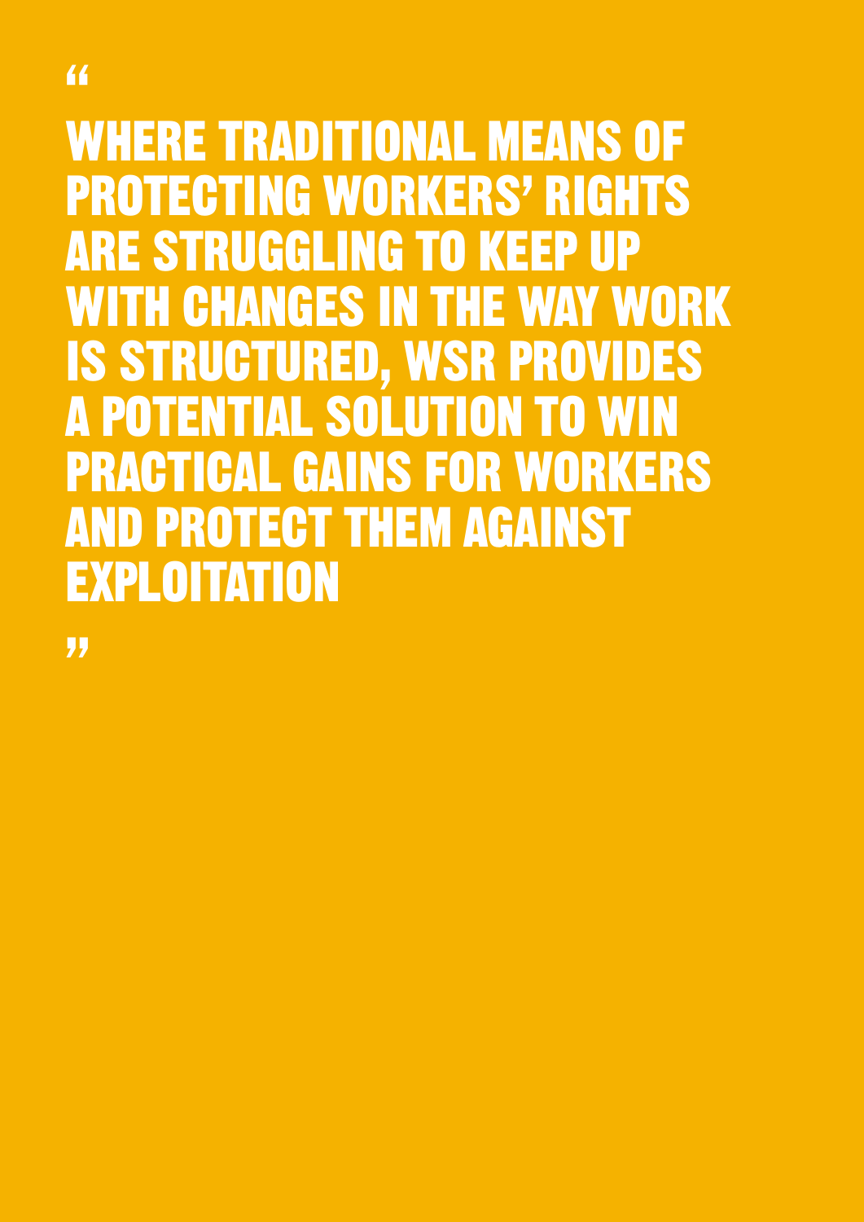> “
>
> **WHERE TRADITIONAL MEANS OF PROTECTING WORKERS’ RIGHTS ARE STRUGGLING TO KEEP UP WITH CHANGES IN THE WAY WORK IS STRUCTURED, WSR PROVIDES A POTENTIAL SOLUTION TO WIN PRACTICAL GAINS FOR WORKERS AND PROTECT THEM AGAINST EXPLOITATION**
>
> ”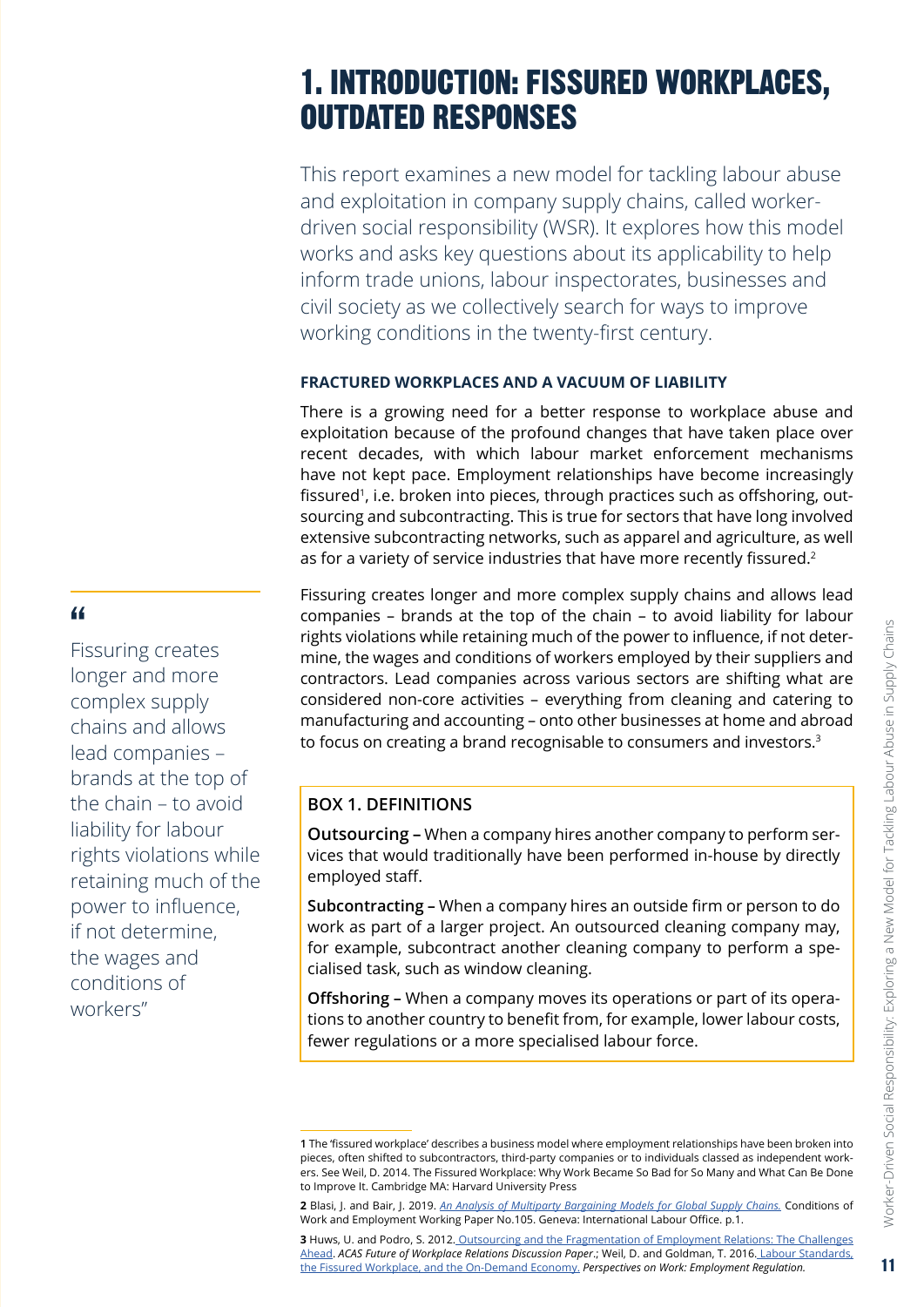# 1. INTRODUCTION: FISSURED WORKPLACES, OUTDATED RESPONSES

This report examines a new model for tackling labour abuse and exploitation in company supply chains, called worker-driven social responsibility (WSR). It explores how this model works and asks key questions about its applicability to help inform trade unions, labour inspectorates, businesses and civil society as we collectively search for ways to improve working conditions in the twenty-first century.

### FRACTURED WORKPLACES AND A VACUUM OF LIABILITY

There is a growing need for a better response to workplace abuse and exploitation because of the profound changes that have taken place over recent decades, with which labour market enforcement mechanisms have not kept pace. Employment relationships have become increasingly fissured[1], i.e. broken into pieces, through practices such as offshoring, outsourcing and subcontracting. This is true for sectors that have long involved extensive subcontracting networks, such as apparel and agriculture, as well as for a variety of service industries that have more recently fissured.[2]

Fissuring creates longer and more complex supply chains and allows lead companies – brands at the top of the chain – to avoid liability for labour rights violations while retaining much of the power to influence, if not determine, the wages and conditions of workers employed by their suppliers and contractors. Lead companies across various sectors are shifting what are considered non-core activities – everything from cleaning and catering to manufacturing and accounting – onto other businesses at home and abroad to focus on creating a brand recognisable to consumers and investors.[3]

> "Fissuring creates longer and more complex supply chains and allows lead companies – brands at the top of the chain – to avoid liability for labour rights violations while retaining much of the power to influence, if not determine, the wages and conditions of workers"

### BOX 1. DEFINITIONS

**Outsourcing –** When a company hires another company to perform services that would traditionally have been performed in-house by directly employed staff.

**Subcontracting –** When a company hires an outside firm or person to do work as part of a larger project. An outsourced cleaning company may, for example, subcontract another cleaning company to perform a specialised task, such as window cleaning.

**Offshoring –** When a company moves its operations or part of its operations to another country to benefit from, for example, lower labour costs, fewer regulations or a more specialised labour force.

---

**1** The 'fissured workplace' describes a business model where employment relationships have been broken into pieces, often shifted to subcontractors, third-party companies or to individuals classed as independent workers. See Weil, D. 2014. The Fissured Workplace: Why Work Became So Bad for So Many and What Can Be Done to Improve It. Cambridge MA: Harvard University Press

**2** Blasi, J. and Bair, J. 2019. *An Analysis of Multiparty Bargaining Models for Global Supply Chains.* Conditions of Work and Employment Working Paper No.105. Geneva: International Labour Office. p.1.

**3** Huws, U. and Podro, S. 2012. Outsourcing and the Fragmentation of Employment Relations: The Challenges Ahead. *ACAS Future of Workplace Relations Discussion Paper*.; Weil, D. and Goldman, T. 2016. Labour Standards, the Fissured Workplace, and the On-Demand Economy. *Perspectives on Work: Employment Regulation.*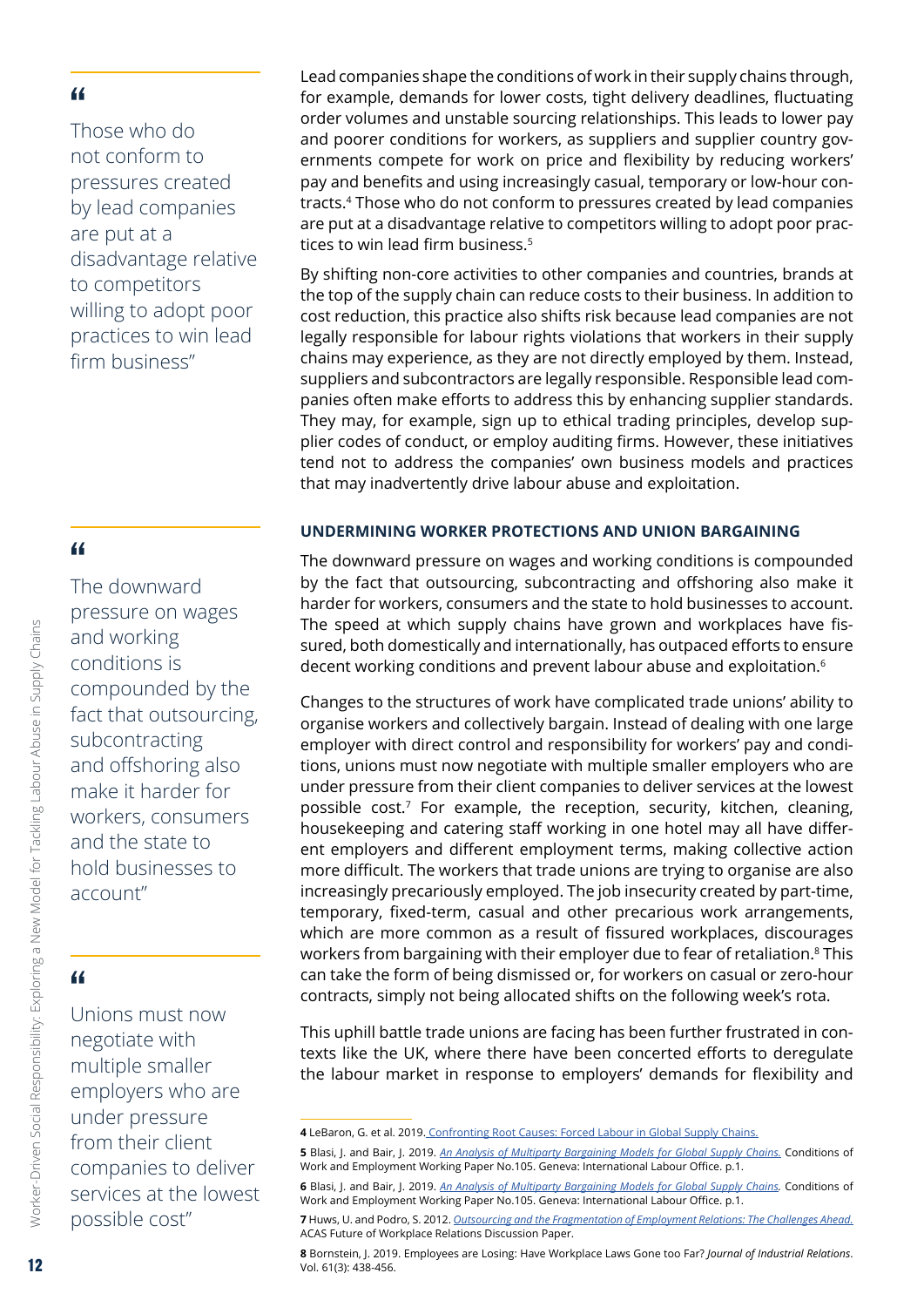> Those who do not conform to pressures created by lead companies are put at a disadvantage relative to competitors willing to adopt poor practices to win lead firm business"

Lead companies shape the conditions of work in their supply chains through, for example, demands for lower costs, tight delivery deadlines, fluctuating order volumes and unstable sourcing relationships. This leads to lower pay and poorer conditions for workers, as suppliers and supplier country governments compete for work on price and flexibility by reducing workers' pay and benefits and using increasingly casual, temporary or low-hour contracts.[4] Those who do not conform to pressures created by lead companies are put at a disadvantage relative to competitors willing to adopt poor practices to win lead firm business.[5]

By shifting non-core activities to other companies and countries, brands at the top of the supply chain can reduce costs to their business. In addition to cost reduction, this practice also shifts risk because lead companies are not legally responsible for labour rights violations that workers in their supply chains may experience, as they are not directly employed by them. Instead, suppliers and subcontractors are legally responsible. Responsible lead companies often make efforts to address this by enhancing supplier standards. They may, for example, sign up to ethical trading principles, develop supplier codes of conduct, or employ auditing firms. However, these initiatives tend not to address the companies' own business models and practices that may inadvertently drive labour abuse and exploitation.

> The downward pressure on wages and working conditions is compounded by the fact that outsourcing, subcontracting and offshoring also make it harder for workers, consumers and the state to hold businesses to account"

### UNDERMINING WORKER PROTECTIONS AND UNION BARGAINING

The downward pressure on wages and working conditions is compounded by the fact that outsourcing, subcontracting and offshoring also make it harder for workers, consumers and the state to hold businesses to account. The speed at which supply chains have grown and workplaces have fissured, both domestically and internationally, has outpaced efforts to ensure decent working conditions and prevent labour abuse and exploitation.[6]

> Unions must now negotiate with multiple smaller employers who are under pressure from their client companies to deliver services at the lowest possible cost"

Changes to the structures of work have complicated trade unions' ability to organise workers and collectively bargain. Instead of dealing with one large employer with direct control and responsibility for workers' pay and conditions, unions must now negotiate with multiple smaller employers who are under pressure from their client companies to deliver services at the lowest possible cost.[7] For example, the reception, security, kitchen, cleaning, housekeeping and catering staff working in one hotel may all have different employers and different employment terms, making collective action more difficult. The workers that trade unions are trying to organise are also increasingly precariously employed. The job insecurity created by part-time, temporary, fixed-term, casual and other precarious work arrangements, which are more common as a result of fissured workplaces, discourages workers from bargaining with their employer due to fear of retaliation.[8] This can take the form of being dismissed or, for workers on casual or zero-hour contracts, simply not being allocated shifts on the following week's rota.

This uphill battle trade unions are facing has been further frustrated in contexts like the UK, where there have been concerted efforts to deregulate the labour market in response to employers' demands for flexibility and

---

**4** LeBaron, G. et al. 2019. Confronting Root Causes: Forced Labour in Global Supply Chains.

**5** Blasi, J. and Bair, J. 2019. *An Analysis of Multiparty Bargaining Models for Global Supply Chains.* Conditions of Work and Employment Working Paper No.105. Geneva: International Labour Office. p.1.

**6** Blasi, J. and Bair, J. 2019. *An Analysis of Multiparty Bargaining Models for Global Supply Chains.* Conditions of Work and Employment Working Paper No.105. Geneva: International Labour Office. p.1.

**7** Huws, U. and Podro, S. 2012. *Outsourcing and the Fragmentation of Employment Relations: The Challenges Ahead.* ACAS Future of Workplace Relations Discussion Paper.

**8** Bornstein, J. 2019. Employees are Losing: Have Workplace Laws Gone too Far? *Journal of Industrial Relations*. Vol. 61(3): 438-456.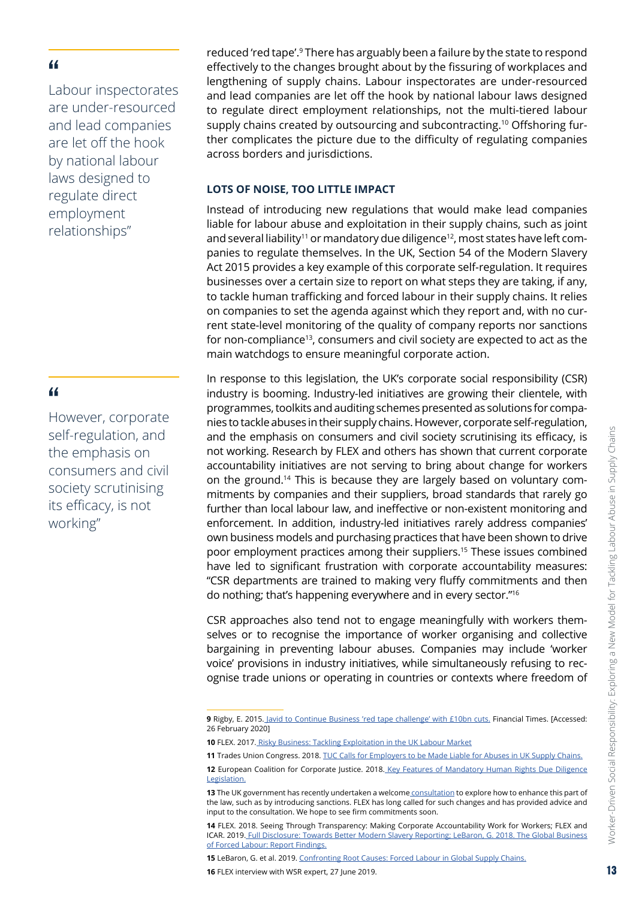> “Labour inspectorates are under-resourced and lead companies are let off the hook by national labour laws designed to regulate direct employment relationships”

reduced ‘red tape’.[9] There has arguably been a failure by the state to respond effectively to the changes brought about by the fissuring of workplaces and lengthening of supply chains. Labour inspectorates are under-resourced and lead companies are let off the hook by national labour laws designed to regulate direct employment relationships, not the multi-tiered labour supply chains created by outsourcing and subcontracting.[10] Offshoring further complicates the picture due to the difficulty of regulating companies across borders and jurisdictions.

### LOTS OF NOISE, TOO LITTLE IMPACT

Instead of introducing new regulations that would make lead companies liable for labour abuse and exploitation in their supply chains, such as joint and several liability[11] or mandatory due diligence[12], most states have left companies to regulate themselves. In the UK, Section 54 of the Modern Slavery Act 2015 provides a key example of this corporate self-regulation. It requires businesses over a certain size to report on what steps they are taking, if any, to tackle human trafficking and forced labour in their supply chains. It relies on companies to set the agenda against which they report and, with no current state-level monitoring of the quality of company reports nor sanctions for non-compliance[13], consumers and civil society are expected to act as the main watchdogs to ensure meaningful corporate action.

> “However, corporate self-regulation, and the emphasis on consumers and civil society scrutinising its efficacy, is not working”

In response to this legislation, the UK’s corporate social responsibility (CSR) industry is booming. Industry-led initiatives are growing their clientele, with programmes, toolkits and auditing schemes presented as solutions for companies to tackle abuses in their supply chains. However, corporate self-regulation, and the emphasis on consumers and civil society scrutinising its efficacy, is not working. Research by FLEX and others has shown that current corporate accountability initiatives are not serving to bring about change for workers on the ground.[14] This is because they are largely based on voluntary commitments by companies and their suppliers, broad standards that rarely go further than local labour law, and ineffective or non-existent monitoring and enforcement. In addition, industry-led initiatives rarely address companies’ own business models and purchasing practices that have been shown to drive poor employment practices among their suppliers.[15] These issues combined have led to significant frustration with corporate accountability measures: “CSR departments are trained to making very fluffy commitments and then do nothing; that’s happening everywhere and in every sector.”[16]

CSR approaches also tend not to engage meaningfully with workers themselves or to recognise the importance of worker organising and collective bargaining in preventing labour abuses. Companies may include ‘worker voice’ provisions in industry initiatives, while simultaneously refusing to recognise trade unions or operating in countries or contexts where freedom of

---

**9** Rigby, E. 2015. Javid to Continue Business ‘red tape challenge’ with £10bn cuts. Financial Times. [Accessed: 26 February 2020]

**10** FLEX. 2017. Risky Business: Tackling Exploitation in the UK Labour Market

**11** Trades Union Congress. 2018. TUC Calls for Employers to be Made Liable for Abuses in UK Supply Chains.

**12** European Coalition for Corporate Justice. 2018. Key Features of Mandatory Human Rights Due Diligence Legislation.

**13** The UK government has recently undertaken a welcome consultation to explore how to enhance this part of the law, such as by introducing sanctions. FLEX has long called for such changes and has provided advice and input to the consultation. We hope to see firm commitments soon.

**14** FLEX. 2018. Seeing Through Transparency: Making Corporate Accountability Work for Workers; FLEX and ICAR. 2019. Full Disclosure: Towards Better Modern Slavery Reporting; LeBaron, G. 2018. The Global Business of Forced Labour: Report Findings.

**15** LeBaron, G. et al. 2019. Confronting Root Causes: Forced Labour in Global Supply Chains.

**16** FLEX interview with WSR expert, 27 June 2019.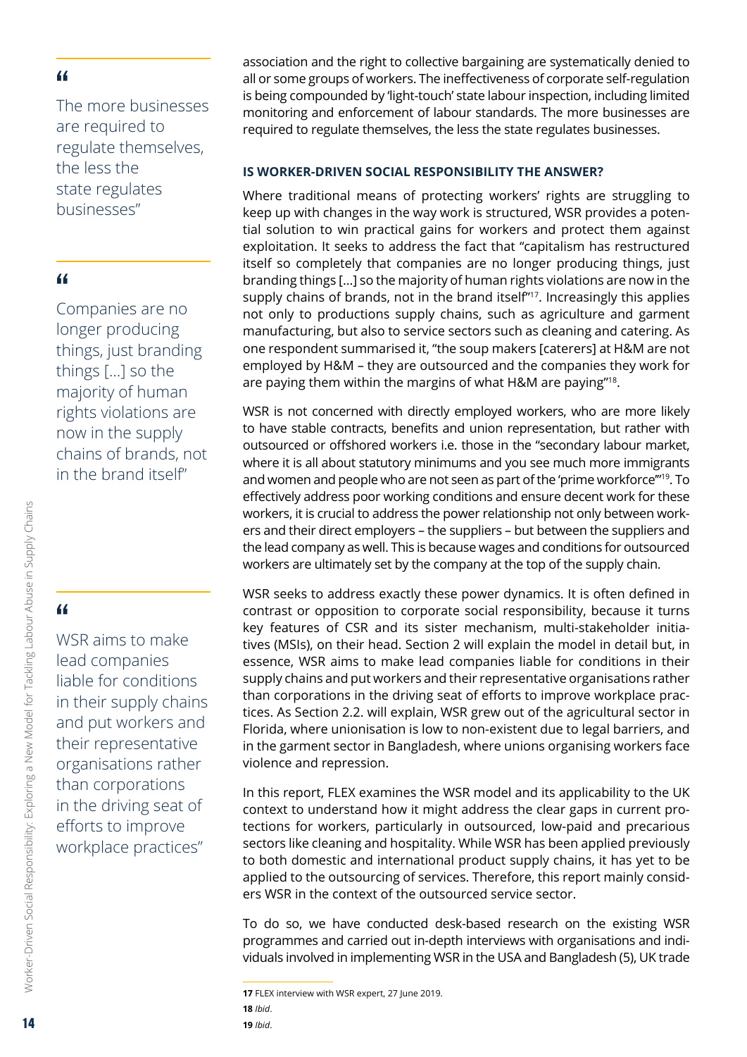> "The more businesses are required to regulate themselves, the less the state regulates businesses"

> "Companies are no longer producing things, just branding things [...] so the majority of human rights violations are now in the supply chains of brands, not in the brand itself"

> "WSR aims to make lead companies liable for conditions in their supply chains and put workers and their representative organisations rather than corporations in the driving seat of efforts to improve workplace practices"

association and the right to collective bargaining are systematically denied to all or some groups of workers. The ineffectiveness of corporate self-regulation is being compounded by 'light-touch' state labour inspection, including limited monitoring and enforcement of labour standards. The more businesses are required to regulate themselves, the less the state regulates businesses.

### IS WORKER-DRIVEN SOCIAL RESPONSIBILITY THE ANSWER?

Where traditional means of protecting workers' rights are struggling to keep up with changes in the way work is structured, WSR provides a potential solution to win practical gains for workers and protect them against exploitation. It seeks to address the fact that "capitalism has restructured itself so completely that companies are no longer producing things, just branding things [...] so the majority of human rights violations are now in the supply chains of brands, not in the brand itself"[17]. Increasingly this applies not only to productions supply chains, such as agriculture and garment manufacturing, but also to service sectors such as cleaning and catering. As one respondent summarised it, "the soup makers [caterers] at H&M are not employed by H&M – they are outsourced and the companies they work for are paying them within the margins of what H&M are paying"[18].

WSR is not concerned with directly employed workers, who are more likely to have stable contracts, benefits and union representation, but rather with outsourced or offshored workers i.e. those in the "secondary labour market, where it is all about statutory minimums and you see much more immigrants and women and people who are not seen as part of the 'prime workforce'"[19]. To effectively address poor working conditions and ensure decent work for these workers, it is crucial to address the power relationship not only between workers and their direct employers – the suppliers – but between the suppliers and the lead company as well. This is because wages and conditions for outsourced workers are ultimately set by the company at the top of the supply chain.

WSR seeks to address exactly these power dynamics. It is often defined in contrast or opposition to corporate social responsibility, because it turns key features of CSR and its sister mechanism, multi-stakeholder initiatives (MSIs), on their head. Section 2 will explain the model in detail but, in essence, WSR aims to make lead companies liable for conditions in their supply chains and put workers and their representative organisations rather than corporations in the driving seat of efforts to improve workplace practices. As Section 2.2. will explain, WSR grew out of the agricultural sector in Florida, where unionisation is low to non-existent due to legal barriers, and in the garment sector in Bangladesh, where unions organising workers face violence and repression.

In this report, FLEX examines the WSR model and its applicability to the UK context to understand how it might address the clear gaps in current protections for workers, particularly in outsourced, low-paid and precarious sectors like cleaning and hospitality. While WSR has been applied previously to both domestic and international product supply chains, it has yet to be applied to the outsourcing of services. Therefore, this report mainly considers WSR in the context of the outsourced service sector.

To do so, we have conducted desk-based research on the existing WSR programmes and carried out in-depth interviews with organisations and individuals involved in implementing WSR in the USA and Bangladesh (5), UK trade

**17** FLEX interview with WSR expert, 27 June 2019.
**18** *Ibid*.
**19** *Ibid*.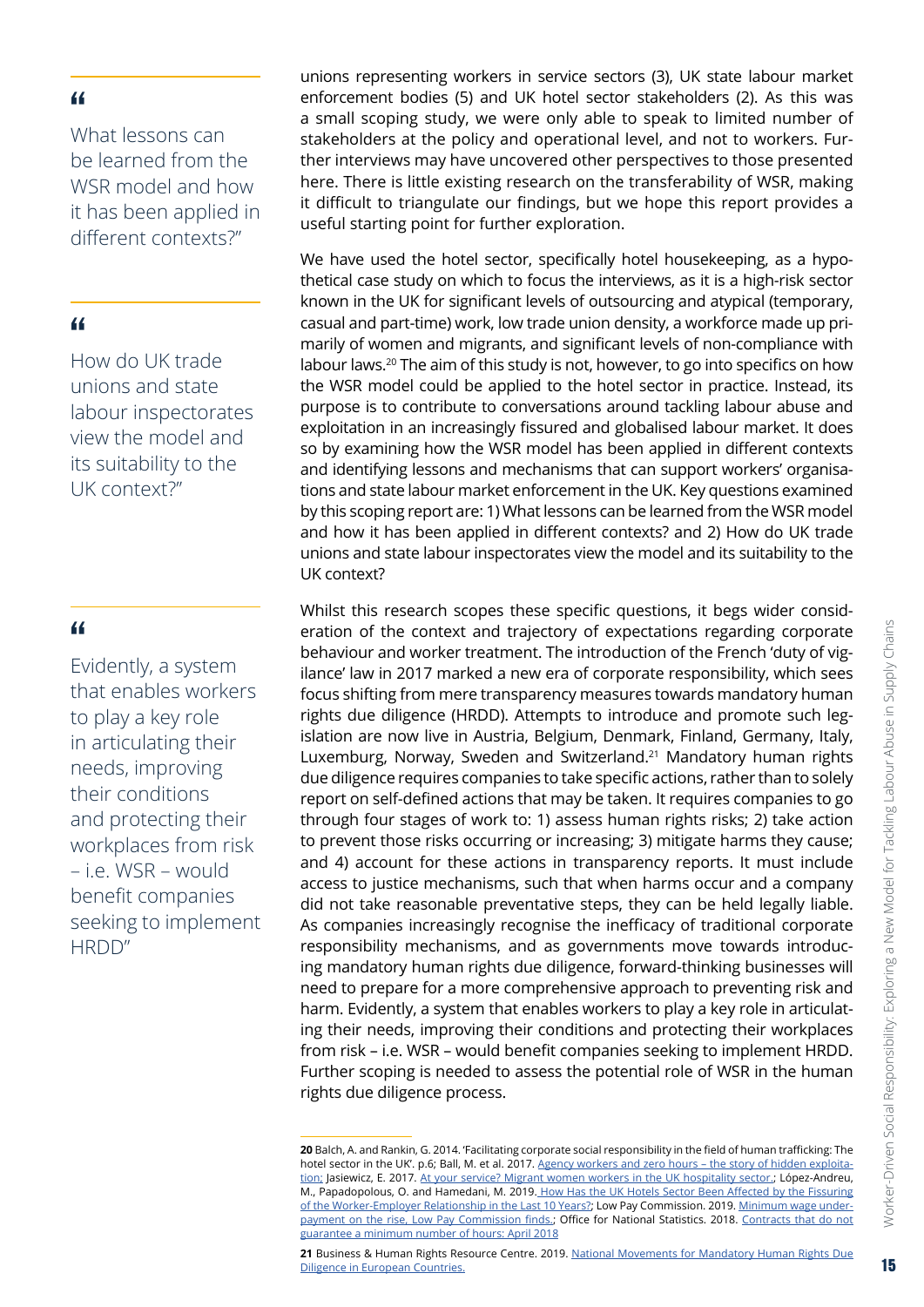> "What lessons can be learned from the WSR model and how it has been applied in different contexts?"

> "How do UK trade unions and state labour inspectorates view the model and its suitability to the UK context?"

> "Evidently, a system that enables workers to play a key role in articulating their needs, improving their conditions and protecting their workplaces from risk – i.e. WSR – would benefit companies seeking to implement HRDD"

unions representing workers in service sectors (3), UK state labour market enforcement bodies (5) and UK hotel sector stakeholders (2). As this was a small scoping study, we were only able to speak to limited number of stakeholders at the policy and operational level, and not to workers. Further interviews may have uncovered other perspectives to those presented here. There is little existing research on the transferability of WSR, making it difficult to triangulate our findings, but we hope this report provides a useful starting point for further exploration.

We have used the hotel sector, specifically hotel housekeeping, as a hypothetical case study on which to focus the interviews, as it is a high-risk sector known in the UK for significant levels of outsourcing and atypical (temporary, casual and part-time) work, low trade union density, a workforce made up primarily of women and migrants, and significant levels of non-compliance with labour laws.[20] The aim of this study is not, however, to go into specifics on how the WSR model could be applied to the hotel sector in practice. Instead, its purpose is to contribute to conversations around tackling labour abuse and exploitation in an increasingly fissured and globalised labour market. It does so by examining how the WSR model has been applied in different contexts and identifying lessons and mechanisms that can support workers' organisations and state labour market enforcement in the UK. Key questions examined by this scoping report are: 1) What lessons can be learned from the WSR model and how it has been applied in different contexts? and 2) How do UK trade unions and state labour inspectorates view the model and its suitability to the UK context?

Whilst this research scopes these specific questions, it begs wider consideration of the context and trajectory of expectations regarding corporate behaviour and worker treatment. The introduction of the French 'duty of vigilance' law in 2017 marked a new era of corporate responsibility, which sees focus shifting from mere transparency measures towards mandatory human rights due diligence (HRDD). Attempts to introduce and promote such legislation are now live in Austria, Belgium, Denmark, Finland, Germany, Italy, Luxemburg, Norway, Sweden and Switzerland.[21] Mandatory human rights due diligence requires companies to take specific actions, rather than to solely report on self-defined actions that may be taken. It requires companies to go through four stages of work to: 1) assess human rights risks; 2) take action to prevent those risks occurring or increasing; 3) mitigate harms they cause; and 4) account for these actions in transparency reports. It must include access to justice mechanisms, such that when harms occur and a company did not take reasonable preventative steps, they can be held legally liable. As companies increasingly recognise the inefficacy of traditional corporate responsibility mechanisms, and as governments move towards introducing mandatory human rights due diligence, forward-thinking businesses will need to prepare for a more comprehensive approach to preventing risk and harm. Evidently, a system that enables workers to play a key role in articulating their needs, improving their conditions and protecting their workplaces from risk – i.e. WSR – would benefit companies seeking to implement HRDD. Further scoping is needed to assess the potential role of WSR in the human rights due diligence process.

---

**20** Balch, A. and Rankin, G. 2014. 'Facilitating corporate social responsibility in the field of human trafficking: The hotel sector in the UK'. p.6; Ball, M. et al. 2017. Agency workers and zero hours – the story of hidden exploitation; Jasiewicz, E. 2017. At your service? Migrant women workers in the UK hospitality sector.; López-Andreu, M., Papadopolous, O. and Hamedani, M. 2019. How Has the UK Hotels Sector Been Affected by the Fissuring of the Worker-Employer Relationship in the Last 10 Years?; Low Pay Commission. 2019. Minimum wage underpayment on the rise, Low Pay Commission finds.; Office for National Statistics. 2018. Contracts that do not guarantee a minimum number of hours: April 2018

**21** Business & Human Rights Resource Centre. 2019. National Movements for Mandatory Human Rights Due Diligence in European Countries.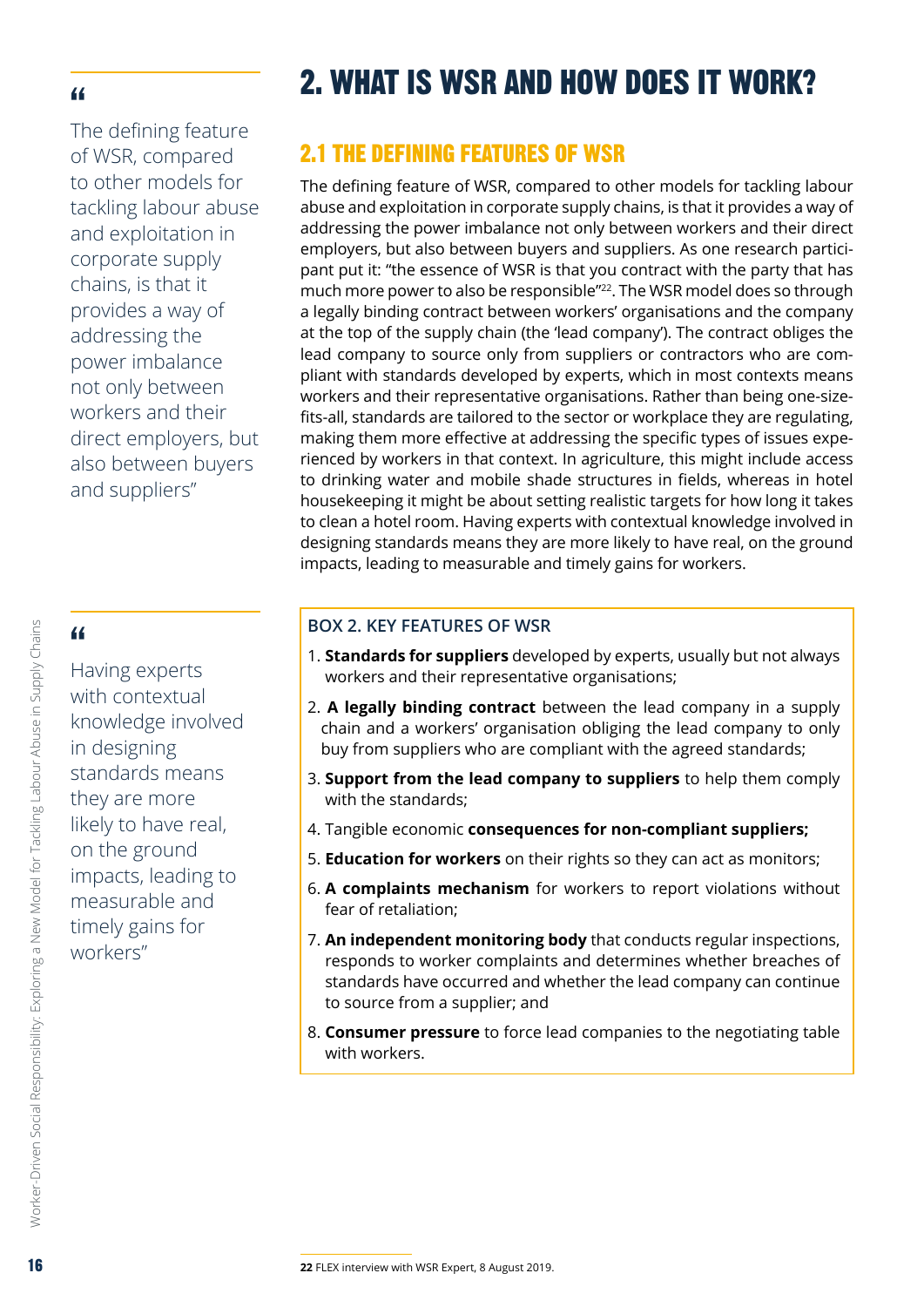# 2. WHAT IS WSR AND HOW DOES IT WORK?

> "The defining feature of WSR, compared to other models for tackling labour abuse and exploitation in corporate supply chains, is that it provides a way of addressing the power imbalance not only between workers and their direct employers, but also between buyers and suppliers"

## 2.1 THE DEFINING FEATURES OF WSR

The defining feature of WSR, compared to other models for tackling labour abuse and exploitation in corporate supply chains, is that it provides a way of addressing the power imbalance not only between workers and their direct employers, but also between buyers and suppliers. As one research participant put it: "the essence of WSR is that you contract with the party that has much more power to also be responsible"[22]. The WSR model does so through a legally binding contract between workers' organisations and the company at the top of the supply chain (the 'lead company'). The contract obliges the lead company to source only from suppliers or contractors who are compliant with standards developed by experts, which in most contexts means workers and their representative organisations. Rather than being one-size-fits-all, standards are tailored to the sector or workplace they are regulating, making them more effective at addressing the specific types of issues experienced by workers in that context. In agriculture, this might include access to drinking water and mobile shade structures in fields, whereas in hotel housekeeping it might be about setting realistic targets for how long it takes to clean a hotel room. Having experts with contextual knowledge involved in designing standards means they are more likely to have real, on the ground impacts, leading to measurable and timely gains for workers.

> "Having experts with contextual knowledge involved in designing standards means they are more likely to have real, on the ground impacts, leading to measurable and timely gains for workers"

**BOX 2. KEY FEATURES OF WSR**

1. **Standards for suppliers** developed by experts, usually but not always workers and their representative organisations;
2. **A legally binding contract** between the lead company in a supply chain and a workers' organisation obliging the lead company to only buy from suppliers who are compliant with the agreed standards;
3. **Support from the lead company to suppliers** to help them comply with the standards;
4. Tangible economic **consequences for non-compliant suppliers;**
5. **Education for workers** on their rights so they can act as monitors;
6. **A complaints mechanism** for workers to report violations without fear of retaliation;
7. **An independent monitoring body** that conducts regular inspections, responds to worker complaints and determines whether breaches of standards have occurred and whether the lead company can continue to source from a supplier; and
8. **Consumer pressure** to force lead companies to the negotiating table with workers.

[22] FLEX interview with WSR Expert, 8 August 2019.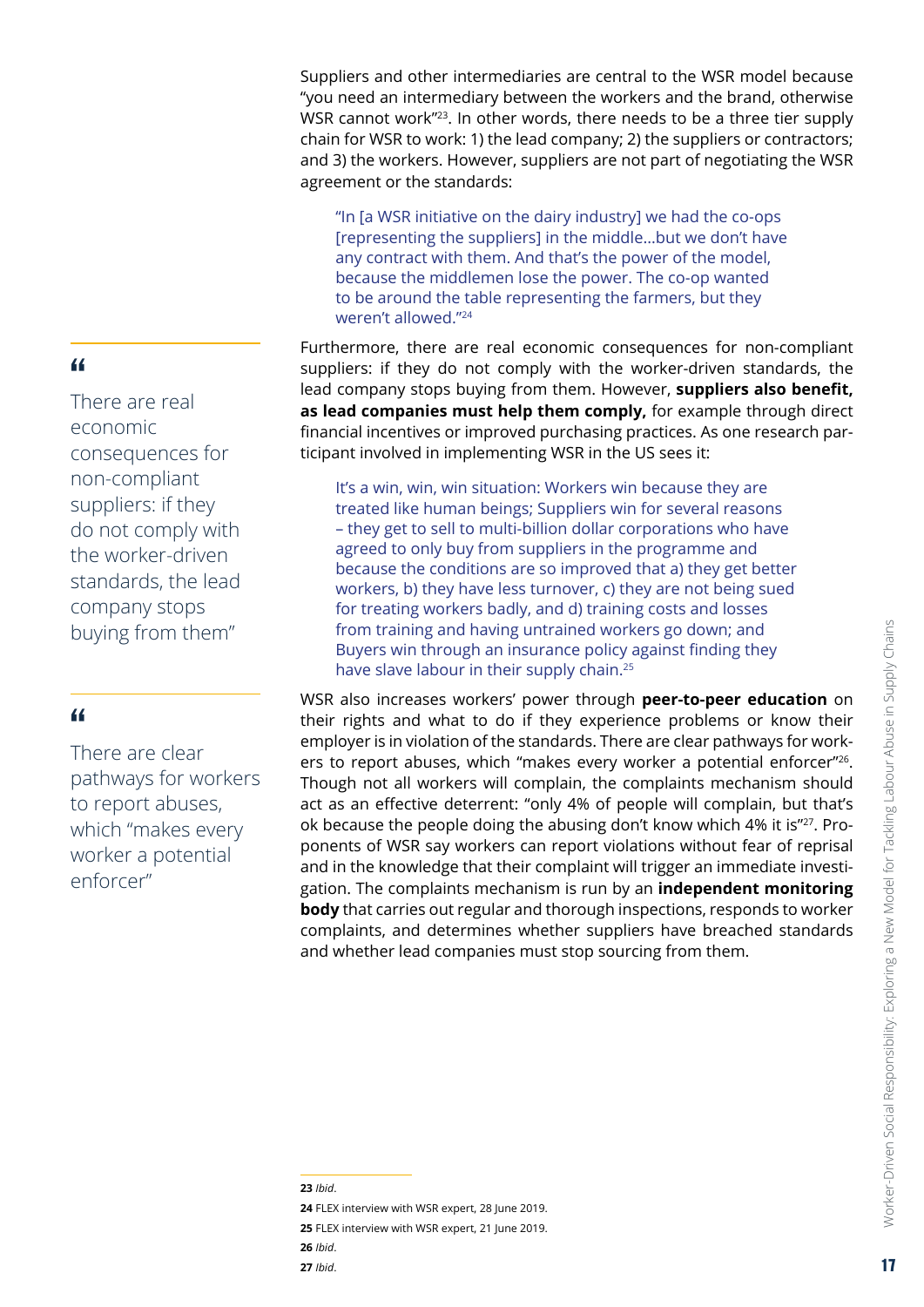Suppliers and other intermediaries are central to the WSR model because "you need an intermediary between the workers and the brand, otherwise WSR cannot work"[23]. In other words, there needs to be a three tier supply chain for WSR to work: 1) the lead company; 2) the suppliers or contractors; and 3) the workers. However, suppliers are not part of negotiating the WSR agreement or the standards:

> "In [a WSR initiative on the dairy industry] we had the co-ops [representing the suppliers] in the middle...but we don't have any contract with them. And that's the power of the model, because the middlemen lose the power. The co-op wanted to be around the table representing the farmers, but they weren't allowed."[24]

Furthermore, there are real economic consequences for non-compliant suppliers: if they do not comply with the worker-driven standards, the lead company stops buying from them. However, **suppliers also benefit, as lead companies must help them comply,** for example through direct financial incentives or improved purchasing practices. As one research participant involved in implementing WSR in the US sees it:

> It's a win, win, win situation: Workers win because they are treated like human beings; Suppliers win for several reasons – they get to sell to multi-billion dollar corporations who have agreed to only buy from suppliers in the programme and because the conditions are so improved that a) they get better workers, b) they have less turnover, c) they are not being sued for treating workers badly, and d) training costs and losses from training and having untrained workers go down; and Buyers win through an insurance policy against finding they have slave labour in their supply chain.[25]

WSR also increases workers' power through **peer-to-peer education** on their rights and what to do if they experience problems or know their employer is in violation of the standards. There are clear pathways for workers to report abuses, which "makes every worker a potential enforcer"[26]. Though not all workers will complain, the complaints mechanism should act as an effective deterrent: "only 4% of people will complain, but that's ok because the people doing the abusing don't know which 4% it is"[27]. Proponents of WSR say workers can report violations without fear of reprisal and in the knowledge that their complaint will trigger an immediate investigation. The complaints mechanism is run by an **independent monitoring body** that carries out regular and thorough inspections, responds to worker complaints, and determines whether suppliers have breached standards and whether lead companies must stop sourcing from them.

> "There are real economic consequences for non-compliant suppliers: if they do not comply with the worker-driven standards, the lead company stops buying from them"

> "There are clear pathways for workers to report abuses, which "makes every worker a potential enforcer"

---

**23** *Ibid*.

**24** FLEX interview with WSR expert, 28 June 2019.

**25** FLEX interview with WSR expert, 21 June 2019.

**26** *Ibid*.

**27** *Ibid*.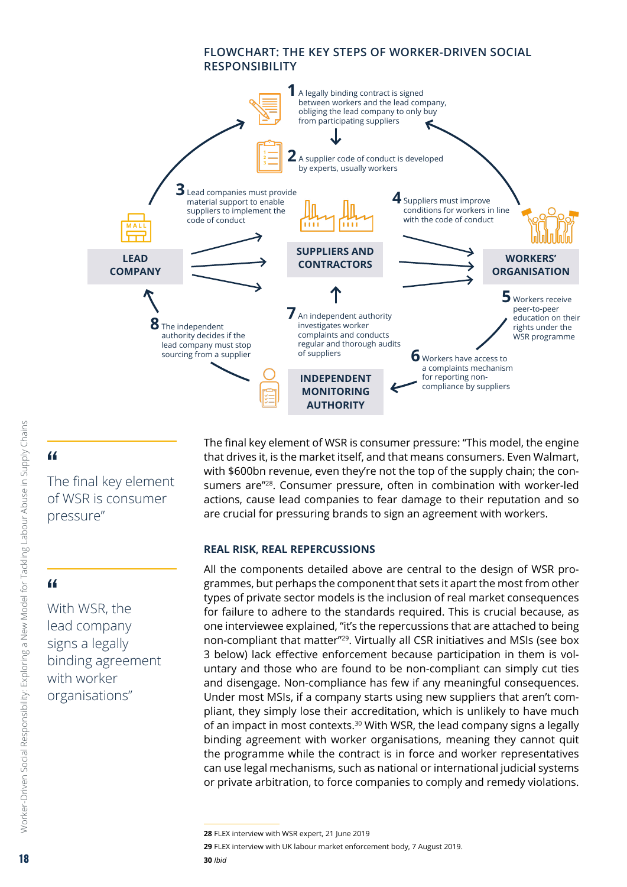### FLOWCHART: THE KEY STEPS OF WORKER-DRIVEN SOCIAL RESPONSIBILITY

**1** A legally binding contract is signed between workers and the lead company, obliging the lead company to only buy from participating suppliers

**2** A supplier code of conduct is developed by experts, usually workers

**3** Lead companies must provide material support to enable suppliers to implement the code of conduct

**4** Suppliers must improve conditions for workers in line with the code of conduct

**5** Workers receive peer-to-peer education on their rights under the WSR programme

**6** Workers have access to a complaints mechanism for reporting non-compliance by suppliers

**7** An independent authority investigates worker complaints and conducts regular and thorough audits of suppliers

**8** The independent authority decides if the lead company must stop sourcing from a supplier

LEAD COMPANY

SUPPLIERS AND CONTRACTORS

WORKERS' ORGANISATION

INDEPENDENT MONITORING AUTHORITY

> "The final key element of WSR is consumer pressure"

The final key element of WSR is consumer pressure: "This model, the engine that drives it, is the market itself, and that means consumers. Even Walmart, with $600bn revenue, even they're not the top of the supply chain; the consumers are"[28]. Consumer pressure, often in combination with worker-led actions, cause lead companies to fear damage to their reputation and so are crucial for pressuring brands to sign an agreement with workers.

> "With WSR, the lead company signs a legally binding agreement with worker organisations"

### REAL RISK, REAL REPERCUSSIONS

All the components detailed above are central to the design of WSR programmes, but perhaps the component that sets it apart the most from other types of private sector models is the inclusion of real market consequences for failure to adhere to the standards required. This is crucial because, as one interviewee explained, "it's the repercussions that are attached to being non-compliant that matter"[29]. Virtually all CSR initiatives and MSIs (see box 3 below) lack effective enforcement because participation in them is voluntary and those who are found to be non-compliant can simply cut ties and disengage. Non-compliance has few if any meaningful consequences. Under most MSIs, if a company starts using new suppliers that aren't compliant, they simply lose their accreditation, which is unlikely to have much of an impact in most contexts.[30] With WSR, the lead company signs a legally binding agreement with worker organisations, meaning they cannot quit the programme while the contract is in force and worker representatives can use legal mechanisms, such as national or international judicial systems or private arbitration, to force companies to comply and remedy violations.

**28** FLEX interview with WSR expert, 21 June 2019

**29** FLEX interview with UK labour market enforcement body, 7 August 2019.

**30** *Ibid*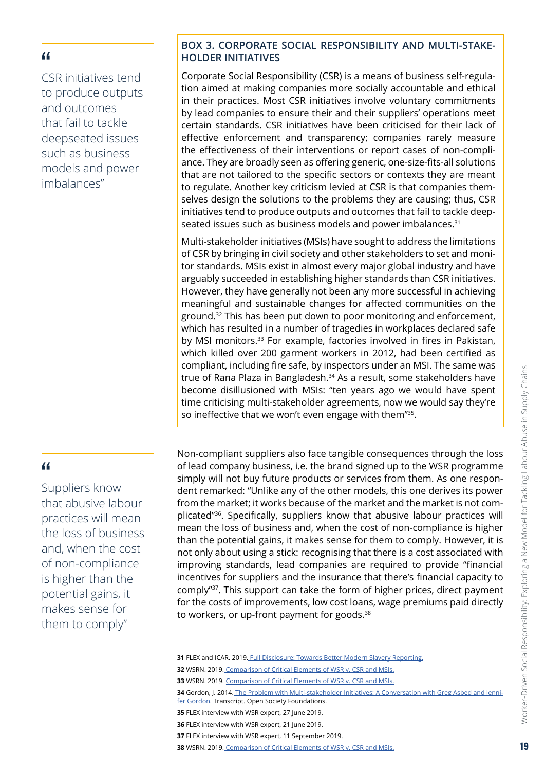> "CSR initiatives tend to produce outputs and outcomes that fail to tackle deepseated issues such as business models and power imbalances"

### BOX 3. CORPORATE SOCIAL RESPONSIBILITY AND MULTI-STAKEHOLDER INITIATIVES

Corporate Social Responsibility (CSR) is a means of business self-regulation aimed at making companies more socially accountable and ethical in their practices. Most CSR initiatives involve voluntary commitments by lead companies to ensure their and their suppliers' operations meet certain standards. CSR initiatives have been criticised for their lack of effective enforcement and transparency; companies rarely measure the effectiveness of their interventions or report cases of non-compliance. They are broadly seen as offering generic, one-size-fits-all solutions that are not tailored to the specific sectors or contexts they are meant to regulate. Another key criticism levied at CSR is that companies themselves design the solutions to the problems they are causing; thus, CSR initiatives tend to produce outputs and outcomes that fail to tackle deep-seated issues such as business models and power imbalances.[31]

Multi-stakeholder initiatives (MSIs) have sought to address the limitations of CSR by bringing in civil society and other stakeholders to set and monitor standards. MSIs exist in almost every major global industry and have arguably succeeded in establishing higher standards than CSR initiatives. However, they have generally not been any more successful in achieving meaningful and sustainable changes for affected communities on the ground.[32] This has been put down to poor monitoring and enforcement, which has resulted in a number of tragedies in workplaces declared safe by MSI monitors.[33] For example, factories involved in fires in Pakistan, which killed over 200 garment workers in 2012, had been certified as compliant, including fire safe, by inspectors under an MSI. The same was true of Rana Plaza in Bangladesh.[34] As a result, some stakeholders have become disillusioned with MSIs: "ten years ago we would have spent time criticising multi-stakeholder agreements, now we would say they're so ineffective that we won't even engage with them"[35].

> "Suppliers know that abusive labour practices will mean the loss of business and, when the cost of non-compliance is higher than the potential gains, it makes sense for them to comply"

Non-compliant suppliers also face tangible consequences through the loss of lead company business, i.e. the brand signed up to the WSR programme simply will not buy future products or services from them. As one respondent remarked: "Unlike any of the other models, this one derives its power from the market; it works because of the market and the market is not complicated"[36]. Specifically, suppliers know that abusive labour practices will mean the loss of business and, when the cost of non-compliance is higher than the potential gains, it makes sense for them to comply. However, it is not only about using a stick: recognising that there is a cost associated with improving standards, lead companies are required to provide "financial incentives for suppliers and the insurance that there's financial capacity to comply"[37]. This support can take the form of higher prices, direct payment for the costs of improvements, low cost loans, wage premiums paid directly to workers, or up-front payment for goods.[38]

---

**31** FLEX and ICAR. 2019. Full Disclosure: Towards Better Modern Slavery Reporting.

**32** WSRN. 2019. Comparison of Critical Elements of WSR v. CSR and MSIs.

**33** WSRN. 2019. Comparison of Critical Elements of WSR v. CSR and MSIs.

**34** Gordon, J. 2014. The Problem with Multi-stakeholder Initiatives: A Conversation with Greg Asbed and Jennifer Gordon. Transcript. Open Society Foundations.

**35** FLEX interview with WSR expert, 27 June 2019.

**36** FLEX interview with WSR expert, 21 June 2019.

**37** FLEX interview with WSR expert, 11 September 2019.

**38** WSRN. 2019. Comparison of Critical Elements of WSR v. CSR and MSIs.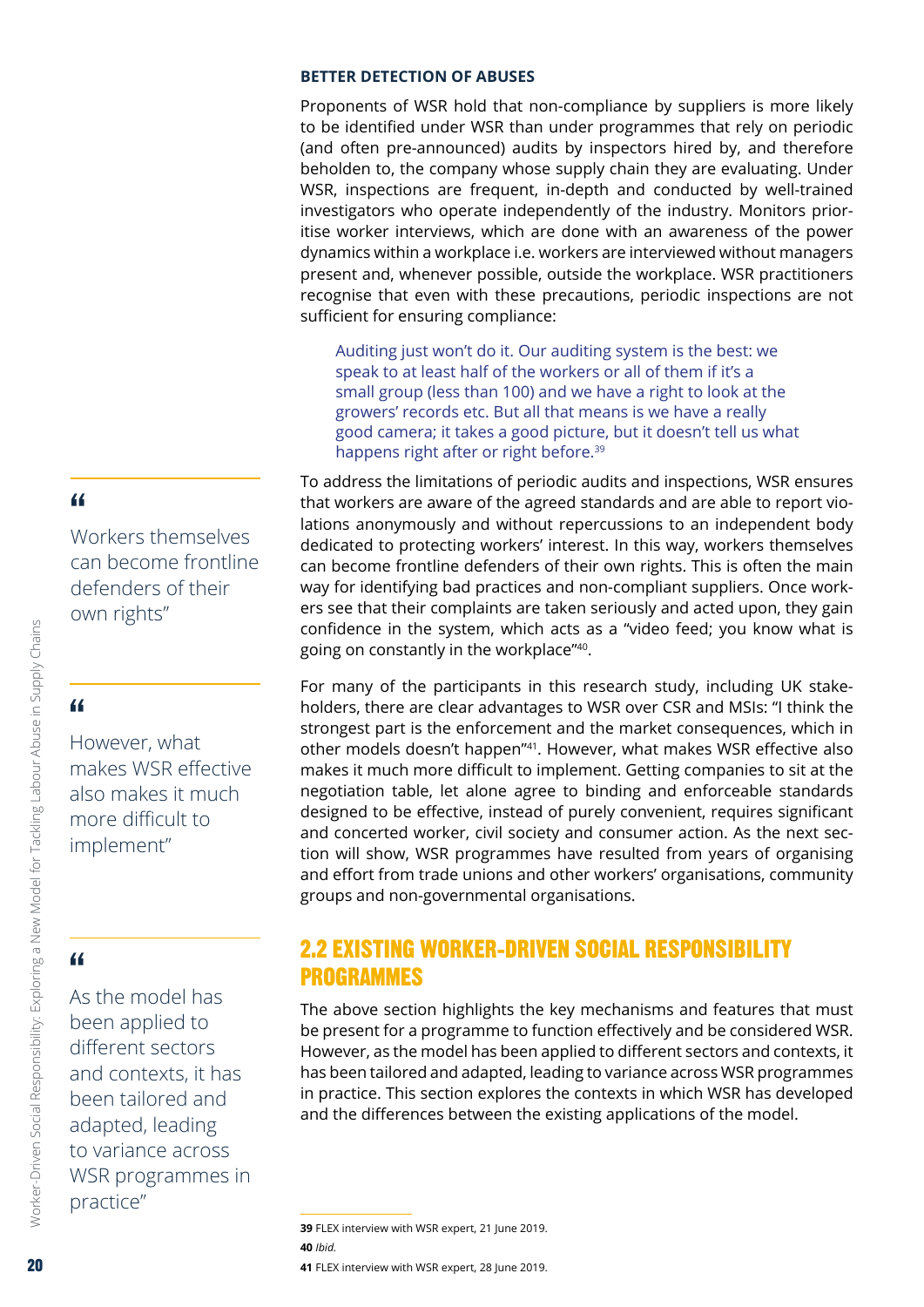**BETTER DETECTION OF ABUSES**

Proponents of WSR hold that non-compliance by suppliers is more likely to be identified under WSR than under programmes that rely on periodic (and often pre-announced) audits by inspectors hired by, and therefore beholden to, the company whose supply chain they are evaluating. Under WSR, inspections are frequent, in-depth and conducted by well-trained investigators who operate independently of the industry. Monitors prioritise worker interviews, which are done with an awareness of the power dynamics within a workplace i.e. workers are interviewed without managers present and, whenever possible, outside the workplace. WSR practitioners recognise that even with these precautions, periodic inspections are not sufficient for ensuring compliance:

> Auditing just won't do it. Our auditing system is the best: we speak to at least half of the workers or all of them if it's a small group (less than 100) and we have a right to look at the growers' records etc. But all that means is we have a really good camera; it takes a good picture, but it doesn't tell us what happens right after or right before.[39]

To address the limitations of periodic audits and inspections, WSR ensures that workers are aware of the agreed standards and are able to report violations anonymously and without repercussions to an independent body dedicated to protecting workers' interest. In this way, workers themselves can become frontline defenders of their own rights. This is often the main way for identifying bad practices and non-compliant suppliers. Once workers see that their complaints are taken seriously and acted upon, they gain confidence in the system, which acts as a "video feed; you know what is going on constantly in the workplace"[40].

For many of the participants in this research study, including UK stakeholders, there are clear advantages to WSR over CSR and MSIs: "I think the strongest part is the enforcement and the market consequences, which in other models doesn't happen"[41]. However, what makes WSR effective also makes it much more difficult to implement. Getting companies to sit at the negotiation table, let alone agree to binding and enforceable standards designed to be effective, instead of purely convenient, requires significant and concerted worker, civil society and consumer action. As the next section will show, WSR programmes have resulted from years of organising and effort from trade unions and other workers' organisations, community groups and non-governmental organisations.

> "Workers themselves can become frontline defenders of their own rights"

> "However, what makes WSR effective also makes it much more difficult to implement"

## 2.2 EXISTING WORKER-DRIVEN SOCIAL RESPONSIBILITY PROGRAMMES

The above section highlights the key mechanisms and features that must be present for a programme to function effectively and be considered WSR. However, as the model has been applied to different sectors and contexts, it has been tailored and adapted, leading to variance across WSR programmes in practice. This section explores the contexts in which WSR has developed and the differences between the existing applications of the model.

> "As the model has been applied to different sectors and contexts, it has been tailored and adapted, leading to variance across WSR programmes in practice"

---

**39** FLEX interview with WSR expert, 21 June 2019.

**40** *Ibid.*

**41** FLEX interview with WSR expert, 28 June 2019.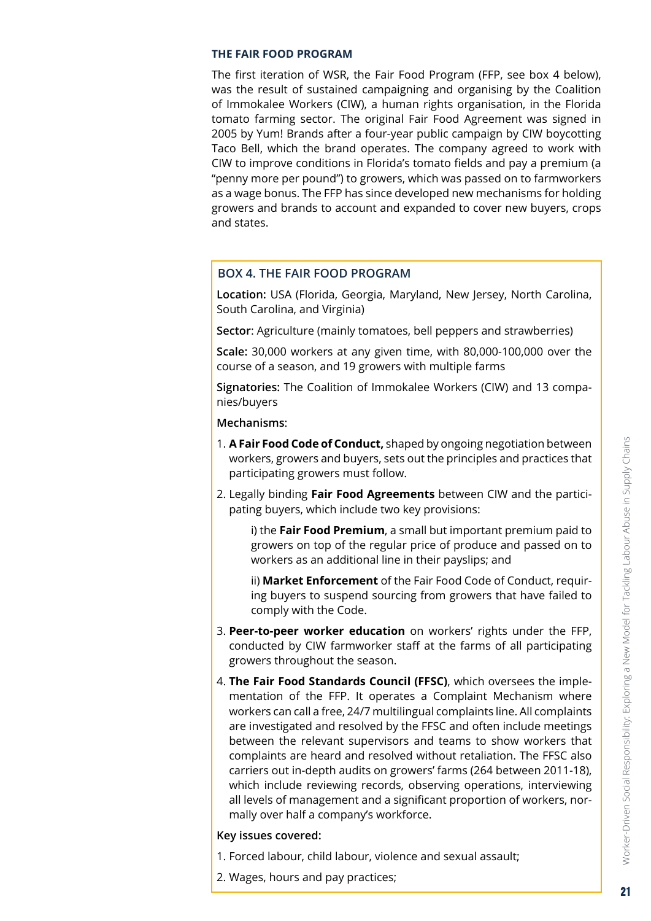### THE FAIR FOOD PROGRAM

The first iteration of WSR, the Fair Food Program (FFP, see box 4 below), was the result of sustained campaigning and organising by the Coalition of Immokalee Workers (CIW), a human rights organisation, in the Florida tomato farming sector. The original Fair Food Agreement was signed in 2005 by Yum! Brands after a four-year public campaign by CIW boycotting Taco Bell, which the brand operates. The company agreed to work with CIW to improve conditions in Florida's tomato fields and pay a premium (a "penny more per pound") to growers, which was passed on to farmworkers as a wage bonus. The FFP has since developed new mechanisms for holding growers and brands to account and expanded to cover new buyers, crops and states.

#### BOX 4. THE FAIR FOOD PROGRAM

**Location:** USA (Florida, Georgia, Maryland, New Jersey, North Carolina, South Carolina, and Virginia)

**Sector**: Agriculture (mainly tomatoes, bell peppers and strawberries)

**Scale:** 30,000 workers at any given time, with 80,000-100,000 over the course of a season, and 19 growers with multiple farms

**Signatories:** The Coalition of Immokalee Workers (CIW) and 13 companies/buyers

**Mechanisms**:

1. **A Fair Food Code of Conduct,** shaped by ongoing negotiation between workers, growers and buyers, sets out the principles and practices that participating growers must follow.
2. Legally binding **Fair Food Agreements** between CIW and the participating buyers, which include two key provisions:

   i) the **Fair Food Premium**, a small but important premium paid to growers on top of the regular price of produce and passed on to workers as an additional line in their payslips; and

   ii) **Market Enforcement** of the Fair Food Code of Conduct, requiring buyers to suspend sourcing from growers that have failed to comply with the Code.
3. **Peer-to-peer worker education** on workers' rights under the FFP, conducted by CIW farmworker staff at the farms of all participating growers throughout the season.
4. **The Fair Food Standards Council (FFSC)**, which oversees the implementation of the FFP. It operates a Complaint Mechanism where workers can call a free, 24/7 multilingual complaints line. All complaints are investigated and resolved by the FFSC and often include meetings between the relevant supervisors and teams to show workers that complaints are heard and resolved without retaliation. The FFSC also carries out in-depth audits on growers' farms (264 between 2011-18), which include reviewing records, observing operations, interviewing all levels of management and a significant proportion of workers, normally over half a company's workforce.

**Key issues covered:**

1. Forced labour, child labour, violence and sexual assault;
2. Wages, hours and pay practices;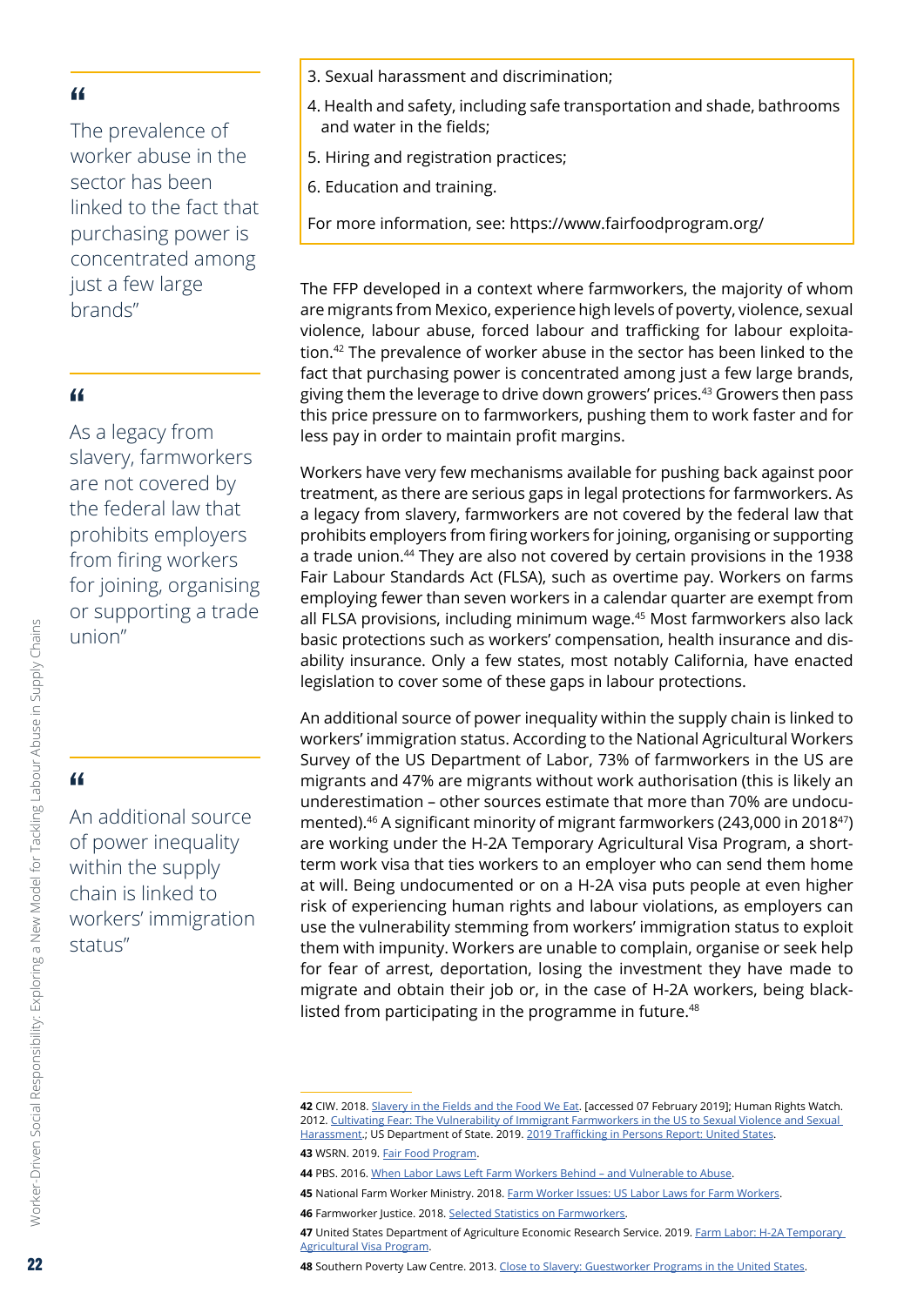> “The prevalence of worker abuse in the sector has been linked to the fact that purchasing power is concentrated among just a few large brands”

> “As a legacy from slavery, farmworkers are not covered by the federal law that prohibits employers from firing workers for joining, organising or supporting a trade union”

> “An additional source of power inequality within the supply chain is linked to workers’ immigration status”

3. Sexual harassment and discrimination;
4. Health and safety, including safe transportation and shade, bathrooms and water in the fields;
5. Hiring and registration practices;
6. Education and training.

For more information, see: https://www.fairfoodprogram.org/

The FFP developed in a context where farmworkers, the majority of whom are migrants from Mexico, experience high levels of poverty, violence, sexual violence, labour abuse, forced labour and trafficking for labour exploitation.[42] The prevalence of worker abuse in the sector has been linked to the fact that purchasing power is concentrated among just a few large brands, giving them the leverage to drive down growers’ prices.[43] Growers then pass this price pressure on to farmworkers, pushing them to work faster and for less pay in order to maintain profit margins.

Workers have very few mechanisms available for pushing back against poor treatment, as there are serious gaps in legal protections for farmworkers. As a legacy from slavery, farmworkers are not covered by the federal law that prohibits employers from firing workers for joining, organising or supporting a trade union.[44] They are also not covered by certain provisions in the 1938 Fair Labour Standards Act (FLSA), such as overtime pay. Workers on farms employing fewer than seven workers in a calendar quarter are exempt from all FLSA provisions, including minimum wage.[45] Most farmworkers also lack basic protections such as workers’ compensation, health insurance and disability insurance. Only a few states, most notably California, have enacted legislation to cover some of these gaps in labour protections.

An additional source of power inequality within the supply chain is linked to workers’ immigration status. According to the National Agricultural Workers Survey of the US Department of Labor, 73% of farmworkers in the US are migrants and 47% are migrants without work authorisation (this is likely an underestimation – other sources estimate that more than 70% are undocumented).[46] A significant minority of migrant farmworkers (243,000 in 2018[47]) are working under the H-2A Temporary Agricultural Visa Program, a short-term work visa that ties workers to an employer who can send them home at will. Being undocumented or on a H-2A visa puts people at even higher risk of experiencing human rights and labour violations, as employers can use the vulnerability stemming from workers’ immigration status to exploit them with impunity. Workers are unable to complain, organise or seek help for fear of arrest, deportation, losing the investment they have made to migrate and obtain their job or, in the case of H-2A workers, being blacklisted from participating in the programme in future.[48]

---

**42** CIW. 2018. Slavery in the Fields and the Food We Eat. [accessed 07 February 2019]; Human Rights Watch. 2012. Cultivating Fear: The Vulnerability of Immigrant Farmworkers in the US to Sexual Violence and Sexual Harassment.; US Department of State. 2019. 2019 Trafficking in Persons Report: United States.

**43** WSRN. 2019. Fair Food Program.

**44** PBS. 2016. When Labor Laws Left Farm Workers Behind – and Vulnerable to Abuse.

**45** National Farm Worker Ministry. 2018. Farm Worker Issues: US Labor Laws for Farm Workers.

**46** Farmworker Justice. 2018. Selected Statistics on Farmworkers.

**47** United States Department of Agriculture Economic Research Service. 2019. Farm Labor: H-2A Temporary Agricultural Visa Program.

**48** Southern Poverty Law Centre. 2013. Close to Slavery: Guestworker Programs in the United States.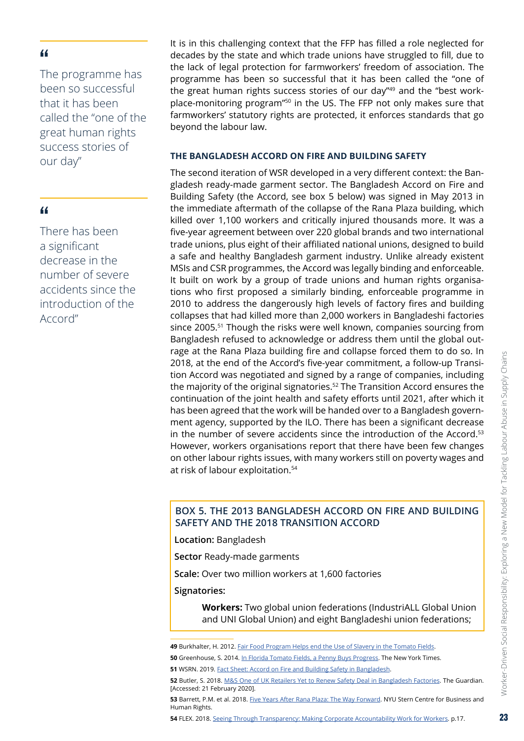> “
>
> The programme has been so successful that it has been called the “one of the great human rights success stories of our day”

> “
>
> There has been a significant decrease in the number of severe accidents since the introduction of the Accord”

It is in this challenging context that the FFP has filled a role neglected for decades by the state and which trade unions have struggled to fill, due to the lack of legal protection for farmworkers' freedom of association. The programme has been so successful that it has been called the “one of the great human rights success stories of our day”[49] and the “best workplace-monitoring program”[50] in the US. The FFP not only makes sure that farmworkers' statutory rights are protected, it enforces standards that go beyond the labour law.

### THE BANGLADESH ACCORD ON FIRE AND BUILDING SAFETY

The second iteration of WSR developed in a very different context: the Bangladesh ready-made garment sector. The Bangladesh Accord on Fire and Building Safety (the Accord, see box 5 below) was signed in May 2013 in the immediate aftermath of the collapse of the Rana Plaza building, which killed over 1,100 workers and critically injured thousands more. It was a five-year agreement between over 220 global brands and two international trade unions, plus eight of their affiliated national unions, designed to build a safe and healthy Bangladesh garment industry. Unlike already existent MSIs and CSR programmes, the Accord was legally binding and enforceable. It built on work by a group of trade unions and human rights organisations who first proposed a similarly binding, enforceable programme in 2010 to address the dangerously high levels of factory fires and building collapses that had killed more than 2,000 workers in Bangladeshi factories since 2005.[51] Though the risks were well known, companies sourcing from Bangladesh refused to acknowledge or address them until the global outrage at the Rana Plaza building fire and collapse forced them to do so. In 2018, at the end of the Accord's five-year commitment, a follow-up Transition Accord was negotiated and signed by a range of companies, including the majority of the original signatories.[52] The Transition Accord ensures the continuation of the joint health and safety efforts until 2021, after which it has been agreed that the work will be handed over to a Bangladesh government agency, supported by the ILO. There has been a significant decrease in the number of severe accidents since the introduction of the Accord.[53] However, workers organisations report that there have been few changes on other labour rights issues, with many workers still on poverty wages and at risk of labour exploitation.[54]

#### BOX 5. THE 2013 BANGLADESH ACCORD ON FIRE AND BUILDING SAFETY AND THE 2018 TRANSITION ACCORD

**Location:** Bangladesh

**Sector** Ready-made garments

**Scale:** Over two million workers at 1,600 factories

**Signatories:**

- **Workers:** Two global union federations (IndustriALL Global Union and UNI Global Union) and eight Bangladeshi union federations;

---

**49** Burkhalter, H. 2012. Fair Food Program Helps end the Use of Slavery in the Tomato Fields.

**50** Greenhouse, S. 2014. In Florida Tomato Fields, a Penny Buys Progress. The New York Times.

**51** WSRN. 2019. Fact Sheet: Accord on Fire and Building Safety in Bangladesh.

**52** Butler, S. 2018. M&S One of UK Retailers Yet to Renew Safety Deal in Bangladesh Factories. The Guardian. [Accessed: 21 February 2020].

**53** Barrett, P.M. et al. 2018. Five Years After Rana Plaza: The Way Forward. NYU Stern Centre for Business and Human Rights.

**54** FLEX. 2018. Seeing Through Transparency: Making Corporate Accountability Work for Workers. p.17.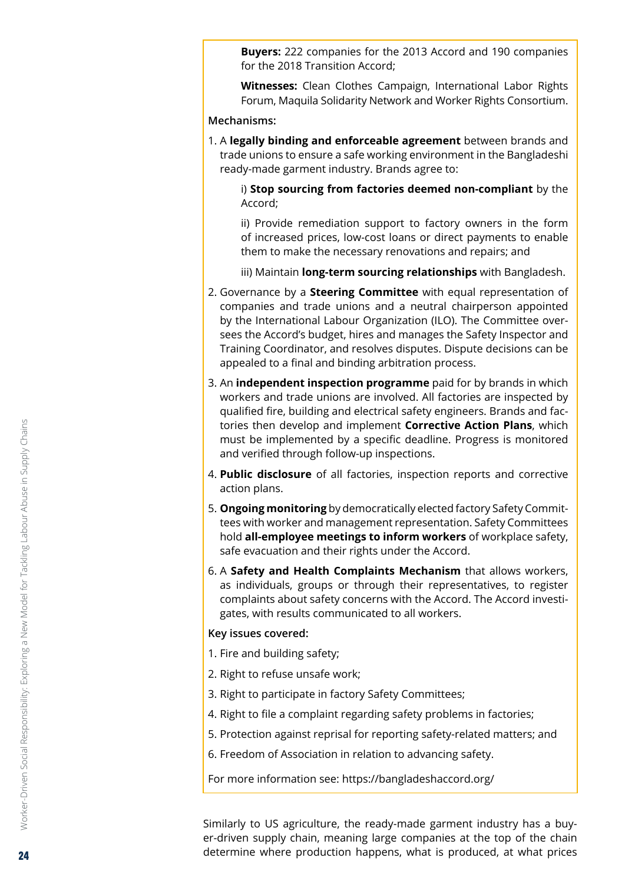**Buyers:** 222 companies for the 2013 Accord and 190 companies for the 2018 Transition Accord;

**Witnesses:** Clean Clothes Campaign, International Labor Rights Forum, Maquila Solidarity Network and Worker Rights Consortium.

**Mechanisms:**

1. A **legally binding and enforceable agreement** between brands and trade unions to ensure a safe working environment in the Bangladeshi ready-made garment industry. Brands agree to:

   i) **Stop sourcing from factories deemed non-compliant** by the Accord;

   ii) Provide remediation support to factory owners in the form of increased prices, low-cost loans or direct payments to enable them to make the necessary renovations and repairs; and

   iii) Maintain **long-term sourcing relationships** with Bangladesh.

2. Governance by a **Steering Committee** with equal representation of companies and trade unions and a neutral chairperson appointed by the International Labour Organization (ILO). The Committee oversees the Accord's budget, hires and manages the Safety Inspector and Training Coordinator, and resolves disputes. Dispute decisions can be appealed to a final and binding arbitration process.
3. An **independent inspection programme** paid for by brands in which workers and trade unions are involved. All factories are inspected by qualified fire, building and electrical safety engineers. Brands and factories then develop and implement **Corrective Action Plans**, which must be implemented by a specific deadline. Progress is monitored and verified through follow-up inspections.
4. **Public disclosure** of all factories, inspection reports and corrective action plans.
5. **Ongoing monitoring** by democratically elected factory Safety Committees with worker and management representation. Safety Committees hold **all-employee meetings to inform workers** of workplace safety, safe evacuation and their rights under the Accord.
6. A **Safety and Health Complaints Mechanism** that allows workers, as individuals, groups or through their representatives, to register complaints about safety concerns with the Accord. The Accord investigates, with results communicated to all workers.

**Key issues covered:**

1. Fire and building safety;
2. Right to refuse unsafe work;
3. Right to participate in factory Safety Committees;
4. Right to file a complaint regarding safety problems in factories;
5. Protection against reprisal for reporting safety-related matters; and
6. Freedom of Association in relation to advancing safety.

For more information see: https://bangladeshaccord.org/

Similarly to US agriculture, the ready-made garment industry has a buyer-driven supply chain, meaning large companies at the top of the chain determine where production happens, what is produced, at what prices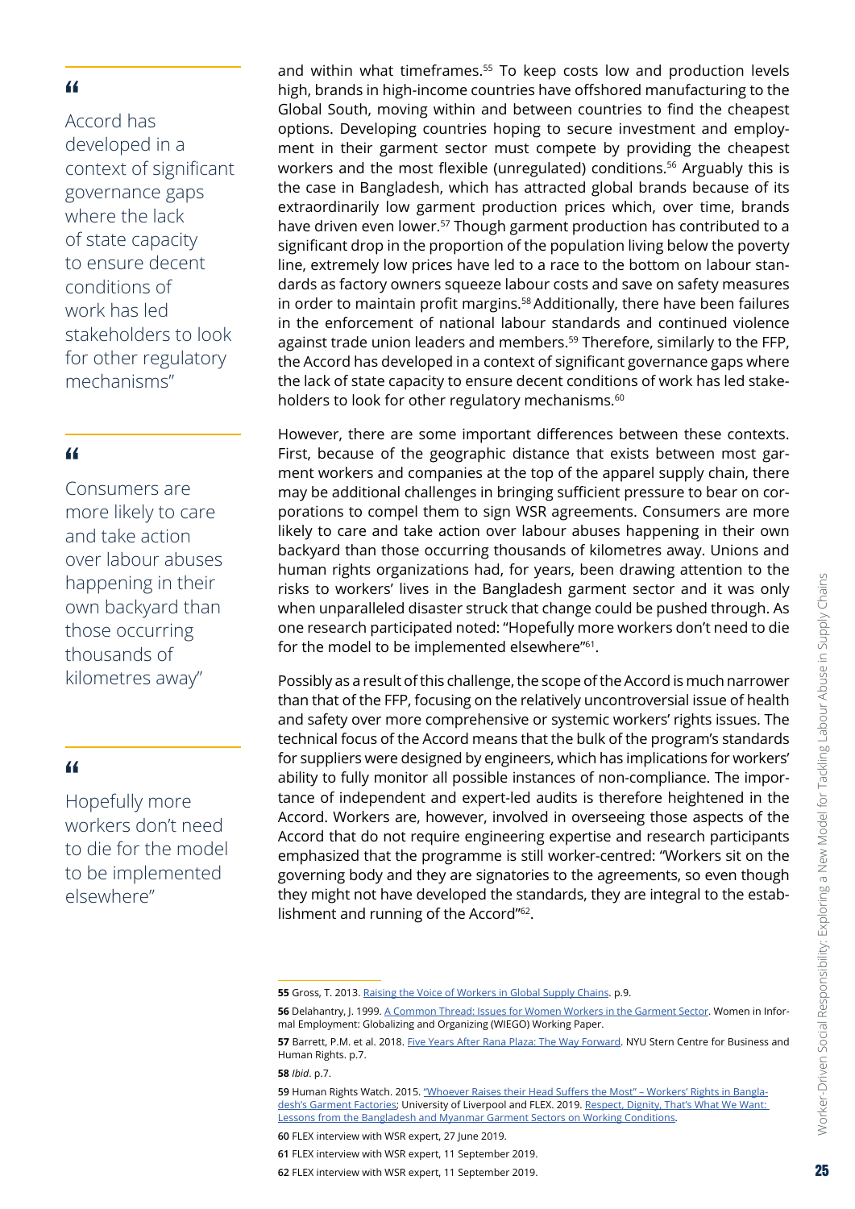> "Accord has developed in a context of significant governance gaps where the lack of state capacity to ensure decent conditions of work has led stakeholders to look for other regulatory mechanisms"

> "Consumers are more likely to care and take action over labour abuses happening in their own backyard than those occurring thousands of kilometres away"

> "Hopefully more workers don't need to die for the model to be implemented elsewhere"

and within what timeframes.[55] To keep costs low and production levels high, brands in high-income countries have offshored manufacturing to the Global South, moving within and between countries to find the cheapest options. Developing countries hoping to secure investment and employment in their garment sector must compete by providing the cheapest workers and the most flexible (unregulated) conditions.[56] Arguably this is the case in Bangladesh, which has attracted global brands because of its extraordinarily low garment production prices which, over time, brands have driven even lower.[57] Though garment production has contributed to a significant drop in the proportion of the population living below the poverty line, extremely low prices have led to a race to the bottom on labour standards as factory owners squeeze labour costs and save on safety measures in order to maintain profit margins.[58] Additionally, there have been failures in the enforcement of national labour standards and continued violence against trade union leaders and members.[59] Therefore, similarly to the FFP, the Accord has developed in a context of significant governance gaps where the lack of state capacity to ensure decent conditions of work has led stakeholders to look for other regulatory mechanisms.[60]

However, there are some important differences between these contexts. First, because of the geographic distance that exists between most garment workers and companies at the top of the apparel supply chain, there may be additional challenges in bringing sufficient pressure to bear on corporations to compel them to sign WSR agreements. Consumers are more likely to care and take action over labour abuses happening in their own backyard than those occurring thousands of kilometres away. Unions and human rights organizations had, for years, been drawing attention to the risks to workers' lives in the Bangladesh garment sector and it was only when unparalleled disaster struck that change could be pushed through. As one research participated noted: "Hopefully more workers don't need to die for the model to be implemented elsewhere"[61].

Possibly as a result of this challenge, the scope of the Accord is much narrower than that of the FFP, focusing on the relatively uncontroversial issue of health and safety over more comprehensive or systemic workers' rights issues. The technical focus of the Accord means that the bulk of the program's standards for suppliers were designed by engineers, which has implications for workers' ability to fully monitor all possible instances of non-compliance. The importance of independent and expert-led audits is therefore heightened in the Accord. Workers are, however, involved in overseeing those aspects of the Accord that do not require engineering expertise and research participants emphasized that the programme is still worker-centred: "Workers sit on the governing body and they are signatories to the agreements, so even though they might not have developed the standards, they are integral to the establishment and running of the Accord"[62].

---

**55** Gross, T. 2013. Raising the Voice of Workers in Global Supply Chains. p.9.

**56** Delahantry, J. 1999. A Common Thread: Issues for Women Workers in the Garment Sector. Women in Informal Employment: Globalizing and Organizing (WIEGO) Working Paper.

**57** Barrett, P.M. et al. 2018. Five Years After Rana Plaza: The Way Forward. NYU Stern Centre for Business and Human Rights. p.7.

**58** *Ibid*. p.7.

**59** Human Rights Watch. 2015. "Whoever Raises their Head Suffers the Most" – Workers' Rights in Bangladesh's Garment Factories; University of Liverpool and FLEX. 2019. Respect, Dignity, That's What We Want: Lessons from the Bangladesh and Myanmar Garment Sectors on Working Conditions.

**60** FLEX interview with WSR expert, 27 June 2019.

**61** FLEX interview with WSR expert, 11 September 2019.

**62** FLEX interview with WSR expert, 11 September 2019.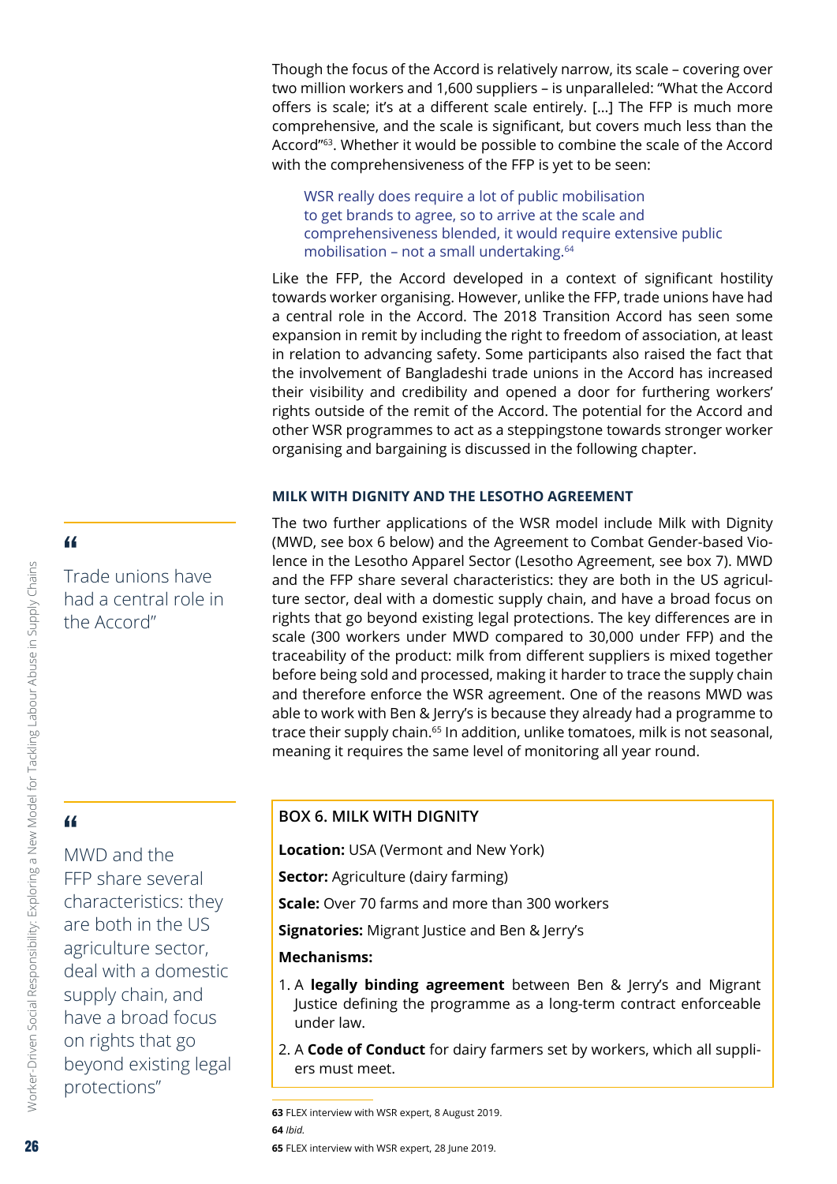Though the focus of the Accord is relatively narrow, its scale – covering over two million workers and 1,600 suppliers – is unparalleled: "What the Accord offers is scale; it's at a different scale entirely. […] The FFP is much more comprehensive, and the scale is significant, but covers much less than the Accord"[63]. Whether it would be possible to combine the scale of the Accord with the comprehensiveness of the FFP is yet to be seen:

> WSR really does require a lot of public mobilisation to get brands to agree, so to arrive at the scale and comprehensiveness blended, it would require extensive public mobilisation – not a small undertaking.[64]

Like the FFP, the Accord developed in a context of significant hostility towards worker organising. However, unlike the FFP, trade unions have had a central role in the Accord. The 2018 Transition Accord has seen some expansion in remit by including the right to freedom of association, at least in relation to advancing safety. Some participants also raised the fact that the involvement of Bangladeshi trade unions in the Accord has increased their visibility and credibility and opened a door for furthering workers' rights outside of the remit of the Accord. The potential for the Accord and other WSR programmes to act as a steppingstone towards stronger worker organising and bargaining is discussed in the following chapter.

> "Trade unions have had a central role in the Accord"

### MILK WITH DIGNITY AND THE LESOTHO AGREEMENT

The two further applications of the WSR model include Milk with Dignity (MWD, see box 6 below) and the Agreement to Combat Gender-based Violence in the Lesotho Apparel Sector (Lesotho Agreement, see box 7). MWD and the FFP share several characteristics: they are both in the US agriculture sector, deal with a domestic supply chain, and have a broad focus on rights that go beyond existing legal protections. The key differences are in scale (300 workers under MWD compared to 30,000 under FFP) and the traceability of the product: milk from different suppliers is mixed together before being sold and processed, making it harder to trace the supply chain and therefore enforce the WSR agreement. One of the reasons MWD was able to work with Ben & Jerry's is because they already had a programme to trace their supply chain.[65] In addition, unlike tomatoes, milk is not seasonal, meaning it requires the same level of monitoring all year round.

> "MWD and the FFP share several characteristics: they are both in the US agriculture sector, deal with a domestic supply chain, and have a broad focus on rights that go beyond existing legal protections"

#### BOX 6. MILK WITH DIGNITY

**Location:** USA (Vermont and New York)

**Sector:** Agriculture (dairy farming)

**Scale:** Over 70 farms and more than 300 workers

**Signatories:** Migrant Justice and Ben & Jerry's

**Mechanisms:**

1. A **legally binding agreement** between Ben & Jerry's and Migrant Justice defining the programme as a long-term contract enforceable under law.
2. A **Code of Conduct** for dairy farmers set by workers, which all suppliers must meet.

---

**63** FLEX interview with WSR expert, 8 August 2019.

**64** *Ibid.*

**65** FLEX interview with WSR expert, 28 June 2019.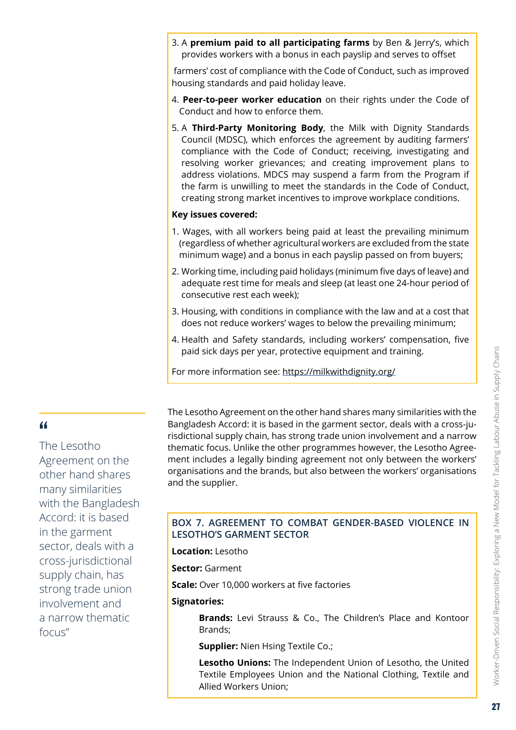3. A **premium paid to all participating farms** by Ben & Jerry's, which provides workers with a bonus in each payslip and serves to offset farmers' cost of compliance with the Code of Conduct, such as improved housing standards and paid holiday leave.
4. **Peer-to-peer worker education** on their rights under the Code of Conduct and how to enforce them.
5. A **Third-Party Monitoring Body**, the Milk with Dignity Standards Council (MDSC), which enforces the agreement by auditing farmers' compliance with the Code of Conduct; receiving, investigating and resolving worker grievances; and creating improvement plans to address violations. MDCS may suspend a farm from the Program if the farm is unwilling to meet the standards in the Code of Conduct, creating strong market incentives to improve workplace conditions.

**Key issues covered:**

1. Wages, with all workers being paid at least the prevailing minimum (regardless of whether agricultural workers are excluded from the state minimum wage) and a bonus in each payslip passed on from buyers;
2. Working time, including paid holidays (minimum five days of leave) and adequate rest time for meals and sleep (at least one 24-hour period of consecutive rest each week);
3. Housing, with conditions in compliance with the law and at a cost that does not reduce workers' wages to below the prevailing minimum;
4. Health and Safety standards, including workers' compensation, five paid sick days per year, protective equipment and training.

For more information see: https://milkwithdignity.org/

> "The Lesotho Agreement on the other hand shares many similarities with the Bangladesh Accord: it is based in the garment sector, deals with a cross-jurisdictional supply chain, has strong trade union involvement and a narrow thematic focus"

The Lesotho Agreement on the other hand shares many similarities with the Bangladesh Accord: it is based in the garment sector, deals with a cross-jurisdictional supply chain, has strong trade union involvement and a narrow thematic focus. Unlike the other programmes however, the Lesotho Agreement includes a legally binding agreement not only between the workers' organisations and the brands, but also between the workers' organisations and the supplier.

### BOX 7. AGREEMENT TO COMBAT GENDER-BASED VIOLENCE IN LESOTHO'S GARMENT SECTOR

**Location:** Lesotho

**Sector:** Garment

**Scale:** Over 10,000 workers at five factories

**Signatories:**

**Brands:** Levi Strauss & Co., The Children's Place and Kontoor Brands;

**Supplier:** Nien Hsing Textile Co.;

**Lesotho Unions:** The Independent Union of Lesotho, the United Textile Employees Union and the National Clothing, Textile and Allied Workers Union;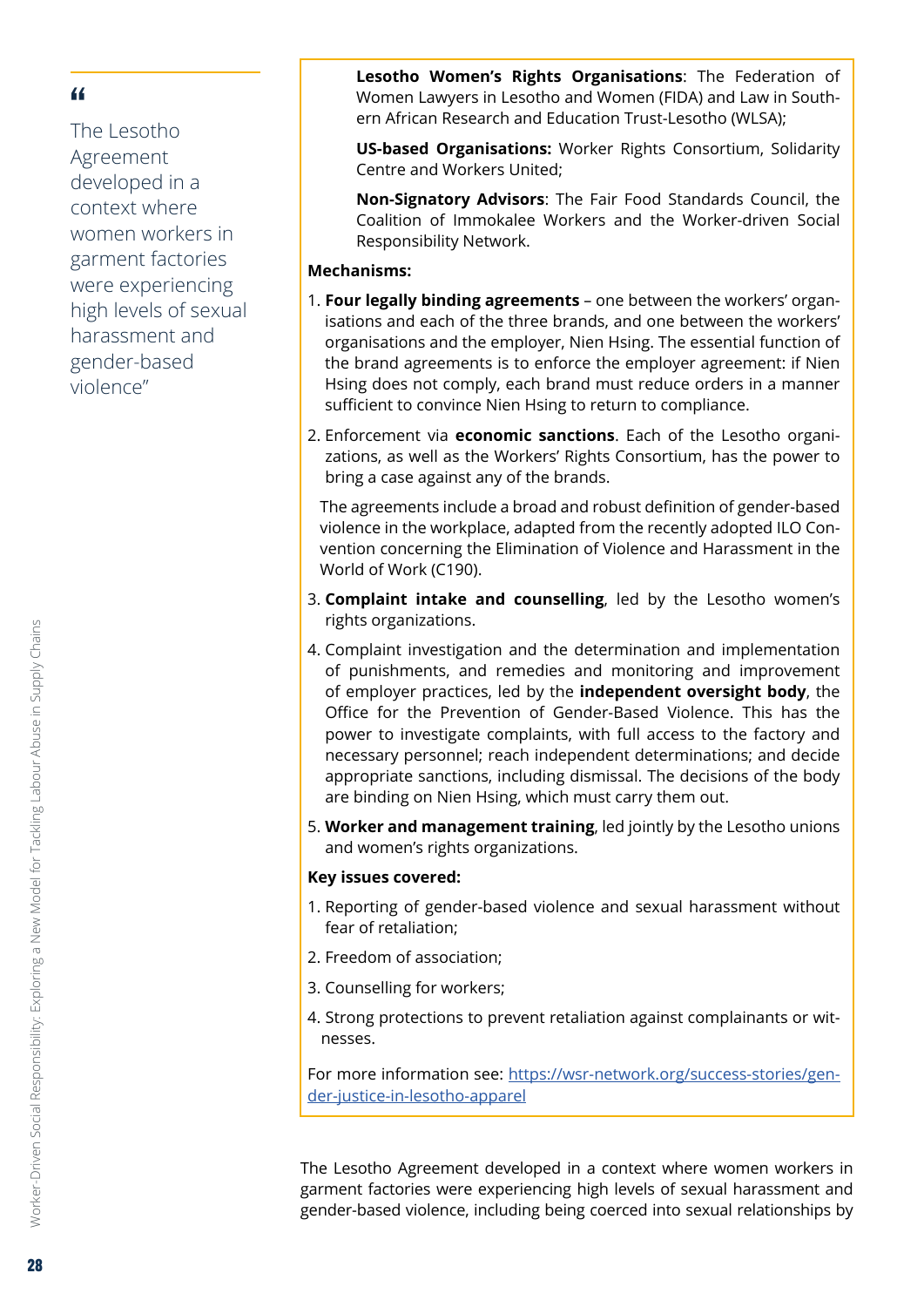> "The Lesotho Agreement developed in a context where women workers in garment factories were experiencing high levels of sexual harassment and gender-based violence"

**Lesotho Women's Rights Organisations**: The Federation of Women Lawyers in Lesotho and Women (FIDA) and Law in Southern African Research and Education Trust-Lesotho (WLSA);

**US-based Organisations:** Worker Rights Consortium, Solidarity Centre and Workers United;

**Non-Signatory Advisors**: The Fair Food Standards Council, the Coalition of Immokalee Workers and the Worker-driven Social Responsibility Network.

**Mechanisms:**

1. **Four legally binding agreements** – one between the workers' organisations and each of the three brands, and one between the workers' organisations and the employer, Nien Hsing. The essential function of the brand agreements is to enforce the employer agreement: if Nien Hsing does not comply, each brand must reduce orders in a manner sufficient to convince Nien Hsing to return to compliance.
2. Enforcement via **economic sanctions**. Each of the Lesotho organizations, as well as the Workers' Rights Consortium, has the power to bring a case against any of the brands.

   The agreements include a broad and robust definition of gender-based violence in the workplace, adapted from the recently adopted ILO Convention concerning the Elimination of Violence and Harassment in the World of Work (C190).
3. **Complaint intake and counselling**, led by the Lesotho women's rights organizations.
4. Complaint investigation and the determination and implementation of punishments, and remedies and monitoring and improvement of employer practices, led by the **independent oversight body**, the Office for the Prevention of Gender-Based Violence. This has the power to investigate complaints, with full access to the factory and necessary personnel; reach independent determinations; and decide appropriate sanctions, including dismissal. The decisions of the body are binding on Nien Hsing, which must carry them out.
5. **Worker and management training**, led jointly by the Lesotho unions and women's rights organizations.

**Key issues covered:**

1. Reporting of gender-based violence and sexual harassment without fear of retaliation;
2. Freedom of association;
3. Counselling for workers;
4. Strong protections to prevent retaliation against complainants or witnesses.

For more information see: https://wsr-network.org/success-stories/gender-justice-in-lesotho-apparel

The Lesotho Agreement developed in a context where women workers in garment factories were experiencing high levels of sexual harassment and gender-based violence, including being coerced into sexual relationships by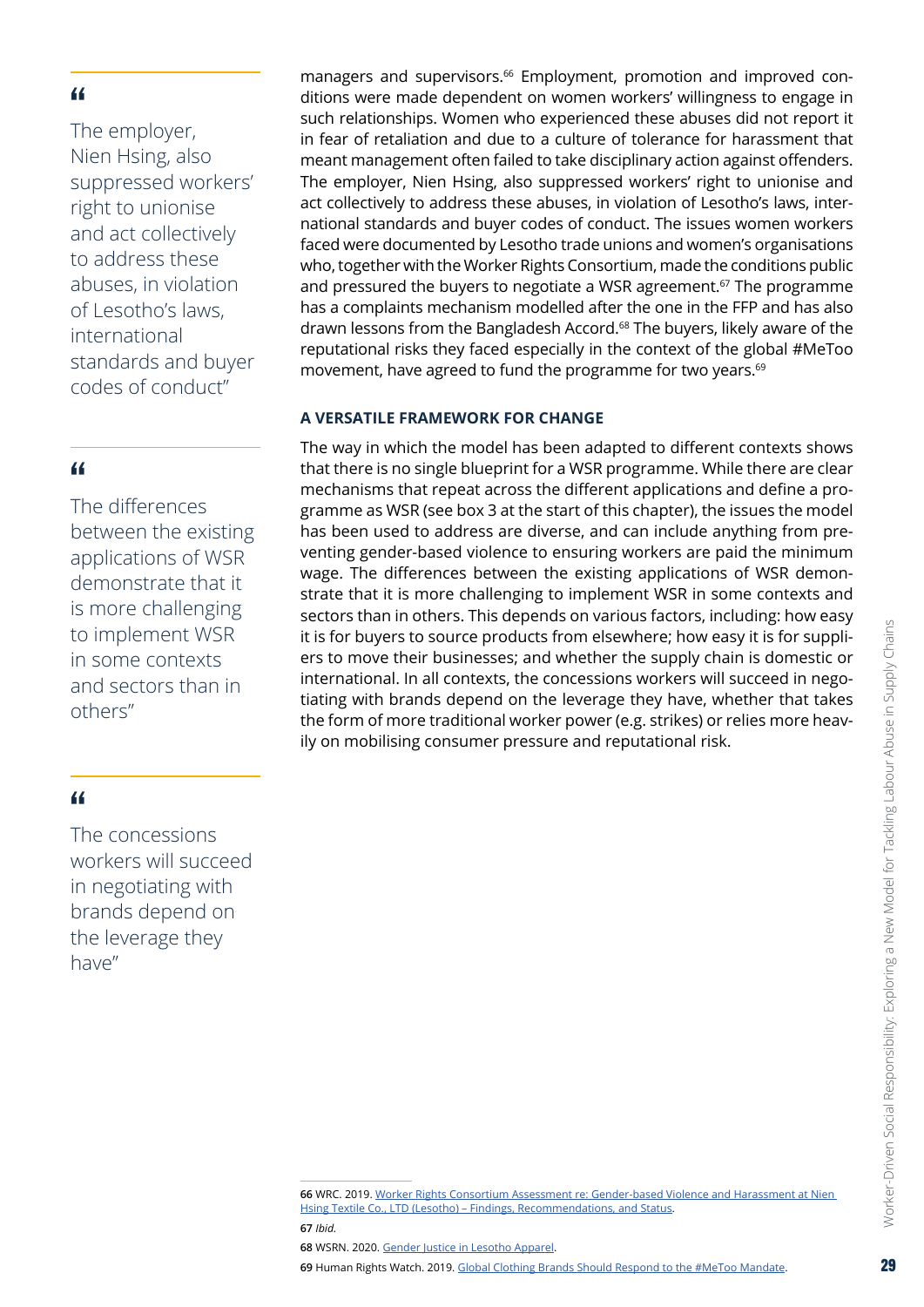managers and supervisors.[66] Employment, promotion and improved conditions were made dependent on women workers' willingness to engage in such relationships. Women who experienced these abuses did not report it in fear of retaliation and due to a culture of tolerance for harassment that meant management often failed to take disciplinary action against offenders. The employer, Nien Hsing, also suppressed workers' right to unionise and act collectively to address these abuses, in violation of Lesotho's laws, international standards and buyer codes of conduct. The issues women workers faced were documented by Lesotho trade unions and women's organisations who, together with the Worker Rights Consortium, made the conditions public and pressured the buyers to negotiate a WSR agreement.[67] The programme has a complaints mechanism modelled after the one in the FFP and has also drawn lessons from the Bangladesh Accord.[68] The buyers, likely aware of the reputational risks they faced especially in the context of the global #MeToo movement, have agreed to fund the programme for two years.[69]

> "The employer, Nien Hsing, also suppressed workers' right to unionise and act collectively to address these abuses, in violation of Lesotho's laws, international standards and buyer codes of conduct"

### A VERSATILE FRAMEWORK FOR CHANGE

The way in which the model has been adapted to different contexts shows that there is no single blueprint for a WSR programme. While there are clear mechanisms that repeat across the different applications and define a programme as WSR (see box 3 at the start of this chapter), the issues the model has been used to address are diverse, and can include anything from preventing gender-based violence to ensuring workers are paid the minimum wage. The differences between the existing applications of WSR demonstrate that it is more challenging to implement WSR in some contexts and sectors than in others. This depends on various factors, including: how easy it is for buyers to source products from elsewhere; how easy it is for suppliers to move their businesses; and whether the supply chain is domestic or international. In all contexts, the concessions workers will succeed in negotiating with brands depend on the leverage they have, whether that takes the form of more traditional worker power (e.g. strikes) or relies more heavily on mobilising consumer pressure and reputational risk.

> "The differences between the existing applications of WSR demonstrate that it is more challenging to implement WSR in some contexts and sectors than in others"

> "The concessions workers will succeed in negotiating with brands depend on the leverage they have"

---

66 WRC. 2019. Worker Rights Consortium Assessment re: Gender-based Violence and Harassment at Nien Hsing Textile Co., LTD (Lesotho) – Findings, Recommendations, and Status.

67 *Ibid.*

68 WSRN. 2020. Gender Justice in Lesotho Apparel.

69 Human Rights Watch. 2019. Global Clothing Brands Should Respond to the #MeToo Mandate.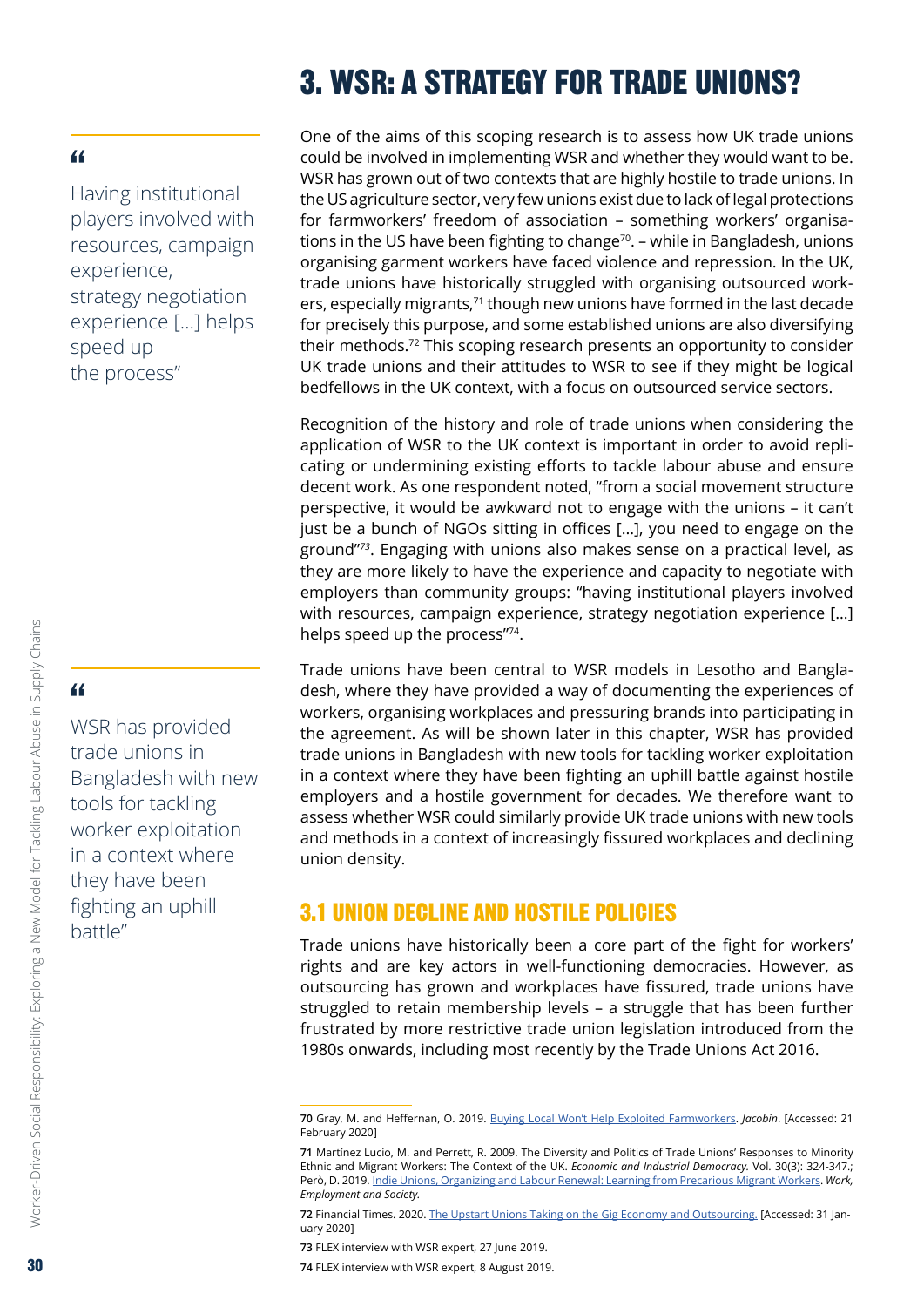# 3. WSR: A STRATEGY FOR TRADE UNIONS?

One of the aims of this scoping research is to assess how UK trade unions could be involved in implementing WSR and whether they would want to be. WSR has grown out of two contexts that are highly hostile to trade unions. In the US agriculture sector, very few unions exist due to lack of legal protections for farmworkers' freedom of association – something workers' organisations in the US have been fighting to change[70]. – while in Bangladesh, unions organising garment workers have faced violence and repression. In the UK, trade unions have historically struggled with organising outsourced workers, especially migrants,[71] though new unions have formed in the last decade for precisely this purpose, and some established unions are also diversifying their methods.[72] This scoping research presents an opportunity to consider UK trade unions and their attitudes to WSR to see if they might be logical bedfellows in the UK context, with a focus on outsourced service sectors.

> "Having institutional players involved with resources, campaign experience, strategy negotiation experience [...] helps speed up the process"

Recognition of the history and role of trade unions when considering the application of WSR to the UK context is important in order to avoid replicating or undermining existing efforts to tackle labour abuse and ensure decent work. As one respondent noted, "from a social movement structure perspective, it would be awkward not to engage with the unions – it can't just be a bunch of NGOs sitting in offices [...], you need to engage on the ground"[73]. Engaging with unions also makes sense on a practical level, as they are more likely to have the experience and capacity to negotiate with employers than community groups: "having institutional players involved with resources, campaign experience, strategy negotiation experience [...] helps speed up the process"[74].

> "WSR has provided trade unions in Bangladesh with new tools for tackling worker exploitation in a context where they have been fighting an uphill battle"

Trade unions have been central to WSR models in Lesotho and Bangladesh, where they have provided a way of documenting the experiences of workers, organising workplaces and pressuring brands into participating in the agreement. As will be shown later in this chapter, WSR has provided trade unions in Bangladesh with new tools for tackling worker exploitation in a context where they have been fighting an uphill battle against hostile employers and a hostile government for decades. We therefore want to assess whether WSR could similarly provide UK trade unions with new tools and methods in a context of increasingly fissured workplaces and declining union density.

## 3.1 UNION DECLINE AND HOSTILE POLICIES

Trade unions have historically been a core part of the fight for workers' rights and are key actors in well-functioning democracies. However, as outsourcing has grown and workplaces have fissured, trade unions have struggled to retain membership levels – a struggle that has been further frustrated by more restrictive trade union legislation introduced from the 1980s onwards, including most recently by the Trade Unions Act 2016.

---

**70** Gray, M. and Heffernan, O. 2019. Buying Local Won't Help Exploited Farmworkers. *Jacobin*. [Accessed: 21 February 2020]

**71** Martínez Lucio, M. and Perrett, R. 2009. The Diversity and Politics of Trade Unions' Responses to Minority Ethnic and Migrant Workers: The Context of the UK. *Economic and Industrial Democracy.* Vol. 30(3): 324-347.; Però, D. 2019. Indie Unions, Organizing and Labour Renewal: Learning from Precarious Migrant Workers. *Work, Employment and Society.*

**72** Financial Times. 2020. The Upstart Unions Taking on the Gig Economy and Outsourcing. [Accessed: 31 January 2020]

**73** FLEX interview with WSR expert, 27 June 2019.

**74** FLEX interview with WSR expert, 8 August 2019.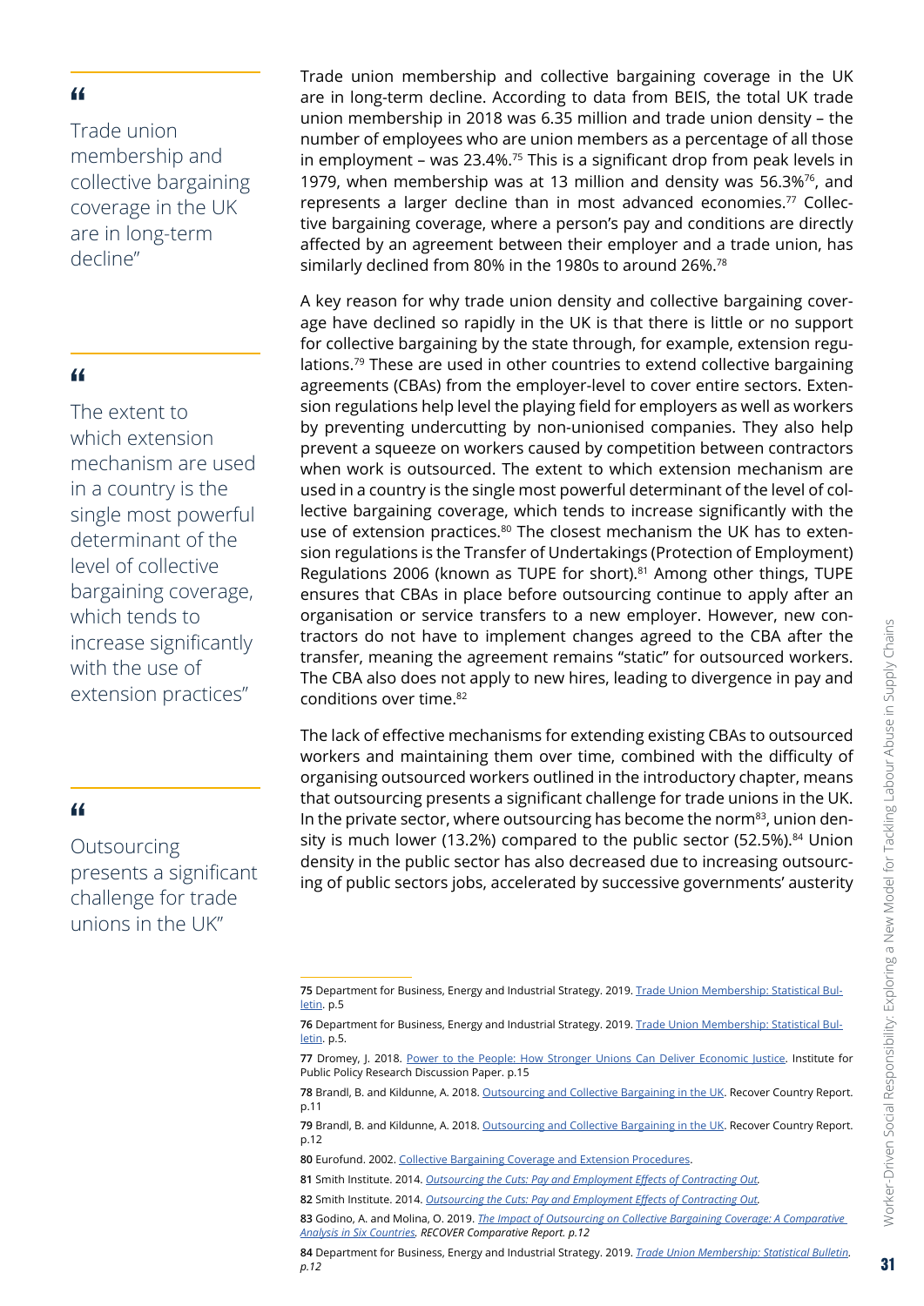> “Trade union membership and collective bargaining coverage in the UK are in long-term decline”

> “The extent to which extension mechanism are used in a country is the single most powerful determinant of the level of collective bargaining coverage, which tends to increase significantly with the use of extension practices”

> “Outsourcing presents a significant challenge for trade unions in the UK”

Trade union membership and collective bargaining coverage in the UK are in long-term decline. According to data from BEIS, the total UK trade union membership in 2018 was 6.35 million and trade union density – the number of employees who are union members as a percentage of all those in employment – was 23.4%.[75] This is a significant drop from peak levels in 1979, when membership was at 13 million and density was 56.3%[76], and represents a larger decline than in most advanced economies.[77] Collective bargaining coverage, where a person's pay and conditions are directly affected by an agreement between their employer and a trade union, has similarly declined from 80% in the 1980s to around 26%.[78]

A key reason for why trade union density and collective bargaining coverage have declined so rapidly in the UK is that there is little or no support for collective bargaining by the state through, for example, extension regulations.[79] These are used in other countries to extend collective bargaining agreements (CBAs) from the employer-level to cover entire sectors. Extension regulations help level the playing field for employers as well as workers by preventing undercutting by non-unionised companies. They also help prevent a squeeze on workers caused by competition between contractors when work is outsourced. The extent to which extension mechanism are used in a country is the single most powerful determinant of the level of collective bargaining coverage, which tends to increase significantly with the use of extension practices.[80] The closest mechanism the UK has to extension regulations is the Transfer of Undertakings (Protection of Employment) Regulations 2006 (known as TUPE for short).[81] Among other things, TUPE ensures that CBAs in place before outsourcing continue to apply after an organisation or service transfers to a new employer. However, new contractors do not have to implement changes agreed to the CBA after the transfer, meaning the agreement remains "static" for outsourced workers. The CBA also does not apply to new hires, leading to divergence in pay and conditions over time.[82]

The lack of effective mechanisms for extending existing CBAs to outsourced workers and maintaining them over time, combined with the difficulty of organising outsourced workers outlined in the introductory chapter, means that outsourcing presents a significant challenge for trade unions in the UK. In the private sector, where outsourcing has become the norm[83], union density is much lower (13.2%) compared to the public sector (52.5%).[84] Union density in the public sector has also decreased due to increasing outsourcing of public sectors jobs, accelerated by successive governments' austerity

---

**75** Department for Business, Energy and Industrial Strategy. 2019. Trade Union Membership: Statistical Bulletin. p.5

**76** Department for Business, Energy and Industrial Strategy. 2019. Trade Union Membership: Statistical Bulletin. p.5.

**77** Dromey, J. 2018. Power to the People: How Stronger Unions Can Deliver Economic Justice. Institute for Public Policy Research Discussion Paper. p.15

**78** Brandl, B. and Kildunne, A. 2018. Outsourcing and Collective Bargaining in the UK. Recover Country Report. p.11

**79** Brandl, B. and Kildunne, A. 2018. Outsourcing and Collective Bargaining in the UK. Recover Country Report. p.12

**80** Eurofund. 2002. Collective Bargaining Coverage and Extension Procedures.

**81** Smith Institute. 2014. *Outsourcing the Cuts: Pay and Employment Effects of Contracting Out.*

**82** Smith Institute. 2014. *Outsourcing the Cuts: Pay and Employment Effects of Contracting Out.*

**83** Godino, A. and Molina, O. 2019. *The Impact of Outsourcing on Collective Bargaining Coverage: A Comparative Analysis in Six Countries. RECOVER Comparative Report. p.12*

**84** Department for Business, Energy and Industrial Strategy. 2019. *Trade Union Membership: Statistical Bulletin. p.12*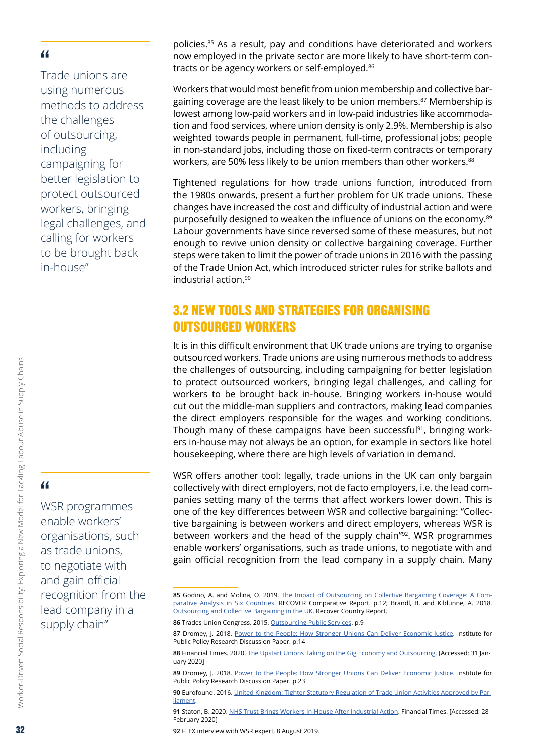policies.[85] As a result, pay and conditions have deteriorated and workers now employed in the private sector are more likely to have short-term contracts or be agency workers or self-employed.[86]

Workers that would most benefit from union membership and collective bargaining coverage are the least likely to be union members.[87] Membership is lowest among low-paid workers and in low-paid industries like accommodation and food services, where union density is only 2.9%. Membership is also weighted towards people in permanent, full-time, professional jobs; people in non-standard jobs, including those on fixed-term contracts or temporary workers, are 50% less likely to be union members than other workers.[88]

Tightened regulations for how trade unions function, introduced from the 1980s onwards, present a further problem for UK trade unions. These changes have increased the cost and difficulty of industrial action and were purposefully designed to weaken the influence of unions on the economy.[89] Labour governments have since reversed some of these measures, but not enough to revive union density or collective bargaining coverage. Further steps were taken to limit the power of trade unions in 2016 with the passing of the Trade Union Act, which introduced stricter rules for strike ballots and industrial action.[90]

> "Trade unions are using numerous methods to address the challenges of outsourcing, including campaigning for better legislation to protect outsourced workers, bringing legal challenges, and calling for workers to be brought back in-house"

## 3.2 NEW TOOLS AND STRATEGIES FOR ORGANISING OUTSOURCED WORKERS

It is in this difficult environment that UK trade unions are trying to organise outsourced workers. Trade unions are using numerous methods to address the challenges of outsourcing, including campaigning for better legislation to protect outsourced workers, bringing legal challenges, and calling for workers to be brought back in-house. Bringing workers in-house would cut out the middle-man suppliers and contractors, making lead companies the direct employers responsible for the wages and working conditions. Though many of these campaigns have been successful[91], bringing workers in-house may not always be an option, for example in sectors like hotel housekeeping, where there are high levels of variation in demand.

WSR offers another tool: legally, trade unions in the UK can only bargain collectively with direct employers, not de facto employers, i.e. the lead companies setting many of the terms that affect workers lower down. This is one of the key differences between WSR and collective bargaining: "Collective bargaining is between workers and direct employers, whereas WSR is between workers and the head of the supply chain"[92]. WSR programmes enable workers' organisations, such as trade unions, to negotiate with and gain official recognition from the lead company in a supply chain. Many

> "WSR programmes enable workers' organisations, such as trade unions, to negotiate with and gain official recognition from the lead company in a supply chain"

---

**85** Godino, A. and Molina, O. 2019. The Impact of Outsourcing on Collective Bargaining Coverage: A Comparative Analysis in Six Countries. RECOVER Comparative Report. p.12; Brandl, B. and Kildunne, A. 2018. Outsourcing and Collective Bargaining in the UK. Recover Country Report.

**86** Trades Union Congress. 2015. Outsourcing Public Services. p.9

**87** Dromey, J. 2018. Power to the People: How Stronger Unions Can Deliver Economic Justice. Institute for Public Policy Research Discussion Paper. p.14

**88** Financial Times. 2020. The Upstart Unions Taking on the Gig Economy and Outsourcing. [Accessed: 31 January 2020]

**89** Dromey, J. 2018. Power to the People: How Stronger Unions Can Deliver Economic Justice. Institute for Public Policy Research Discussion Paper. p.23

**90** Eurofound. 2016. United Kingdom: Tighter Statutory Regulation of Trade Union Activities Approved by Parliament.

**91** Staton, B. 2020. NHS Trust Brings Workers In-House After Industrial Action. Financial Times. [Accessed: 28 February 2020]

**92** FLEX interview with WSR expert, 8 August 2019.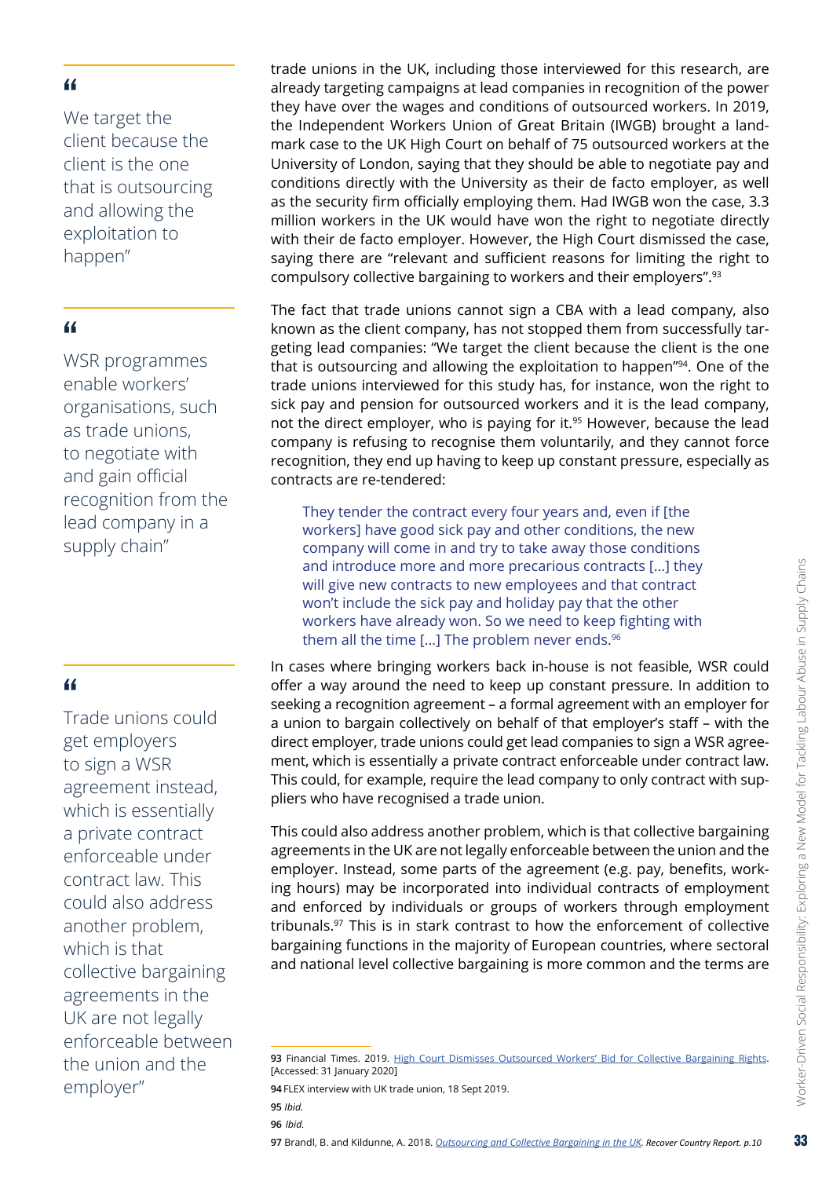> "We target the client because the client is the one that is outsourcing and allowing the exploitation to happen"

> "WSR programmes enable workers' organisations, such as trade unions, to negotiate with and gain official recognition from the lead company in a supply chain"

> "Trade unions could get employers to sign a WSR agreement instead, which is essentially a private contract enforceable under contract law. This could also address another problem, which is that collective bargaining agreements in the UK are not legally enforceable between the union and the employer"

trade unions in the UK, including those interviewed for this research, are already targeting campaigns at lead companies in recognition of the power they have over the wages and conditions of outsourced workers. In 2019, the Independent Workers Union of Great Britain (IWGB) brought a landmark case to the UK High Court on behalf of 75 outsourced workers at the University of London, saying that they should be able to negotiate pay and conditions directly with the University as their de facto employer, as well as the security firm officially employing them. Had IWGB won the case, 3.3 million workers in the UK would have won the right to negotiate directly with their de facto employer. However, the High Court dismissed the case, saying there are "relevant and sufficient reasons for limiting the right to compulsory collective bargaining to workers and their employers".[93]

The fact that trade unions cannot sign a CBA with a lead company, also known as the client company, has not stopped them from successfully targeting lead companies: "We target the client because the client is the one that is outsourcing and allowing the exploitation to happen"[94]. One of the trade unions interviewed for this study has, for instance, won the right to sick pay and pension for outsourced workers and it is the lead company, not the direct employer, who is paying for it.[95] However, because the lead company is refusing to recognise them voluntarily, and they cannot force recognition, they end up having to keep up constant pressure, especially as contracts are re-tendered:

> They tender the contract every four years and, even if [the workers] have good sick pay and other conditions, the new company will come in and try to take away those conditions and introduce more and more precarious contracts […] they will give new contracts to new employees and that contract won't include the sick pay and holiday pay that the other workers have already won. So we need to keep fighting with them all the time […] The problem never ends.[96]

In cases where bringing workers back in-house is not feasible, WSR could offer a way around the need to keep up constant pressure. In addition to seeking a recognition agreement – a formal agreement with an employer for a union to bargain collectively on behalf of that employer's staff – with the direct employer, trade unions could get lead companies to sign a WSR agreement, which is essentially a private contract enforceable under contract law. This could, for example, require the lead company to only contract with suppliers who have recognised a trade union.

This could also address another problem, which is that collective bargaining agreements in the UK are not legally enforceable between the union and the employer. Instead, some parts of the agreement (e.g. pay, benefits, working hours) may be incorporated into individual contracts of employment and enforced by individuals or groups of workers through employment tribunals.[97] This is in stark contrast to how the enforcement of collective bargaining functions in the majority of European countries, where sectoral and national level collective bargaining is more common and the terms are

---

93 Financial Times. 2019. High Court Dismisses Outsourced Workers' Bid for Collective Bargaining Rights. [Accessed: 31 January 2020]

94 FLEX interview with UK trade union, 18 Sept 2019.

95 *Ibid.*

96 *Ibid.*

97 Brandl, B. and Kildunne, A. 2018. *Outsourcing and Collective Bargaining in the UK. Recover Country Report. p.10*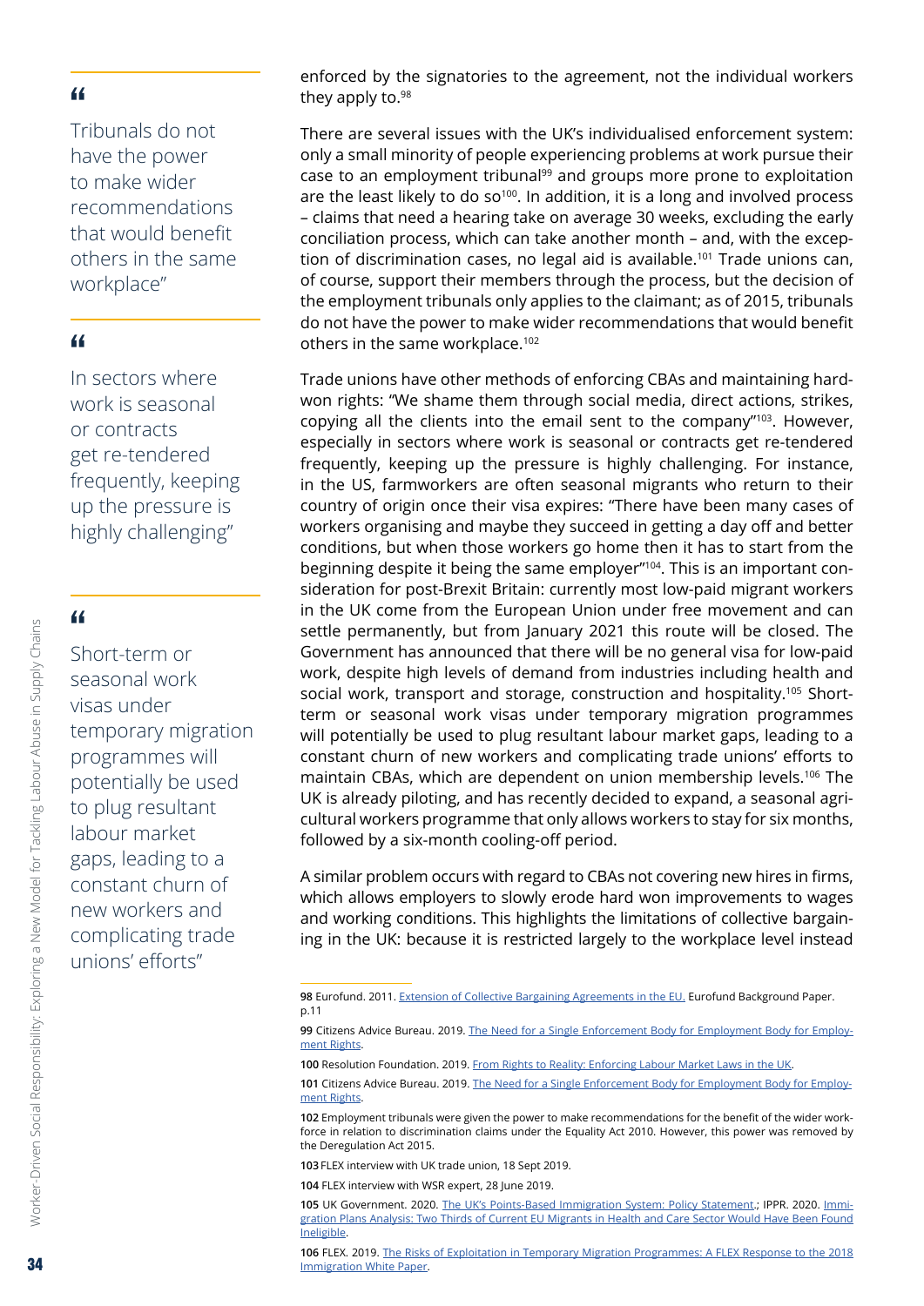> "Tribunals do not have the power to make wider recommendations that would benefit others in the same workplace"

> "In sectors where work is seasonal or contracts get re-tendered frequently, keeping up the pressure is highly challenging"

> "Short-term or seasonal work visas under temporary migration programmes will potentially be used to plug resultant labour market gaps, leading to a constant churn of new workers and complicating trade unions' efforts"

enforced by the signatories to the agreement, not the individual workers they apply to.[98]

There are several issues with the UK's individualised enforcement system: only a small minority of people experiencing problems at work pursue their case to an employment tribunal[99] and groups more prone to exploitation are the least likely to do so[100]. In addition, it is a long and involved process – claims that need a hearing take on average 30 weeks, excluding the early conciliation process, which can take another month – and, with the exception of discrimination cases, no legal aid is available.[101] Trade unions can, of course, support their members through the process, but the decision of the employment tribunals only applies to the claimant; as of 2015, tribunals do not have the power to make wider recommendations that would benefit others in the same workplace.[102]

Trade unions have other methods of enforcing CBAs and maintaining hard-won rights: "We shame them through social media, direct actions, strikes, copying all the clients into the email sent to the company"[103]. However, especially in sectors where work is seasonal or contracts get re-tendered frequently, keeping up the pressure is highly challenging. For instance, in the US, farmworkers are often seasonal migrants who return to their country of origin once their visa expires: "There have been many cases of workers organising and maybe they succeed in getting a day off and better conditions, but when those workers go home then it has to start from the beginning despite it being the same employer"[104]. This is an important consideration for post-Brexit Britain: currently most low-paid migrant workers in the UK come from the European Union under free movement and can settle permanently, but from January 2021 this route will be closed. The Government has announced that there will be no general visa for low-paid work, despite high levels of demand from industries including health and social work, transport and storage, construction and hospitality.[105] Short-term or seasonal work visas under temporary migration programmes will potentially be used to plug resultant labour market gaps, leading to a constant churn of new workers and complicating trade unions' efforts to maintain CBAs, which are dependent on union membership levels.[106] The UK is already piloting, and has recently decided to expand, a seasonal agricultural workers programme that only allows workers to stay for six months, followed by a six-month cooling-off period.

A similar problem occurs with regard to CBAs not covering new hires in firms, which allows employers to slowly erode hard won improvements to wages and working conditions. This highlights the limitations of collective bargaining in the UK: because it is restricted largely to the workplace level instead

---

98 Eurofund. 2011. Extension of Collective Bargaining Agreements in the EU. Eurofund Background Paper. p.11

99 Citizens Advice Bureau. 2019. The Need for a Single Enforcement Body for Employment Body for Employment Rights.

100 Resolution Foundation. 2019. From Rights to Reality: Enforcing Labour Market Laws in the UK.

101 Citizens Advice Bureau. 2019. The Need for a Single Enforcement Body for Employment Body for Employment Rights.

102 Employment tribunals were given the power to make recommendations for the benefit of the wider workforce in relation to discrimination claims under the Equality Act 2010. However, this power was removed by the Deregulation Act 2015.

103 FLEX interview with UK trade union, 18 Sept 2019.

104 FLEX interview with WSR expert, 28 June 2019.

105 UK Government. 2020. The UK's Points-Based Immigration System: Policy Statement.; IPPR. 2020. Immigration Plans Analysis: Two Thirds of Current EU Migrants in Health and Care Sector Would Have Been Found Ineligible.

106 FLEX. 2019. The Risks of Exploitation in Temporary Migration Programmes: A FLEX Response to the 2018 Immigration White Paper.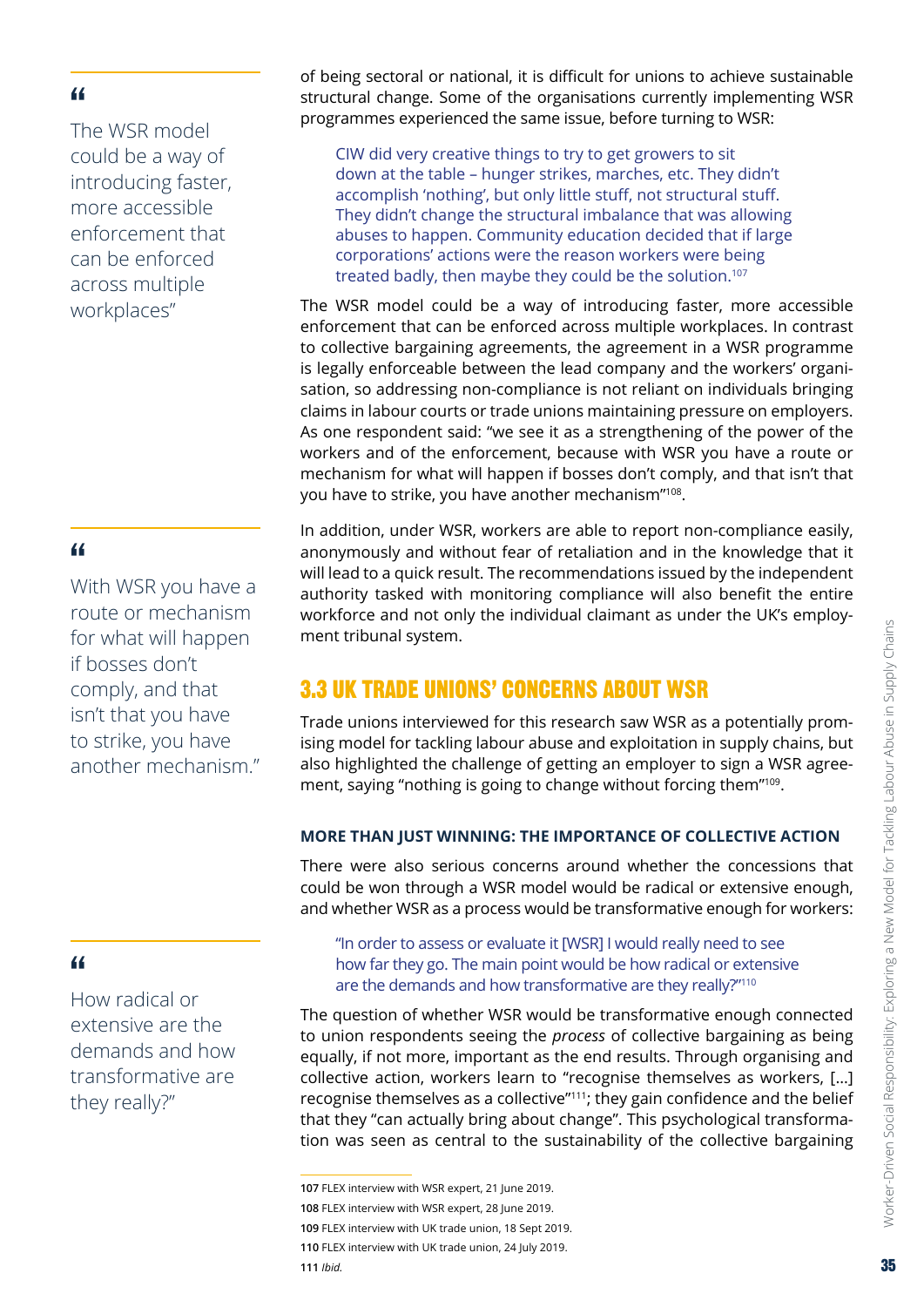of being sectoral or national, it is difficult for unions to achieve sustainable structural change. Some of the organisations currently implementing WSR programmes experienced the same issue, before turning to WSR:

> CIW did very creative things to try to get growers to sit down at the table – hunger strikes, marches, etc. They didn't accomplish 'nothing', but only little stuff, not structural stuff. They didn't change the structural imbalance that was allowing abuses to happen. Community education decided that if large corporations' actions were the reason workers were being treated badly, then maybe they could be the solution.[107]

The WSR model could be a way of introducing faster, more accessible enforcement that can be enforced across multiple workplaces. In contrast to collective bargaining agreements, the agreement in a WSR programme is legally enforceable between the lead company and the workers' organisation, so addressing non-compliance is not reliant on individuals bringing claims in labour courts or trade unions maintaining pressure on employers. As one respondent said: "we see it as a strengthening of the power of the workers and of the enforcement, because with WSR you have a route or mechanism for what will happen if bosses don't comply, and that isn't that you have to strike, you have another mechanism"[108].

> "The WSR model could be a way of introducing faster, more accessible enforcement that can be enforced across multiple workplaces"

In addition, under WSR, workers are able to report non-compliance easily, anonymously and without fear of retaliation and in the knowledge that it will lead to a quick result. The recommendations issued by the independent authority tasked with monitoring compliance will also benefit the entire workforce and not only the individual claimant as under the UK's employment tribunal system.

> "With WSR you have a route or mechanism for what will happen if bosses don't comply, and that isn't that you have to strike, you have another mechanism."

## 3.3 UK TRADE UNIONS' CONCERNS ABOUT WSR

Trade unions interviewed for this research saw WSR as a potentially promising model for tackling labour abuse and exploitation in supply chains, but also highlighted the challenge of getting an employer to sign a WSR agreement, saying "nothing is going to change without forcing them"[109].

### MORE THAN JUST WINNING: THE IMPORTANCE OF COLLECTIVE ACTION

There were also serious concerns around whether the concessions that could be won through a WSR model would be radical or extensive enough, and whether WSR as a process would be transformative enough for workers:

> "In order to assess or evaluate it [WSR] I would really need to see how far they go. The main point would be how radical or extensive are the demands and how transformative are they really?"[110]

> "How radical or extensive are the demands and how transformative are they really?"

The question of whether WSR would be transformative enough connected to union respondents seeing the *process* of collective bargaining as being equally, if not more, important as the end results. Through organising and collective action, workers learn to "recognise themselves as workers, [...] recognise themselves as a collective"[111]; they gain confidence and the belief that they "can actually bring about change". This psychological transformation was seen as central to the sustainability of the collective bargaining

---

**107** FLEX interview with WSR expert, 21 June 2019.

**108** FLEX interview with WSR expert, 28 June 2019.

**109** FLEX interview with UK trade union, 18 Sept 2019.

**110** FLEX interview with UK trade union, 24 July 2019.

**111** *Ibid.*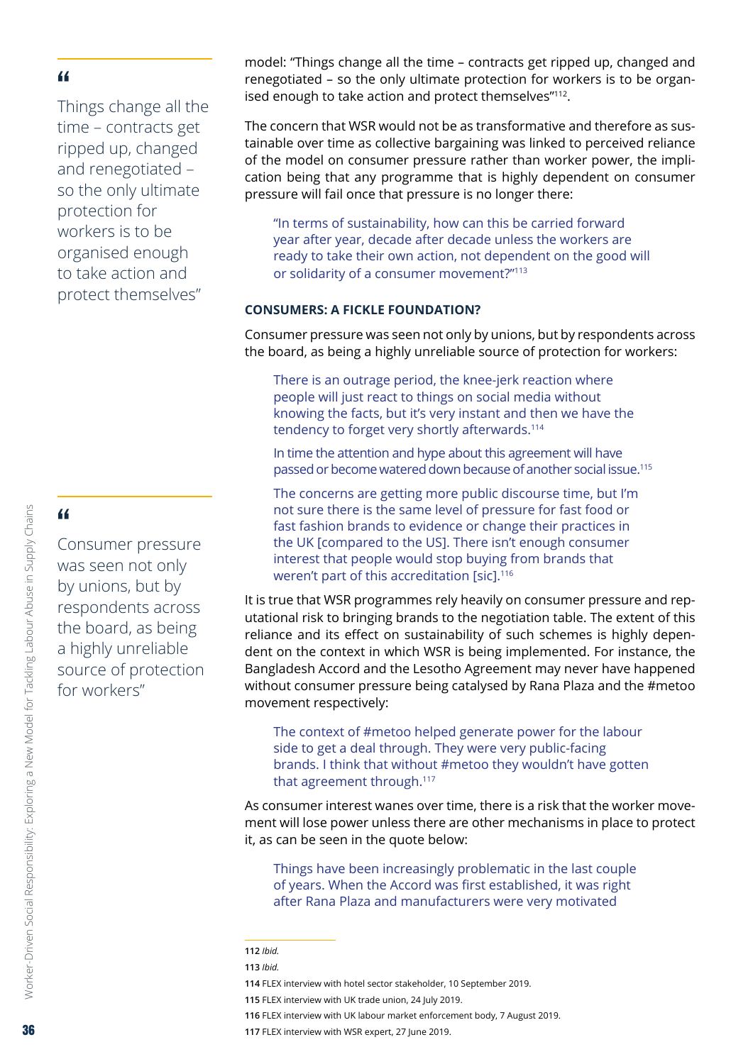model: "Things change all the time – contracts get ripped up, changed and renegotiated – so the only ultimate protection for workers is to be organised enough to take action and protect themselves"[112].

> "Things change all the time – contracts get ripped up, changed and renegotiated – so the only ultimate protection for workers is to be organised enough to take action and protect themselves"

The concern that WSR would not be as transformative and therefore as sustainable over time as collective bargaining was linked to perceived reliance of the model on consumer pressure rather than worker power, the implication being that any programme that is highly dependent on consumer pressure will fail once that pressure is no longer there:

> "In terms of sustainability, how can this be carried forward year after year, decade after decade unless the workers are ready to take their own action, not dependent on the good will or solidarity of a consumer movement?"[113]

**CONSUMERS: A FICKLE FOUNDATION?**

Consumer pressure was seen not only by unions, but by respondents across the board, as being a highly unreliable source of protection for workers:

> There is an outrage period, the knee-jerk reaction where people will just react to things on social media without knowing the facts, but it's very instant and then we have the tendency to forget very shortly afterwards.[114]

> In time the attention and hype about this agreement will have passed or become watered down because of another social issue.[115]

> The concerns are getting more public discourse time, but I'm not sure there is the same level of pressure for fast food or fast fashion brands to evidence or change their practices in the UK [compared to the US]. There isn't enough consumer interest that people would stop buying from brands that weren't part of this accreditation [sic].[116]

> "Consumer pressure was seen not only by unions, but by respondents across the board, as being a highly unreliable source of protection for workers"

It is true that WSR programmes rely heavily on consumer pressure and reputational risk to bringing brands to the negotiation table. The extent of this reliance and its effect on sustainability of such schemes is highly dependent on the context in which WSR is being implemented. For instance, the Bangladesh Accord and the Lesotho Agreement may never have happened without consumer pressure being catalysed by Rana Plaza and the #metoo movement respectively:

> The context of #metoo helped generate power for the labour side to get a deal through. They were very public-facing brands. I think that without #metoo they wouldn't have gotten that agreement through.[117]

As consumer interest wanes over time, there is a risk that the worker movement will lose power unless there are other mechanisms in place to protect it, as can be seen in the quote below:

> Things have been increasingly problematic in the last couple of years. When the Accord was first established, it was right after Rana Plaza and manufacturers were very motivated

---

112 *Ibid.*

113 *Ibid.*

114 FLEX interview with hotel sector stakeholder, 10 September 2019.

115 FLEX interview with UK trade union, 24 July 2019.

116 FLEX interview with UK labour market enforcement body, 7 August 2019.

117 FLEX interview with WSR expert, 27 June 2019.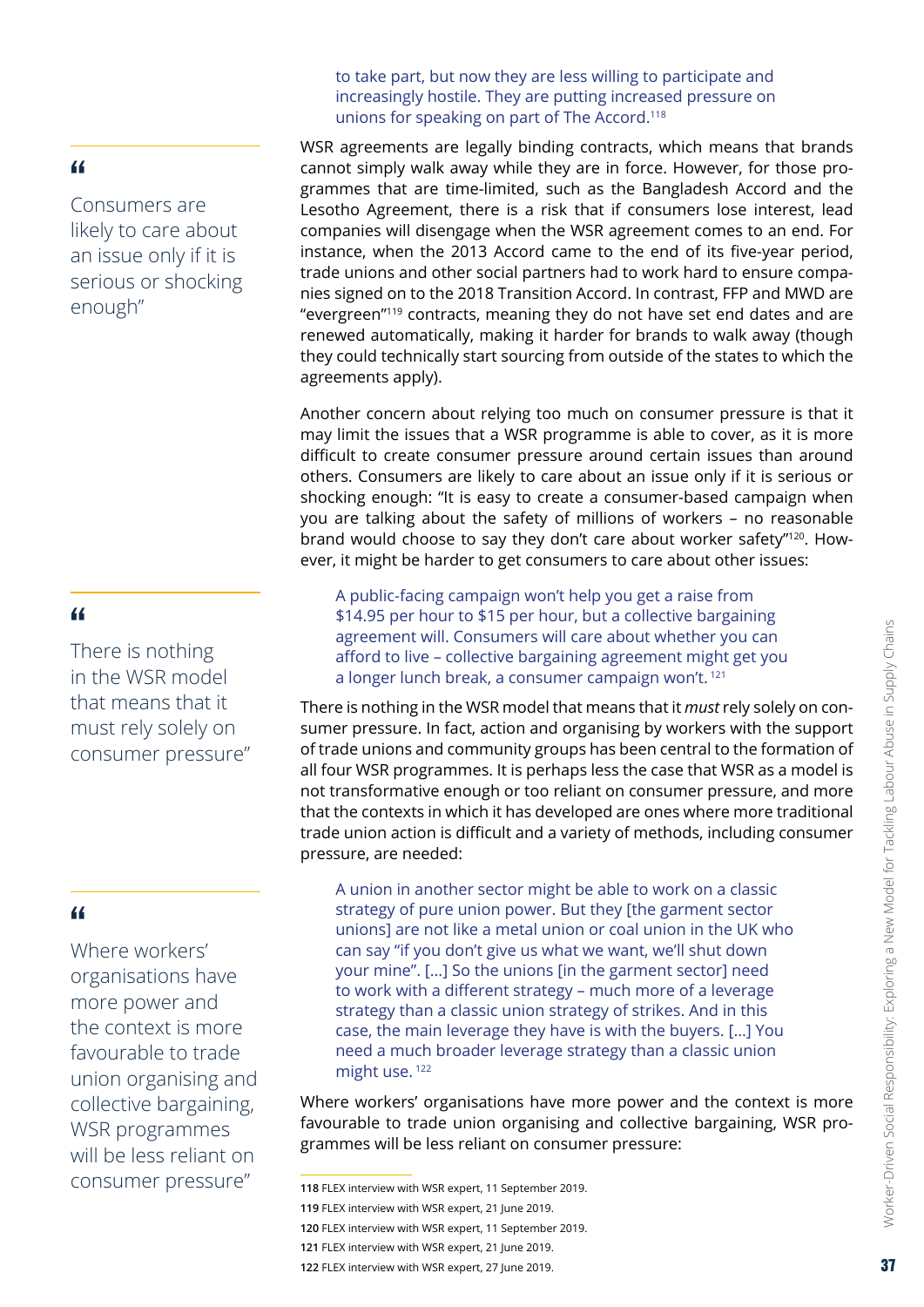> to take part, but now they are less willing to participate and increasingly hostile. They are putting increased pressure on unions for speaking on part of The Accord.[118]

WSR agreements are legally binding contracts, which means that brands cannot simply walk away while they are in force. However, for those programmes that are time-limited, such as the Bangladesh Accord and the Lesotho Agreement, there is a risk that if consumers lose interest, lead companies will disengage when the WSR agreement comes to an end. For instance, when the 2013 Accord came to the end of its five-year period, trade unions and other social partners had to work hard to ensure companies signed on to the 2018 Transition Accord. In contrast, FFP and MWD are "evergreen"[119] contracts, meaning they do not have set end dates and are renewed automatically, making it harder for brands to walk away (though they could technically start sourcing from outside of the states to which the agreements apply).

> "Consumers are likely to care about an issue only if it is serious or shocking enough"

Another concern about relying too much on consumer pressure is that it may limit the issues that a WSR programme is able to cover, as it is more difficult to create consumer pressure around certain issues than around others. Consumers are likely to care about an issue only if it is serious or shocking enough: "It is easy to create a consumer-based campaign when you are talking about the safety of millions of workers – no reasonable brand would choose to say they don't care about worker safety"[120]. However, it might be harder to get consumers to care about other issues:

> A public-facing campaign won't help you get a raise from $14.95 per hour to $15 per hour, but a collective bargaining agreement will. Consumers will care about whether you can afford to live – collective bargaining agreement might get you a longer lunch break, a consumer campaign won't.[121]

> "There is nothing in the WSR model that means that it must rely solely on consumer pressure"

There is nothing in the WSR model that means that it *must* rely solely on consumer pressure. In fact, action and organising by workers with the support of trade unions and community groups has been central to the formation of all four WSR programmes. It is perhaps less the case that WSR as a model is not transformative enough or too reliant on consumer pressure, and more that the contexts in which it has developed are ones where more traditional trade union action is difficult and a variety of methods, including consumer pressure, are needed:

> A union in another sector might be able to work on a classic strategy of pure union power. But they [the garment sector unions] are not like a metal union or coal union in the UK who can say "if you don't give us what we want, we'll shut down your mine". [...] So the unions [in the garment sector] need to work with a different strategy – much more of a leverage strategy than a classic union strategy of strikes. And in this case, the main leverage they have is with the buyers. [...] You need a much broader leverage strategy than a classic union might use.[122]

> "Where workers' organisations have more power and the context is more favourable to trade union organising and collective bargaining, WSR programmes will be less reliant on consumer pressure"

Where workers' organisations have more power and the context is more favourable to trade union organising and collective bargaining, WSR programmes will be less reliant on consumer pressure:

---

118 FLEX interview with WSR expert, 11 September 2019.

119 FLEX interview with WSR expert, 21 June 2019.

120 FLEX interview with WSR expert, 11 September 2019.

121 FLEX interview with WSR expert, 21 June 2019.

122 FLEX interview with WSR expert, 27 June 2019.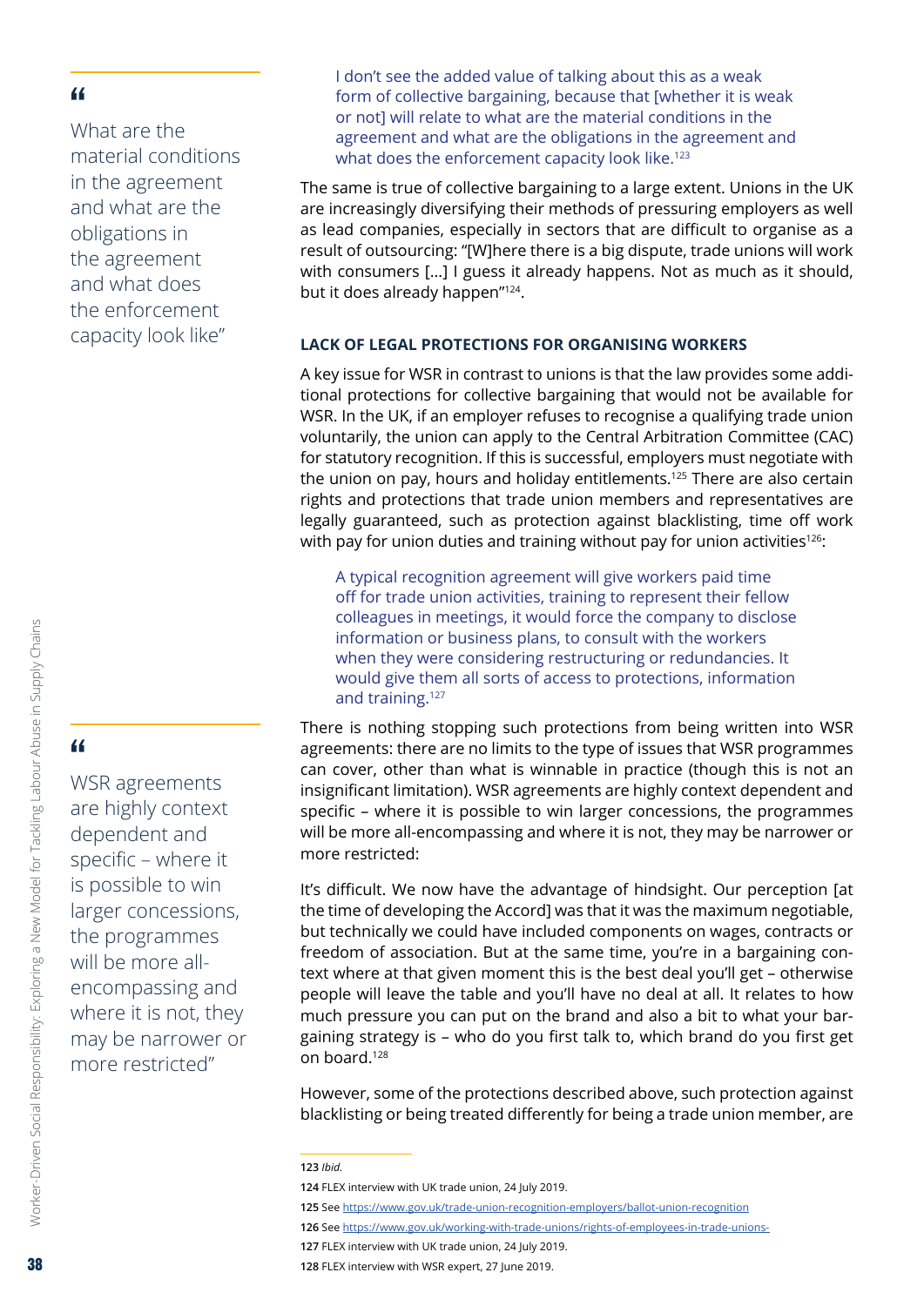> “What are the material conditions in the agreement and what are the obligations in the agreement and what does the enforcement capacity look like”

> I don't see the added value of talking about this as a weak form of collective bargaining, because that [whether it is weak or not] will relate to what are the material conditions in the agreement and what are the obligations in the agreement and what does the enforcement capacity look like.[123]

The same is true of collective bargaining to a large extent. Unions in the UK are increasingly diversifying their methods of pressuring employers as well as lead companies, especially in sectors that are difficult to organise as a result of outsourcing: "[W]here there is a big dispute, trade unions will work with consumers [...] I guess it already happens. Not as much as it should, but it does already happen"[124].

### LACK OF LEGAL PROTECTIONS FOR ORGANISING WORKERS

A key issue for WSR in contrast to unions is that the law provides some additional protections for collective bargaining that would not be available for WSR. In the UK, if an employer refuses to recognise a qualifying trade union voluntarily, the union can apply to the Central Arbitration Committee (CAC) for statutory recognition. If this is successful, employers must negotiate with the union on pay, hours and holiday entitlements.[125] There are also certain rights and protections that trade union members and representatives are legally guaranteed, such as protection against blacklisting, time off work with pay for union duties and training without pay for union activities[126]:

> A typical recognition agreement will give workers paid time off for trade union activities, training to represent their fellow colleagues in meetings, it would force the company to disclose information or business plans, to consult with the workers when they were considering restructuring or redundancies. It would give them all sorts of access to protections, information and training.[127]

> “WSR agreements are highly context dependent and specific – where it is possible to win larger concessions, the programmes will be more all-encompassing and where it is not, they may be narrower or more restricted”

There is nothing stopping such protections from being written into WSR agreements: there are no limits to the type of issues that WSR programmes can cover, other than what is winnable in practice (though this is not an insignificant limitation). WSR agreements are highly context dependent and specific – where it is possible to win larger concessions, the programmes will be more all-encompassing and where it is not, they may be narrower or more restricted:

It's difficult. We now have the advantage of hindsight. Our perception [at the time of developing the Accord] was that it was the maximum negotiable, but technically we could have included components on wages, contracts or freedom of association. But at the same time, you're in a bargaining context where at that given moment this is the best deal you'll get – otherwise people will leave the table and you'll have no deal at all. It relates to how much pressure you can put on the brand and also a bit to what your bargaining strategy is – who do you first talk to, which brand do you first get on board.[128]

However, some of the protections described above, such protection against blacklisting or being treated differently for being a trade union member, are

---

123 *Ibid.*

124 FLEX interview with UK trade union, 24 July 2019.

125 See https://www.gov.uk/trade-union-recognition-employers/ballot-union-recognition

126 See https://www.gov.uk/working-with-trade-unions/rights-of-employees-in-trade-unions-

127 FLEX interview with UK trade union, 24 July 2019.

128 FLEX interview with WSR expert, 27 June 2019.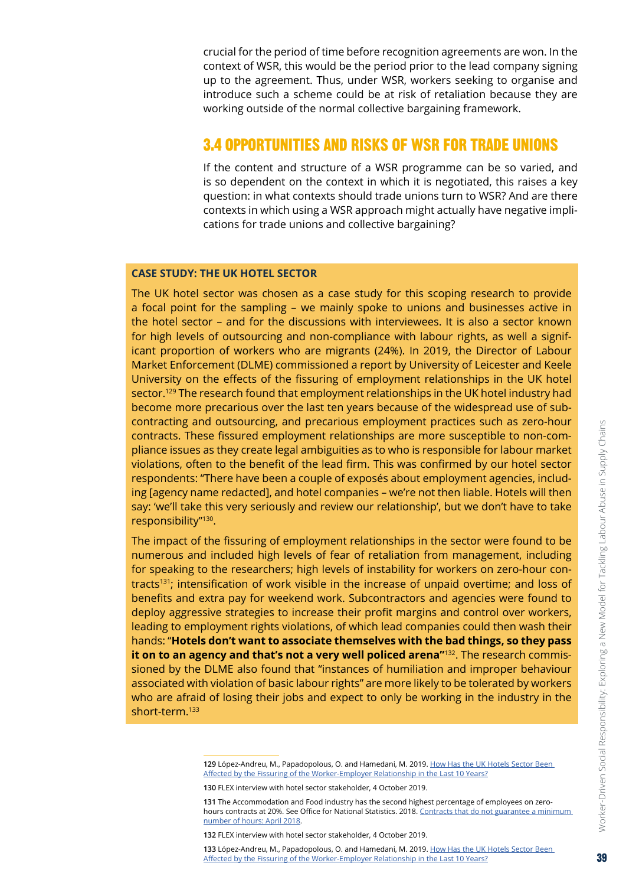crucial for the period of time before recognition agreements are won. In the context of WSR, this would be the period prior to the lead company signing up to the agreement. Thus, under WSR, workers seeking to organise and introduce such a scheme could be at risk of retaliation because they are working outside of the normal collective bargaining framework.

## 3.4 OPPORTUNITIES AND RISKS OF WSR FOR TRADE UNIONS

If the content and structure of a WSR programme can be so varied, and is so dependent on the context in which it is negotiated, this raises a key question: in what contexts should trade unions turn to WSR? And are there contexts in which using a WSR approach might actually have negative implications for trade unions and collective bargaining?

### CASE STUDY: THE UK HOTEL SECTOR

The UK hotel sector was chosen as a case study for this scoping research to provide a focal point for the sampling – we mainly spoke to unions and businesses active in the hotel sector – and for the discussions with interviewees. It is also a sector known for high levels of outsourcing and non-compliance with labour rights, as well a significant proportion of workers who are migrants (24%). In 2019, the Director of Labour Market Enforcement (DLME) commissioned a report by University of Leicester and Keele University on the effects of the fissuring of employment relationships in the UK hotel sector.[129] The research found that employment relationships in the UK hotel industry had become more precarious over the last ten years because of the widespread use of subcontracting and outsourcing, and precarious employment practices such as zero-hour contracts. These fissured employment relationships are more susceptible to non-compliance issues as they create legal ambiguities as to who is responsible for labour market violations, often to the benefit of the lead firm. This was confirmed by our hotel sector respondents: "There have been a couple of exposés about employment agencies, including [agency name redacted], and hotel companies – we're not then liable. Hotels will then say: 'we'll take this very seriously and review our relationship', but we don't have to take responsibility"[130].

The impact of the fissuring of employment relationships in the sector were found to be numerous and included high levels of fear of retaliation from management, including for speaking to the researchers; high levels of instability for workers on zero-hour contracts[131]; intensification of work visible in the increase of unpaid overtime; and loss of benefits and extra pay for weekend work. Subcontractors and agencies were found to deploy aggressive strategies to increase their profit margins and control over workers, leading to employment rights violations, of which lead companies could then wash their hands: "**Hotels don't want to associate themselves with the bad things, so they pass it on to an agency and that's not a very well policed arena"**[132]. The research commissioned by the DLME also found that "instances of humiliation and improper behaviour associated with violation of basic labour rights" are more likely to be tolerated by workers who are afraid of losing their jobs and expect to only be working in the industry in the short-term.[133]

---

**129** López-Andreu, M., Papadopolous, O. and Hamedani, M. 2019. How Has the UK Hotels Sector Been Affected by the Fissuring of the Worker-Employer Relationship in the Last 10 Years?

**130** FLEX interview with hotel sector stakeholder, 4 October 2019.

**131** The Accommodation and Food industry has the second highest percentage of employees on zero-hours contracts at 20%. See Office for National Statistics. 2018. Contracts that do not guarantee a minimum number of hours: April 2018.

**132** FLEX interview with hotel sector stakeholder, 4 October 2019.

**133** López-Andreu, M., Papadopolous, O. and Hamedani, M. 2019. How Has the UK Hotels Sector Been Affected by the Fissuring of the Worker-Employer Relationship in the Last 10 Years?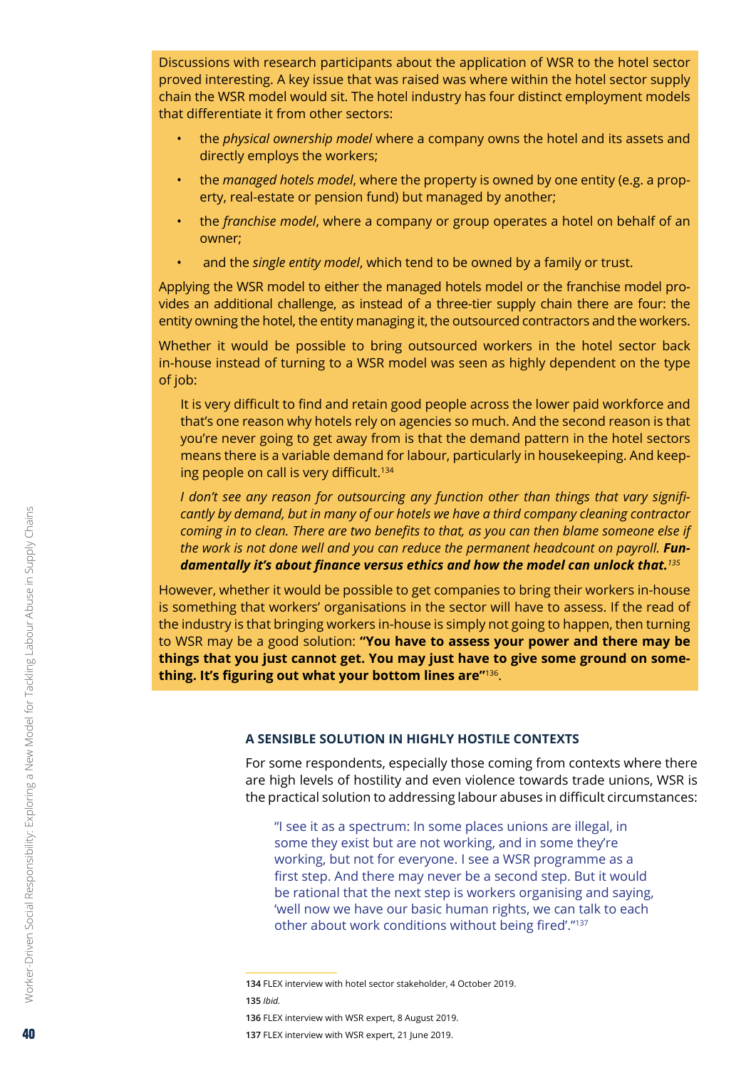Discussions with research participants about the application of WSR to the hotel sector proved interesting. A key issue that was raised was where within the hotel sector supply chain the WSR model would sit. The hotel industry has four distinct employment models that differentiate it from other sectors:

- the *physical ownership model* where a company owns the hotel and its assets and directly employs the workers;
- the *managed hotels model*, where the property is owned by one entity (e.g. a property, real-estate or pension fund) but managed by another;
- the *franchise model*, where a company or group operates a hotel on behalf of an owner;
- and the *single entity model*, which tend to be owned by a family or trust.

Applying the WSR model to either the managed hotels model or the franchise model provides an additional challenge, as instead of a three-tier supply chain there are four: the entity owning the hotel, the entity managing it, the outsourced contractors and the workers.

Whether it would be possible to bring outsourced workers in the hotel sector back in-house instead of turning to a WSR model was seen as highly dependent on the type of job:

> It is very difficult to find and retain good people across the lower paid workforce and that's one reason why hotels rely on agencies so much. And the second reason is that you're never going to get away from is that the demand pattern in the hotel sectors means there is a variable demand for labour, particularly in housekeeping. And keeping people on call is very difficult.[134]

> *I don't see any reason for outsourcing any function other than things that vary significantly by demand, but in many of our hotels we have a third company cleaning contractor coming in to clean. There are two benefits to that, as you can then blame someone else if the work is not done well and you can reduce the permanent headcount on payroll.* ***Fundamentally it's about finance versus ethics and how the model can unlock that.***[135]

However, whether it would be possible to get companies to bring their workers in-house is something that workers' organisations in the sector will have to assess. If the read of the industry is that bringing workers in-house is simply not going to happen, then turning to WSR may be a good solution: **"You have to assess your power and there may be things that you just cannot get. You may just have to give some ground on something. It's figuring out what your bottom lines are"**[136].

### A SENSIBLE SOLUTION IN HIGHLY HOSTILE CONTEXTS

For some respondents, especially those coming from contexts where there are high levels of hostility and even violence towards trade unions, WSR is the practical solution to addressing labour abuses in difficult circumstances:

> "I see it as a spectrum: In some places unions are illegal, in some they exist but are not working, and in some they're working, but not for everyone. I see a WSR programme as a first step. And there may never be a second step. But it would be rational that the next step is workers organising and saying, 'well now we have our basic human rights, we can talk to each other about work conditions without being fired'."[137]

---

**134** FLEX interview with hotel sector stakeholder, 4 October 2019.

**135** *Ibid.*

**136** FLEX interview with WSR expert, 8 August 2019.

**137** FLEX interview with WSR expert, 21 June 2019.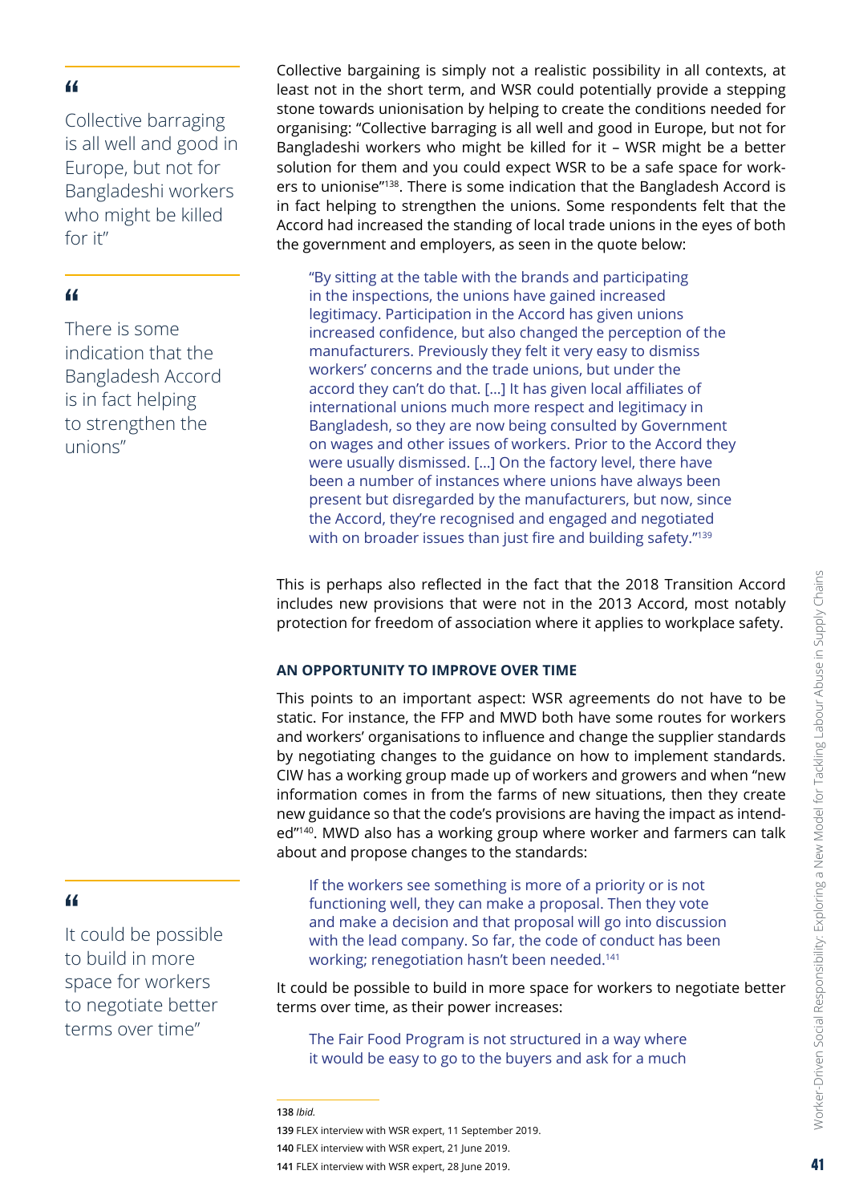> "Collective barraging is all well and good in Europe, but not for Bangladeshi workers who might be killed for it"

> "There is some indication that the Bangladesh Accord is in fact helping to strengthen the unions"

> "It could be possible to build in more space for workers to negotiate better terms over time"

Collective bargaining is simply not a realistic possibility in all contexts, at least not in the short term, and WSR could potentially provide a stepping stone towards unionisation by helping to create the conditions needed for organising: "Collective barraging is all well and good in Europe, but not for Bangladeshi workers who might be killed for it – WSR might be a better solution for them and you could expect WSR to be a safe space for workers to unionise"[138]. There is some indication that the Bangladesh Accord is in fact helping to strengthen the unions. Some respondents felt that the Accord had increased the standing of local trade unions in the eyes of both the government and employers, as seen in the quote below:

> "By sitting at the table with the brands and participating in the inspections, the unions have gained increased legitimacy. Participation in the Accord has given unions increased confidence, but also changed the perception of the manufacturers. Previously they felt it very easy to dismiss workers' concerns and the trade unions, but under the accord they can't do that. [...] It has given local affiliates of international unions much more respect and legitimacy in Bangladesh, so they are now being consulted by Government on wages and other issues of workers. Prior to the Accord they were usually dismissed. [...] On the factory level, there have been a number of instances where unions have always been present but disregarded by the manufacturers, but now, since the Accord, they're recognised and engaged and negotiated with on broader issues than just fire and building safety."[139]

This is perhaps also reflected in the fact that the 2018 Transition Accord includes new provisions that were not in the 2013 Accord, most notably protection for freedom of association where it applies to workplace safety.

#### AN OPPORTUNITY TO IMPROVE OVER TIME

This points to an important aspect: WSR agreements do not have to be static. For instance, the FFP and MWD both have some routes for workers and workers' organisations to influence and change the supplier standards by negotiating changes to the guidance on how to implement standards. CIW has a working group made up of workers and growers and when "new information comes in from the farms of new situations, then they create new guidance so that the code's provisions are having the impact as intended"[140]. MWD also has a working group where worker and farmers can talk about and propose changes to the standards:

> If the workers see something is more of a priority or is not functioning well, they can make a proposal. Then they vote and make a decision and that proposal will go into discussion with the lead company. So far, the code of conduct has been working; renegotiation hasn't been needed.[141]

It could be possible to build in more space for workers to negotiate better terms over time, as their power increases:

> The Fair Food Program is not structured in a way where it would be easy to go to the buyers and ask for a much

---

**138** *Ibid.*

**139** FLEX interview with WSR expert, 11 September 2019.

**140** FLEX interview with WSR expert, 21 June 2019.

**141** FLEX interview with WSR expert, 28 June 2019.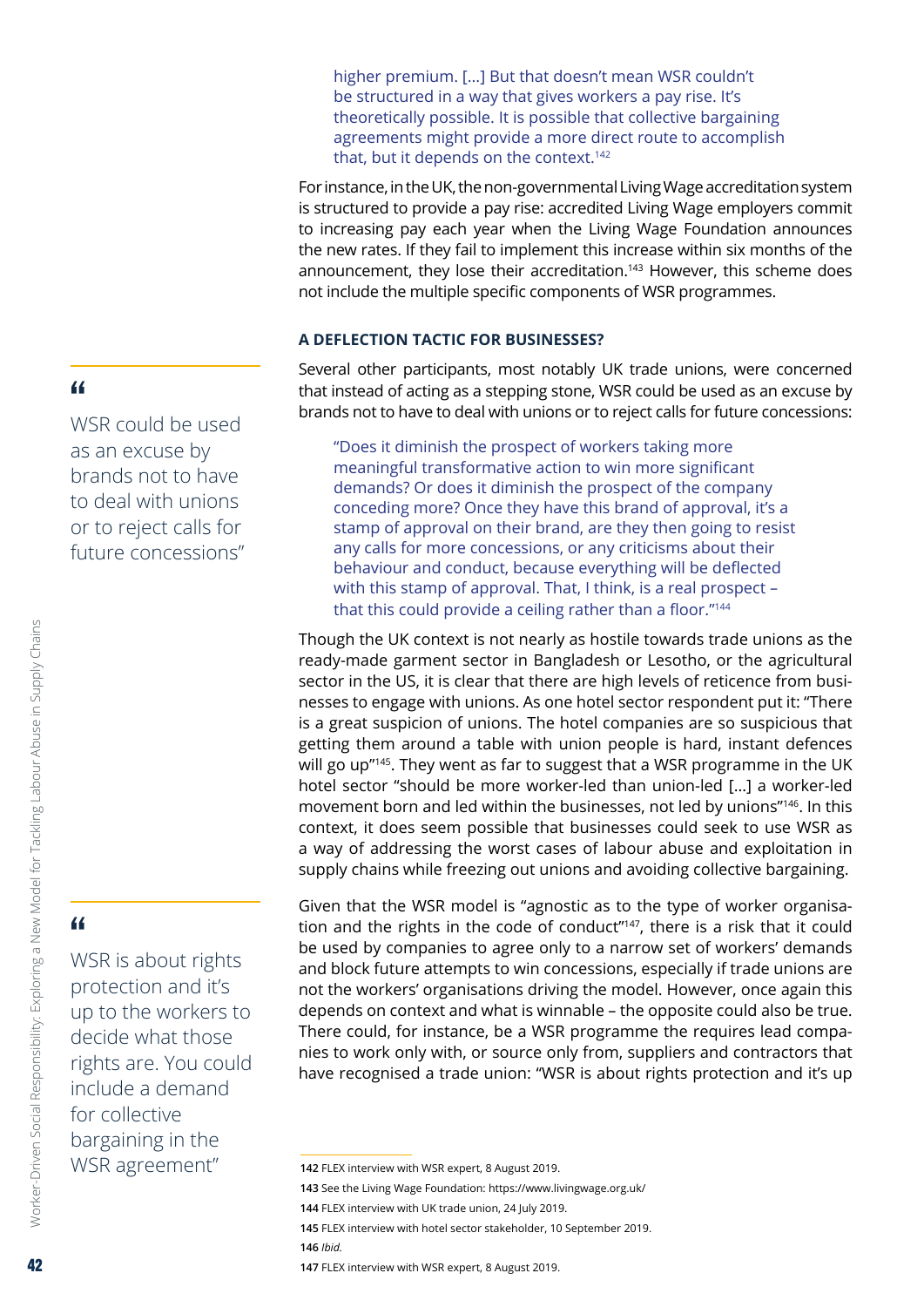> higher premium. [...] But that doesn't mean WSR couldn't be structured in a way that gives workers a pay rise. It's theoretically possible. It is possible that collective bargaining agreements might provide a more direct route to accomplish that, but it depends on the context.[142]

For instance, in the UK, the non-governmental Living Wage accreditation system is structured to provide a pay rise: accredited Living Wage employers commit to increasing pay each year when the Living Wage Foundation announces the new rates. If they fail to implement this increase within six months of the announcement, they lose their accreditation.[143] However, this scheme does not include the multiple specific components of WSR programmes.

### A DEFLECTION TACTIC FOR BUSINESSES?

Several other participants, most notably UK trade unions, were concerned that instead of acting as a stepping stone, WSR could be used as an excuse by brands not to have to deal with unions or to reject calls for future concessions:

> "Does it diminish the prospect of workers taking more meaningful transformative action to win more significant demands? Or does it diminish the prospect of the company conceding more? Once they have this brand of approval, it's a stamp of approval on their brand, are they then going to resist any calls for more concessions, or any criticisms about their behaviour and conduct, because everything will be deflected with this stamp of approval. That, I think, is a real prospect – that this could provide a ceiling rather than a floor."[144]

> "WSR could be used as an excuse by brands not to have to deal with unions or to reject calls for future concessions"

Though the UK context is not nearly as hostile towards trade unions as the ready-made garment sector in Bangladesh or Lesotho, or the agricultural sector in the US, it is clear that there are high levels of reticence from businesses to engage with unions. As one hotel sector respondent put it: "There is a great suspicion of unions. The hotel companies are so suspicious that getting them around a table with union people is hard, instant defences will go up"[145]. They went as far to suggest that a WSR programme in the UK hotel sector "should be more worker-led than union-led [...] a worker-led movement born and led within the businesses, not led by unions"[146]. In this context, it does seem possible that businesses could seek to use WSR as a way of addressing the worst cases of labour abuse and exploitation in supply chains while freezing out unions and avoiding collective bargaining.

Given that the WSR model is "agnostic as to the type of worker organisation and the rights in the code of conduct"[147], there is a risk that it could be used by companies to agree only to a narrow set of workers' demands and block future attempts to win concessions, especially if trade unions are not the workers' organisations driving the model. However, once again this depends on context and what is winnable – the opposite could also be true. There could, for instance, be a WSR programme the requires lead companies to work only with, or source only from, suppliers and contractors that have recognised a trade union: "WSR is about rights protection and it's up

> "WSR is about rights protection and it's up to the workers to decide what those rights are. You could include a demand for collective bargaining in the WSR agreement"

142 FLEX interview with WSR expert, 8 August 2019.

143 See the Living Wage Foundation: https://www.livingwage.org.uk/

144 FLEX interview with UK trade union, 24 July 2019.

145 FLEX interview with hotel sector stakeholder, 10 September 2019.

146 *Ibid.*

147 FLEX interview with WSR expert, 8 August 2019.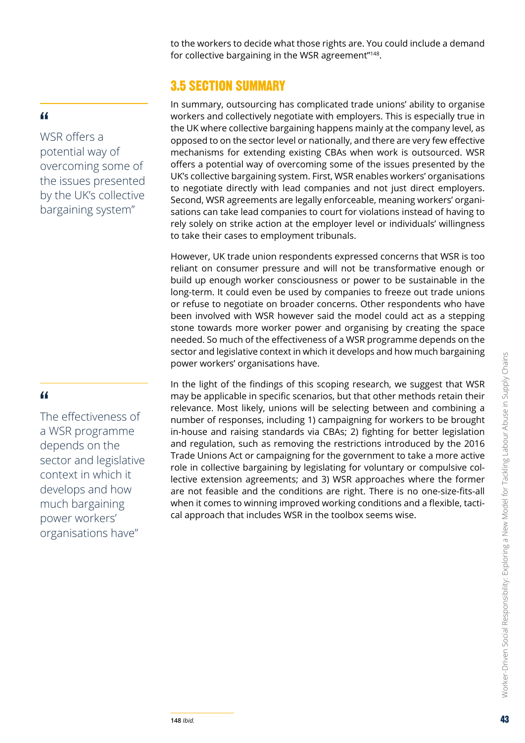to the workers to decide what those rights are. You could include a demand for collective bargaining in the WSR agreement"[148].

## 3.5 SECTION SUMMARY

> "WSR offers a potential way of overcoming some of the issues presented by the UK's collective bargaining system"

In summary, outsourcing has complicated trade unions' ability to organise workers and collectively negotiate with employers. This is especially true in the UK where collective bargaining happens mainly at the company level, as opposed to on the sector level or nationally, and there are very few effective mechanisms for extending existing CBAs when work is outsourced. WSR offers a potential way of overcoming some of the issues presented by the UK's collective bargaining system. First, WSR enables workers' organisations to negotiate directly with lead companies and not just direct employers. Second, WSR agreements are legally enforceable, meaning workers' organisations can take lead companies to court for violations instead of having to rely solely on strike action at the employer level or individuals' willingness to take their cases to employment tribunals.

However, UK trade union respondents expressed concerns that WSR is too reliant on consumer pressure and will not be transformative enough or build up enough worker consciousness or power to be sustainable in the long-term. It could even be used by companies to freeze out trade unions or refuse to negotiate on broader concerns. Other respondents who have been involved with WSR however said the model could act as a stepping stone towards more worker power and organising by creating the space needed. So much of the effectiveness of a WSR programme depends on the sector and legislative context in which it develops and how much bargaining power workers' organisations have.

> "The effectiveness of a WSR programme depends on the sector and legislative context in which it develops and how much bargaining power workers' organisations have"

In the light of the findings of this scoping research, we suggest that WSR may be applicable in specific scenarios, but that other methods retain their relevance. Most likely, unions will be selecting between and combining a number of responses, including 1) campaigning for workers to be brought in-house and raising standards via CBAs; 2) fighting for better legislation and regulation, such as removing the restrictions introduced by the 2016 Trade Unions Act or campaigning for the government to take a more active role in collective bargaining by legislating for voluntary or compulsive collective extension agreements; and 3) WSR approaches where the former are not feasible and the conditions are right. There is no one-size-fits-all when it comes to winning improved working conditions and a flexible, tactical approach that includes WSR in the toolbox seems wise.

148 *Ibid.*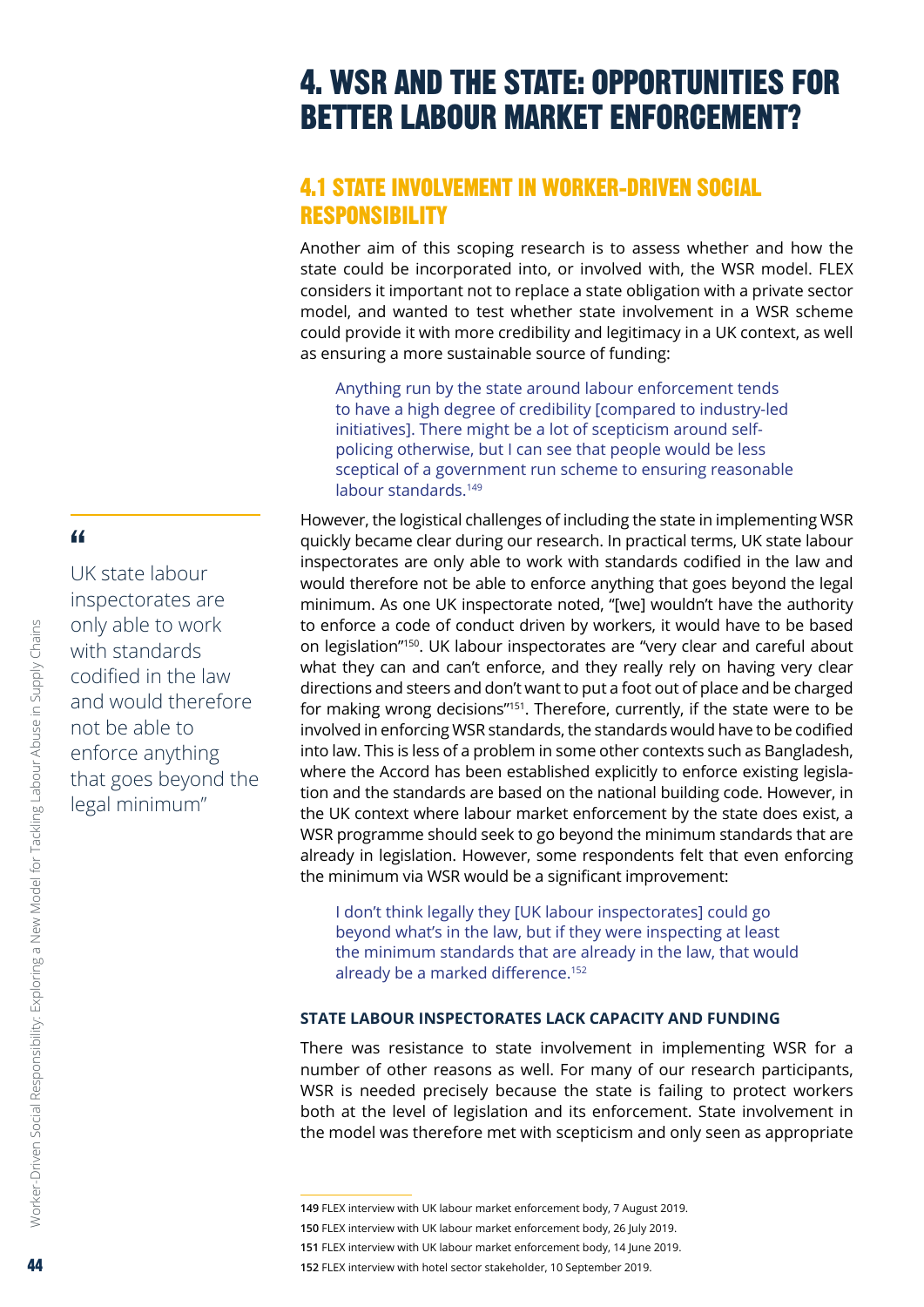# 4. WSR AND THE STATE: OPPORTUNITIES FOR BETTER LABOUR MARKET ENFORCEMENT?

## 4.1 STATE INVOLVEMENT IN WORKER-DRIVEN SOCIAL RESPONSIBILITY

Another aim of this scoping research is to assess whether and how the state could be incorporated into, or involved with, the WSR model. FLEX considers it important not to replace a state obligation with a private sector model, and wanted to test whether state involvement in a WSR scheme could provide it with more credibility and legitimacy in a UK context, as well as ensuring a more sustainable source of funding:

> Anything run by the state around labour enforcement tends to have a high degree of credibility [compared to industry-led initiatives]. There might be a lot of scepticism around self-policing otherwise, but I can see that people would be less sceptical of a government run scheme to ensuring reasonable labour standards.[149]

> "UK state labour inspectorates are only able to work with standards codified in the law and would therefore not be able to enforce anything that goes beyond the legal minimum"

However, the logistical challenges of including the state in implementing WSR quickly became clear during our research. In practical terms, UK state labour inspectorates are only able to work with standards codified in the law and would therefore not be able to enforce anything that goes beyond the legal minimum. As one UK inspectorate noted, "[we] wouldn't have the authority to enforce a code of conduct driven by workers, it would have to be based on legislation"[150]. UK labour inspectorates are "very clear and careful about what they can and can't enforce, and they really rely on having very clear directions and steers and don't want to put a foot out of place and be charged for making wrong decisions"[151]. Therefore, currently, if the state were to be involved in enforcing WSR standards, the standards would have to be codified into law. This is less of a problem in some other contexts such as Bangladesh, where the Accord has been established explicitly to enforce existing legislation and the standards are based on the national building code. However, in the UK context where labour market enforcement by the state does exist, a WSR programme should seek to go beyond the minimum standards that are already in legislation. However, some respondents felt that even enforcing the minimum via WSR would be a significant improvement:

> I don't think legally they [UK labour inspectorates] could go beyond what's in the law, but if they were inspecting at least the minimum standards that are already in the law, that would already be a marked difference.[152]

#### STATE LABOUR INSPECTORATES LACK CAPACITY AND FUNDING

There was resistance to state involvement in implementing WSR for a number of other reasons as well. For many of our research participants, WSR is needed precisely because the state is failing to protect workers both at the level of legislation and its enforcement. State involvement in the model was therefore met with scepticism and only seen as appropriate

---

149 FLEX interview with UK labour market enforcement body, 7 August 2019.

150 FLEX interview with UK labour market enforcement body, 26 July 2019.

151 FLEX interview with UK labour market enforcement body, 14 June 2019.

152 FLEX interview with hotel sector stakeholder, 10 September 2019.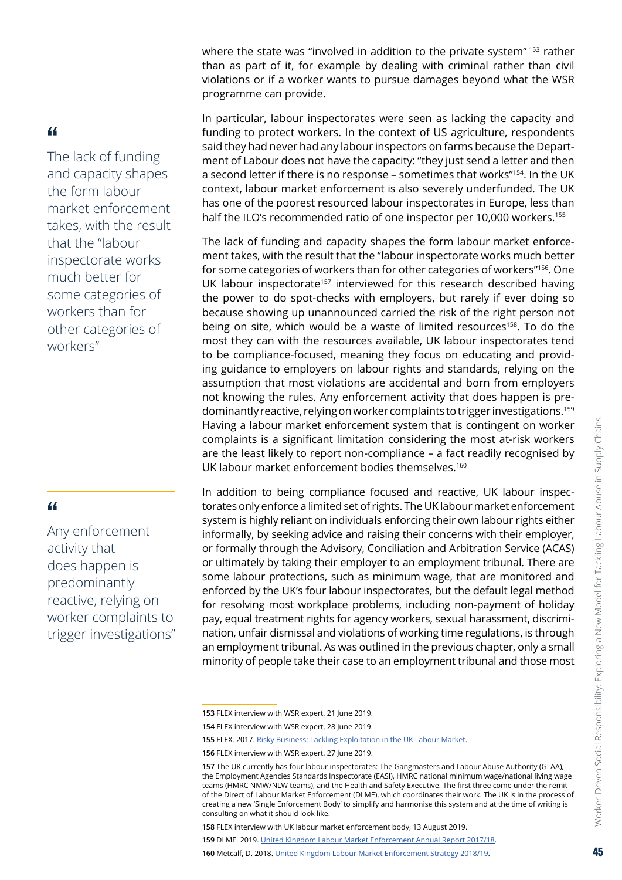where the state was "involved in addition to the private system"[153] rather than as part of it, for example by dealing with criminal rather than civil violations or if a worker wants to pursue damages beyond what the WSR programme can provide.

> "The lack of funding and capacity shapes the form labour market enforcement takes, with the result that the "labour inspectorate works much better for some categories of workers than for other categories of workers"

In particular, labour inspectorates were seen as lacking the capacity and funding to protect workers. In the context of US agriculture, respondents said they had never had any labour inspectors on farms because the Department of Labour does not have the capacity: "they just send a letter and then a second letter if there is no response – sometimes that works"[154]. In the UK context, labour market enforcement is also severely underfunded. The UK has one of the poorest resourced labour inspectorates in Europe, less than half the ILO's recommended ratio of one inspector per 10,000 workers.[155]

The lack of funding and capacity shapes the form labour market enforcement takes, with the result that the "labour inspectorate works much better for some categories of workers than for other categories of workers"[156]. One UK labour inspectorate[157] interviewed for this research described having the power to do spot-checks with employers, but rarely if ever doing so because showing up unannounced carried the risk of the right person not being on site, which would be a waste of limited resources[158]. To do the most they can with the resources available, UK labour inspectorates tend to be compliance-focused, meaning they focus on educating and providing guidance to employers on labour rights and standards, relying on the assumption that most violations are accidental and born from employers not knowing the rules. Any enforcement activity that does happen is predominantly reactive, relying on worker complaints to trigger investigations.[159] Having a labour market enforcement system that is contingent on worker complaints is a significant limitation considering the most at-risk workers are the least likely to report non-compliance – a fact readily recognised by UK labour market enforcement bodies themselves.[160]

> "Any enforcement activity that does happen is predominantly reactive, relying on worker complaints to trigger investigations"

In addition to being compliance focused and reactive, UK labour inspectorates only enforce a limited set of rights. The UK labour market enforcement system is highly reliant on individuals enforcing their own labour rights either informally, by seeking advice and raising their concerns with their employer, or formally through the Advisory, Conciliation and Arbitration Service (ACAS) or ultimately by taking their employer to an employment tribunal. There are some labour protections, such as minimum wage, that are monitored and enforced by the UK's four labour inspectorates, but the default legal method for resolving most workplace problems, including non-payment of holiday pay, equal treatment rights for agency workers, sexual harassment, discrimination, unfair dismissal and violations of working time regulations, is through an employment tribunal. As was outlined in the previous chapter, only a small minority of people take their case to an employment tribunal and those most

---

**153** FLEX interview with WSR expert, 21 June 2019.

**154** FLEX interview with WSR expert, 28 June 2019.

**155** FLEX. 2017. Risky Business: Tackling Exploitation in the UK Labour Market.

**156** FLEX interview with WSR expert, 27 June 2019.

**157** The UK currently has four labour inspectorates: The Gangmasters and Labour Abuse Authority (GLAA), the Employment Agencies Standards Inspectorate (EASI), HMRC national minimum wage/national living wage teams (HMRC NMW/NLW teams), and the Health and Safety Executive. The first three come under the remit of the Direct of Labour Market Enforcement (DLME), which coordinates their work. The UK is in the process of creating a new 'Single Enforcement Body' to simplify and harmonise this system and at the time of writing is consulting on what it should look like.

**158** FLEX interview with UK labour market enforcement body, 13 August 2019.

**159** DLME. 2019. United Kingdom Labour Market Enforcement Annual Report 2017/18.

**160** Metcalf, D. 2018. United Kingdom Labour Market Enforcement Strategy 2018/19.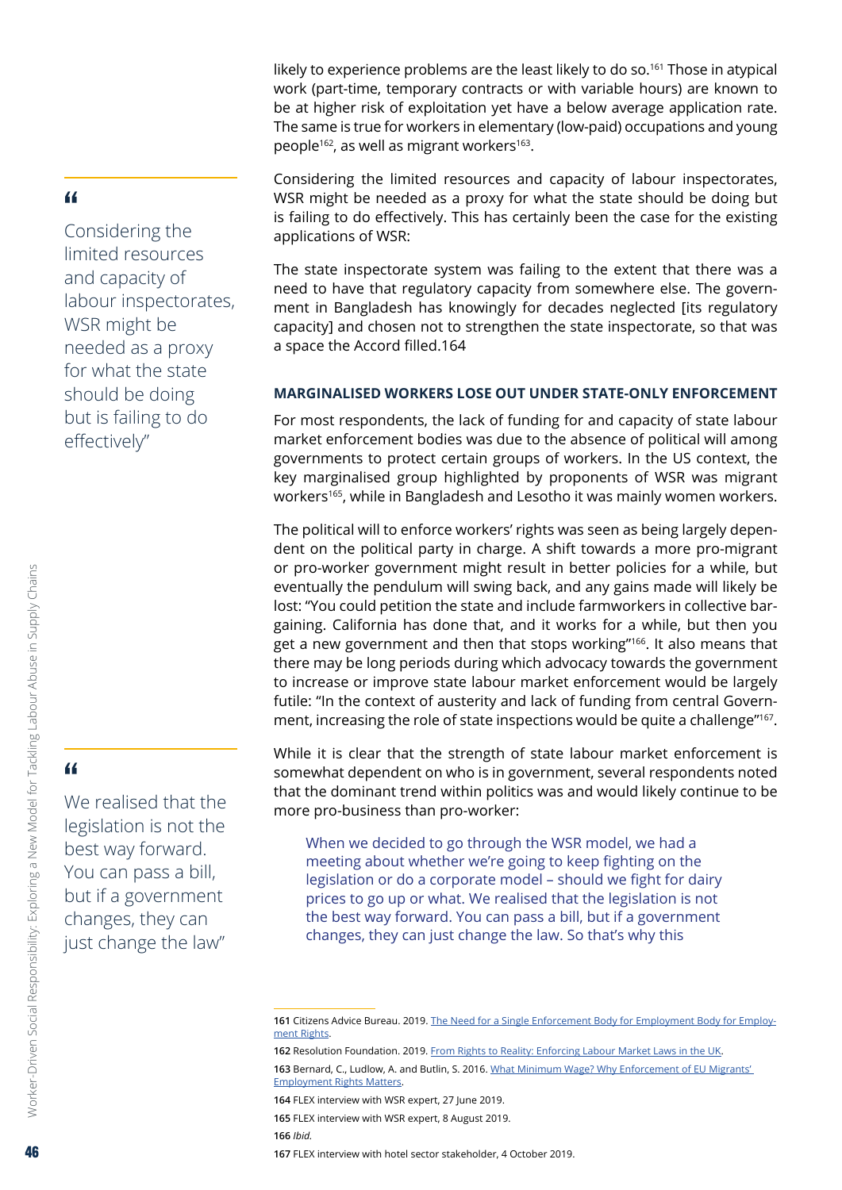likely to experience problems are the least likely to do so.[161] Those in atypical work (part-time, temporary contracts or with variable hours) are known to be at higher risk of exploitation yet have a below average application rate. The same is true for workers in elementary (low-paid) occupations and young people[162], as well as migrant workers[163].

> "Considering the limited resources and capacity of labour inspectorates, WSR might be needed as a proxy for what the state should be doing but is failing to do effectively"

Considering the limited resources and capacity of labour inspectorates, WSR might be needed as a proxy for what the state should be doing but is failing to do effectively. This has certainly been the case for the existing applications of WSR:

The state inspectorate system was failing to the extent that there was a need to have that regulatory capacity from somewhere else. The government in Bangladesh has knowingly for decades neglected [its regulatory capacity] and chosen not to strengthen the state inspectorate, so that was a space the Accord filled.164

### MARGINALISED WORKERS LOSE OUT UNDER STATE-ONLY ENFORCEMENT

For most respondents, the lack of funding for and capacity of state labour market enforcement bodies was due to the absence of political will among governments to protect certain groups of workers. In the US context, the key marginalised group highlighted by proponents of WSR was migrant workers[165], while in Bangladesh and Lesotho it was mainly women workers.

The political will to enforce workers' rights was seen as being largely dependent on the political party in charge. A shift towards a more pro-migrant or pro-worker government might result in better policies for a while, but eventually the pendulum will swing back, and any gains made will likely be lost: "You could petition the state and include farmworkers in collective bargaining. California has done that, and it works for a while, but then you get a new government and then that stops working"[166]. It also means that there may be long periods during which advocacy towards the government to increase or improve state labour market enforcement would be largely futile: "In the context of austerity and lack of funding from central Government, increasing the role of state inspections would be quite a challenge"[167].

> "We realised that the legislation is not the best way forward. You can pass a bill, but if a government changes, they can just change the law"

While it is clear that the strength of state labour market enforcement is somewhat dependent on who is in government, several respondents noted that the dominant trend within politics was and would likely continue to be more pro-business than pro-worker:

> When we decided to go through the WSR model, we had a meeting about whether we're going to keep fighting on the legislation or do a corporate model – should we fight for dairy prices to go up or what. We realised that the legislation is not the best way forward. You can pass a bill, but if a government changes, they can just change the law. So that's why this

---

**161** Citizens Advice Bureau. 2019. The Need for a Single Enforcement Body for Employment Body for Employment Rights.

**162** Resolution Foundation. 2019. From Rights to Reality: Enforcing Labour Market Laws in the UK.

**163** Bernard, C., Ludlow, A. and Butlin, S. 2016. What Minimum Wage? Why Enforcement of EU Migrants' Employment Rights Matters.

**164** FLEX interview with WSR expert, 27 June 2019.

**165** FLEX interview with WSR expert, 8 August 2019.

**166** *Ibid.*

**167** FLEX interview with hotel sector stakeholder, 4 October 2019.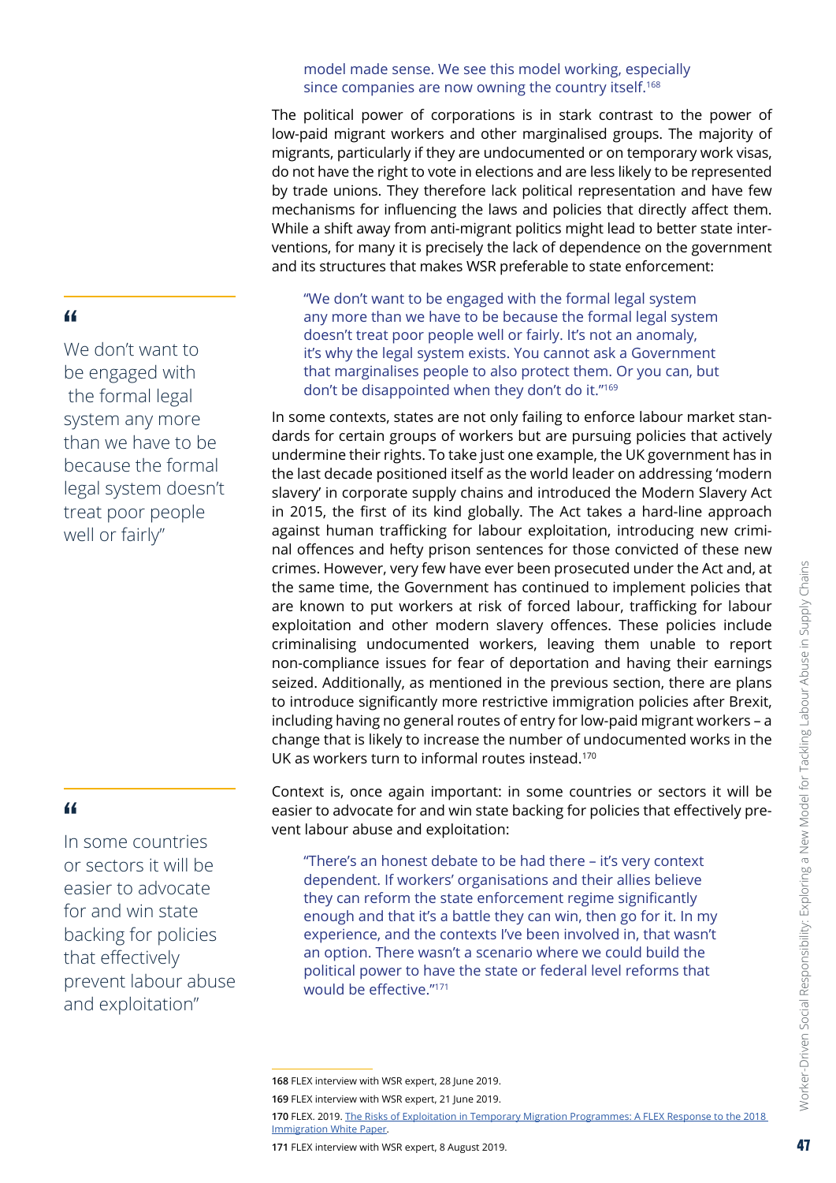> model made sense. We see this model working, especially since companies are now owning the country itself.[168]

The political power of corporations is in stark contrast to the power of low-paid migrant workers and other marginalised groups. The majority of migrants, particularly if they are undocumented or on temporary work visas, do not have the right to vote in elections and are less likely to be represented by trade unions. They therefore lack political representation and have few mechanisms for influencing the laws and policies that directly affect them. While a shift away from anti-migrant politics might lead to better state interventions, for many it is precisely the lack of dependence on the government and its structures that makes WSR preferable to state enforcement:

> "We don't want to be engaged with the formal legal system any more than we have to be because the formal legal system doesn't treat poor people well or fairly. It's not an anomaly, it's why the legal system exists. You cannot ask a Government that marginalises people to also protect them. Or you can, but don't be disappointed when they don't do it."[169]

> "We don't want to be engaged with the formal legal system any more than we have to be because the formal legal system doesn't treat poor people well or fairly"

In some contexts, states are not only failing to enforce labour market standards for certain groups of workers but are pursuing policies that actively undermine their rights. To take just one example, the UK government has in the last decade positioned itself as the world leader on addressing 'modern slavery' in corporate supply chains and introduced the Modern Slavery Act in 2015, the first of its kind globally. The Act takes a hard-line approach against human trafficking for labour exploitation, introducing new criminal offences and hefty prison sentences for those convicted of these new crimes. However, very few have ever been prosecuted under the Act and, at the same time, the Government has continued to implement policies that are known to put workers at risk of forced labour, trafficking for labour exploitation and other modern slavery offences. These policies include criminalising undocumented workers, leaving them unable to report non-compliance issues for fear of deportation and having their earnings seized. Additionally, as mentioned in the previous section, there are plans to introduce significantly more restrictive immigration policies after Brexit, including having no general routes of entry for low-paid migrant workers – a change that is likely to increase the number of undocumented works in the UK as workers turn to informal routes instead.[170]

Context is, once again important: in some countries or sectors it will be easier to advocate for and win state backing for policies that effectively prevent labour abuse and exploitation:

> "There's an honest debate to be had there – it's very context dependent. If workers' organisations and their allies believe they can reform the state enforcement regime significantly enough and that it's a battle they can win, then go for it. In my experience, and the contexts I've been involved in, that wasn't an option. There wasn't a scenario where we could build the political power to have the state or federal level reforms that would be effective."[171]

> "In some countries or sectors it will be easier to advocate for and win state backing for policies that effectively prevent labour abuse and exploitation"

---

**168** FLEX interview with WSR expert, 28 June 2019.

**169** FLEX interview with WSR expert, 21 June 2019.

**170** FLEX. 2019. The Risks of Exploitation in Temporary Migration Programmes: A FLEX Response to the 2018 Immigration White Paper.

**171** FLEX interview with WSR expert, 8 August 2019.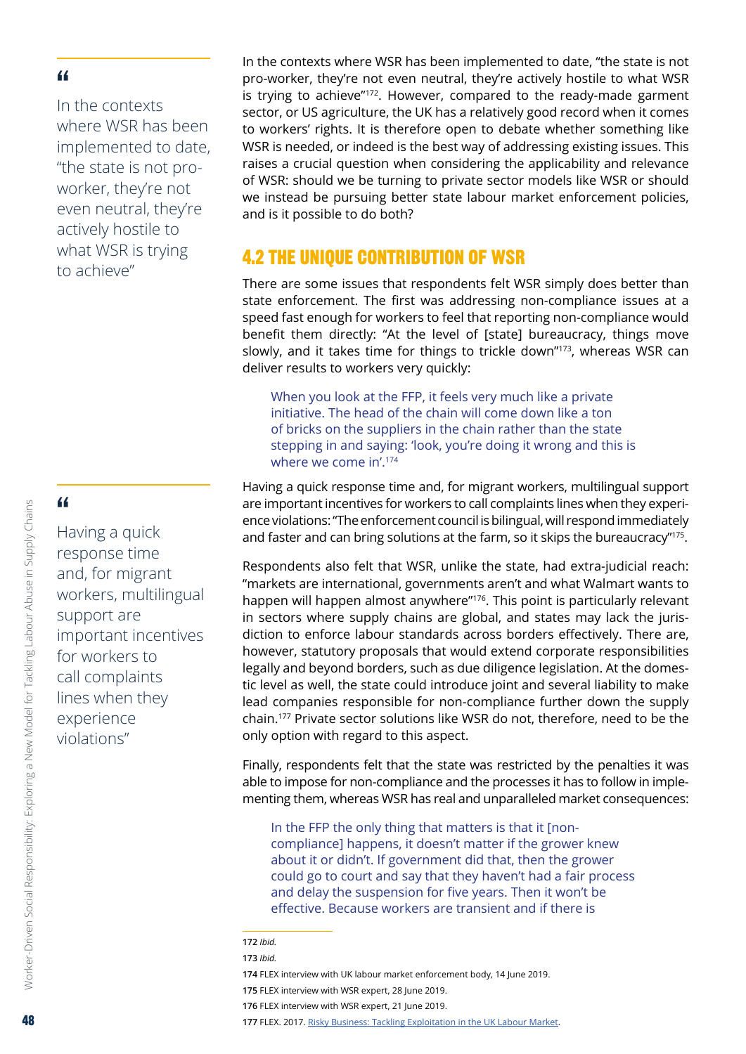> In the contexts where WSR has been implemented to date, "the state is not pro-worker, they're not even neutral, they're actively hostile to what WSR is trying to achieve"

In the contexts where WSR has been implemented to date, "the state is not pro-worker, they're not even neutral, they're actively hostile to what WSR is trying to achieve"[172]. However, compared to the ready-made garment sector, or US agriculture, the UK has a relatively good record when it comes to workers' rights. It is therefore open to debate whether something like WSR is needed, or indeed is the best way of addressing existing issues. This raises a crucial question when considering the applicability and relevance of WSR: should we be turning to private sector models like WSR or should we instead be pursuing better state labour market enforcement policies, and is it possible to do both?

## 4.2 THE UNIQUE CONTRIBUTION OF WSR

There are some issues that respondents felt WSR simply does better than state enforcement. The first was addressing non-compliance issues at a speed fast enough for workers to feel that reporting non-compliance would benefit them directly: "At the level of [state] bureaucracy, things move slowly, and it takes time for things to trickle down"[173], whereas WSR can deliver results to workers very quickly:

> When you look at the FFP, it feels very much like a private initiative. The head of the chain will come down like a ton of bricks on the suppliers in the chain rather than the state stepping in and saying: 'look, you're doing it wrong and this is where we come in'.[174]

> Having a quick response time and, for migrant workers, multilingual support are important incentives for workers to call complaints lines when they experience violations"

Having a quick response time and, for migrant workers, multilingual support are important incentives for workers to call complaints lines when they experience violations: "The enforcement council is bilingual, will respond immediately and faster and can bring solutions at the farm, so it skips the bureaucracy"[175].

Respondents also felt that WSR, unlike the state, had extra-judicial reach: "markets are international, governments aren't and what Walmart wants to happen will happen almost anywhere"[176]. This point is particularly relevant in sectors where supply chains are global, and states may lack the jurisdiction to enforce labour standards across borders effectively. There are, however, statutory proposals that would extend corporate responsibilities legally and beyond borders, such as due diligence legislation. At the domestic level as well, the state could introduce joint and several liability to make lead companies responsible for non-compliance further down the supply chain.[177] Private sector solutions like WSR do not, therefore, need to be the only option with regard to this aspect.

Finally, respondents felt that the state was restricted by the penalties it was able to impose for non-compliance and the processes it has to follow in implementing them, whereas WSR has real and unparalleled market consequences:

> In the FFP the only thing that matters is that it [non-compliance] happens, it doesn't matter if the grower knew about it or didn't. If government did that, then the grower could go to court and say that they haven't had a fair process and delay the suspension for five years. Then it won't be effective. Because workers are transient and if there is

---

172 *Ibid.*

173 *Ibid.*

174 FLEX interview with UK labour market enforcement body, 14 June 2019.

175 FLEX interview with WSR expert, 28 June 2019.

176 FLEX interview with WSR expert, 21 June 2019.

177 FLEX. 2017. Risky Business: Tackling Exploitation in the UK Labour Market.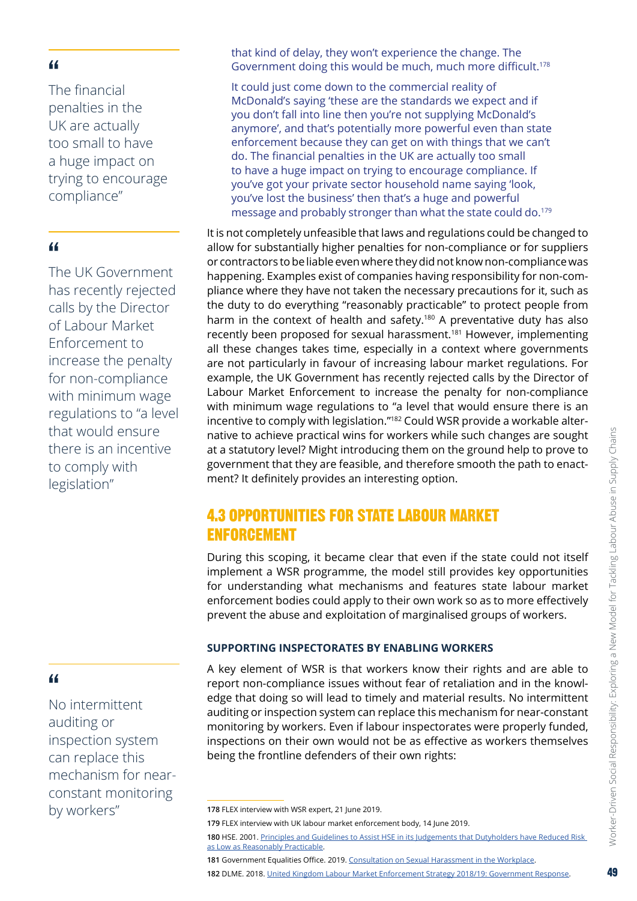> “
>
> The financial penalties in the UK are actually too small to have a huge impact on trying to encourage compliance”

> “
>
> The UK Government has recently rejected calls by the Director of Labour Market Enforcement to increase the penalty for non-compliance with minimum wage regulations to “a level that would ensure there is an incentive to comply with legislation”

> “
>
> No intermittent auditing or inspection system can replace this mechanism for near-constant monitoring by workers”

> that kind of delay, they won't experience the change. The Government doing this would be much, much more difficult.[178]
>
> It could just come down to the commercial reality of McDonald's saying 'these are the standards we expect and if you don't fall into line then you're not supplying McDonald's anymore', and that's potentially more powerful even than state enforcement because they can get on with things that we can't do. The financial penalties in the UK are actually too small to have a huge impact on trying to encourage compliance. If you've got your private sector household name saying 'look, you've lost the business' then that's a huge and powerful message and probably stronger than what the state could do.[179]

It is not completely unfeasible that laws and regulations could be changed to allow for substantially higher penalties for non-compliance or for suppliers or contractors to be liable even where they did not know non-compliance was happening. Examples exist of companies having responsibility for non-compliance where they have not taken the necessary precautions for it, such as the duty to do everything "reasonably practicable" to protect people from harm in the context of health and safety.[180] A preventative duty has also recently been proposed for sexual harassment.[181] However, implementing all these changes takes time, especially in a context where governments are not particularly in favour of increasing labour market regulations. For example, the UK Government has recently rejected calls by the Director of Labour Market Enforcement to increase the penalty for non-compliance with minimum wage regulations to "a level that would ensure there is an incentive to comply with legislation."[182] Could WSR provide a workable alternative to achieve practical wins for workers while such changes are sought at a statutory level? Might introducing them on the ground help to prove to government that they are feasible, and therefore smooth the path to enactment? It definitely provides an interesting option.

## 4.3 OPPORTUNITIES FOR STATE LABOUR MARKET ENFORCEMENT

During this scoping, it became clear that even if the state could not itself implement a WSR programme, the model still provides key opportunities for understanding what mechanisms and features state labour market enforcement bodies could apply to their own work so as to more effectively prevent the abuse and exploitation of marginalised groups of workers.

### SUPPORTING INSPECTORATES BY ENABLING WORKERS

A key element of WSR is that workers know their rights and are able to report non-compliance issues without fear of retaliation and in the knowledge that doing so will lead to timely and material results. No intermittent auditing or inspection system can replace this mechanism for near-constant monitoring by workers. Even if labour inspectorates were properly funded, inspections on their own would not be as effective as workers themselves being the frontline defenders of their own rights:

---

178 FLEX interview with WSR expert, 21 June 2019.

179 FLEX interview with UK labour market enforcement body, 14 June 2019.

180 HSE. 2001. Principles and Guidelines to Assist HSE in its Judgements that Dutyholders have Reduced Risk as Low as Reasonably Practicable.

181 Government Equalities Office. 2019. Consultation on Sexual Harassment in the Workplace.

182 DLME. 2018. United Kingdom Labour Market Enforcement Strategy 2018/19: Government Response.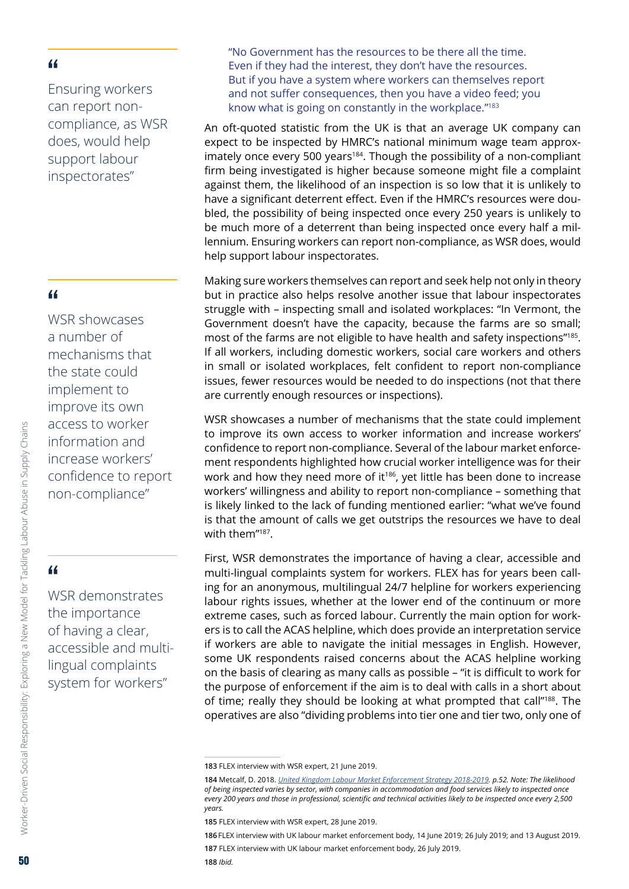> "No Government has the resources to be there all the time. Even if they had the interest, they don't have the resources. But if you have a system where workers can themselves report and not suffer consequences, then you have a video feed; you know what is going on constantly in the workplace."[183]

An oft-quoted statistic from the UK is that an average UK company can expect to be inspected by HMRC's national minimum wage team approximately once every 500 years[184]. Though the possibility of a non-compliant firm being investigated is higher because someone might file a complaint against them, the likelihood of an inspection is so low that it is unlikely to have a significant deterrent effect. Even if the HMRC's resources were doubled, the possibility of being inspected once every 250 years is unlikely to be much more of a deterrent than being inspected once every half a millennium. Ensuring workers can report non-compliance, as WSR does, would help support labour inspectorates.

> "Ensuring workers can report non-compliance, as WSR does, would help support labour inspectorates"

Making sure workers themselves can report and seek help not only in theory but in practice also helps resolve another issue that labour inspectorates struggle with – inspecting small and isolated workplaces: "In Vermont, the Government doesn't have the capacity, because the farms are so small; most of the farms are not eligible to have health and safety inspections"[185]. If all workers, including domestic workers, social care workers and others in small or isolated workplaces, felt confident to report non-compliance issues, fewer resources would be needed to do inspections (not that there are currently enough resources or inspections).

WSR showcases a number of mechanisms that the state could implement to improve its own access to worker information and increase workers' confidence to report non-compliance. Several of the labour market enforcement respondents highlighted how crucial worker intelligence was for their work and how they need more of it[186], yet little has been done to increase workers' willingness and ability to report non-compliance – something that is likely linked to the lack of funding mentioned earlier: "what we've found is that the amount of calls we get outstrips the resources we have to deal with them"[187].

> "WSR showcases a number of mechanisms that the state could implement to improve its own access to worker information and increase workers' confidence to report non-compliance"

First, WSR demonstrates the importance of having a clear, accessible and multi-lingual complaints system for workers. FLEX has for years been calling for an anonymous, multilingual 24/7 helpline for workers experiencing labour rights issues, whether at the lower end of the continuum or more extreme cases, such as forced labour. Currently the main option for workers is to call the ACAS helpline, which does provide an interpretation service if workers are able to navigate the initial messages in English. However, some UK respondents raised concerns about the ACAS helpline working on the basis of clearing as many calls as possible – "it is difficult to work for the purpose of enforcement if the aim is to deal with calls in a short about of time; really they should be looking at what prompted that call"[188]. The operatives are also "dividing problems into tier one and tier two, only one of

> "WSR demonstrates the importance of having a clear, accessible and multi-lingual complaints system for workers"

---

**183** FLEX interview with WSR expert, 21 June 2019.

**184** Metcalf, D. 2018. *United Kingdom Labour Market Enforcement Strategy 2018-2019. p.52. Note: The likelihood of being inspected varies by sector, with companies in accommodation and food services likely to inspected once every 200 years and those in professional, scientific and technical activities likely to be inspected once every 2,500 years.*

**185** FLEX interview with WSR expert, 28 June 2019.

**186** FLEX interview with UK labour market enforcement body, 14 June 2019; 26 July 2019; and 13 August 2019.

**187** FLEX interview with UK labour market enforcement body, 26 July 2019.

**188** *Ibid.*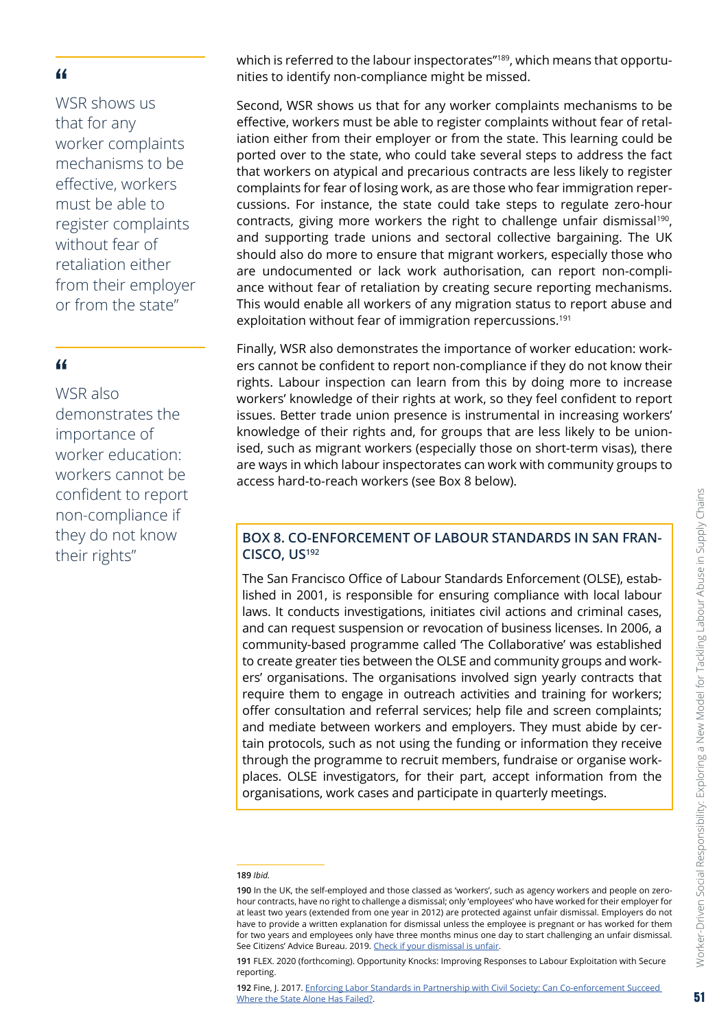> "WSR shows us that for any worker complaints mechanisms to be effective, workers must be able to register complaints without fear of retaliation either from their employer or from the state"

> "WSR also demonstrates the importance of worker education: workers cannot be confident to report non-compliance if they do not know their rights"

which is referred to the labour inspectorates"[189], which means that opportunities to identify non-compliance might be missed.

Second, WSR shows us that for any worker complaints mechanisms to be effective, workers must be able to register complaints without fear of retaliation either from their employer or from the state. This learning could be ported over to the state, who could take several steps to address the fact that workers on atypical and precarious contracts are less likely to register complaints for fear of losing work, as are those who fear immigration repercussions. For instance, the state could take steps to regulate zero-hour contracts, giving more workers the right to challenge unfair dismissal[190], and supporting trade unions and sectoral collective bargaining. The UK should also do more to ensure that migrant workers, especially those who are undocumented or lack work authorisation, can report non-compliance without fear of retaliation by creating secure reporting mechanisms. This would enable all workers of any migration status to report abuse and exploitation without fear of immigration repercussions.[191]

Finally, WSR also demonstrates the importance of worker education: workers cannot be confident to report non-compliance if they do not know their rights. Labour inspection can learn from this by doing more to increase workers' knowledge of their rights at work, so they feel confident to report issues. Better trade union presence is instrumental in increasing workers' knowledge of their rights and, for groups that are less likely to be unionised, such as migrant workers (especially those on short-term visas), there are ways in which labour inspectorates can work with community groups to access hard-to-reach workers (see Box 8 below).

### BOX 8. CO-ENFORCEMENT OF LABOUR STANDARDS IN SAN FRANCISCO, US[192]

The San Francisco Office of Labour Standards Enforcement (OLSE), established in 2001, is responsible for ensuring compliance with local labour laws. It conducts investigations, initiates civil actions and criminal cases, and can request suspension or revocation of business licenses. In 2006, a community-based programme called 'The Collaborative' was established to create greater ties between the OLSE and community groups and workers' organisations. The organisations involved sign yearly contracts that require them to engage in outreach activities and training for workers; offer consultation and referral services; help file and screen complaints; and mediate between workers and employers. They must abide by certain protocols, such as not using the funding or information they receive through the programme to recruit members, fundraise or organise workplaces. OLSE investigators, for their part, accept information from the organisations, work cases and participate in quarterly meetings.

---

189 *Ibid.*

190 In the UK, the self-employed and those classed as 'workers', such as agency workers and people on zero-hour contracts, have no right to challenge a dismissal; only 'employees' who have worked for their employer for at least two years (extended from one year in 2012) are protected against unfair dismissal. Employers do not have to provide a written explanation for dismissal unless the employee is pregnant or has worked for them for two years and employees only have three months minus one day to start challenging an unfair dismissal. See Citizens' Advice Bureau. 2019. [Check if your dismissal is unfair](#).

191 FLEX. 2020 (forthcoming). Opportunity Knocks: Improving Responses to Labour Exploitation with Secure reporting.

192 Fine, J. 2017. [Enforcing Labor Standards in Partnership with Civil Society: Can Co-enforcement Succeed Where the State Alone Has Failed?](#).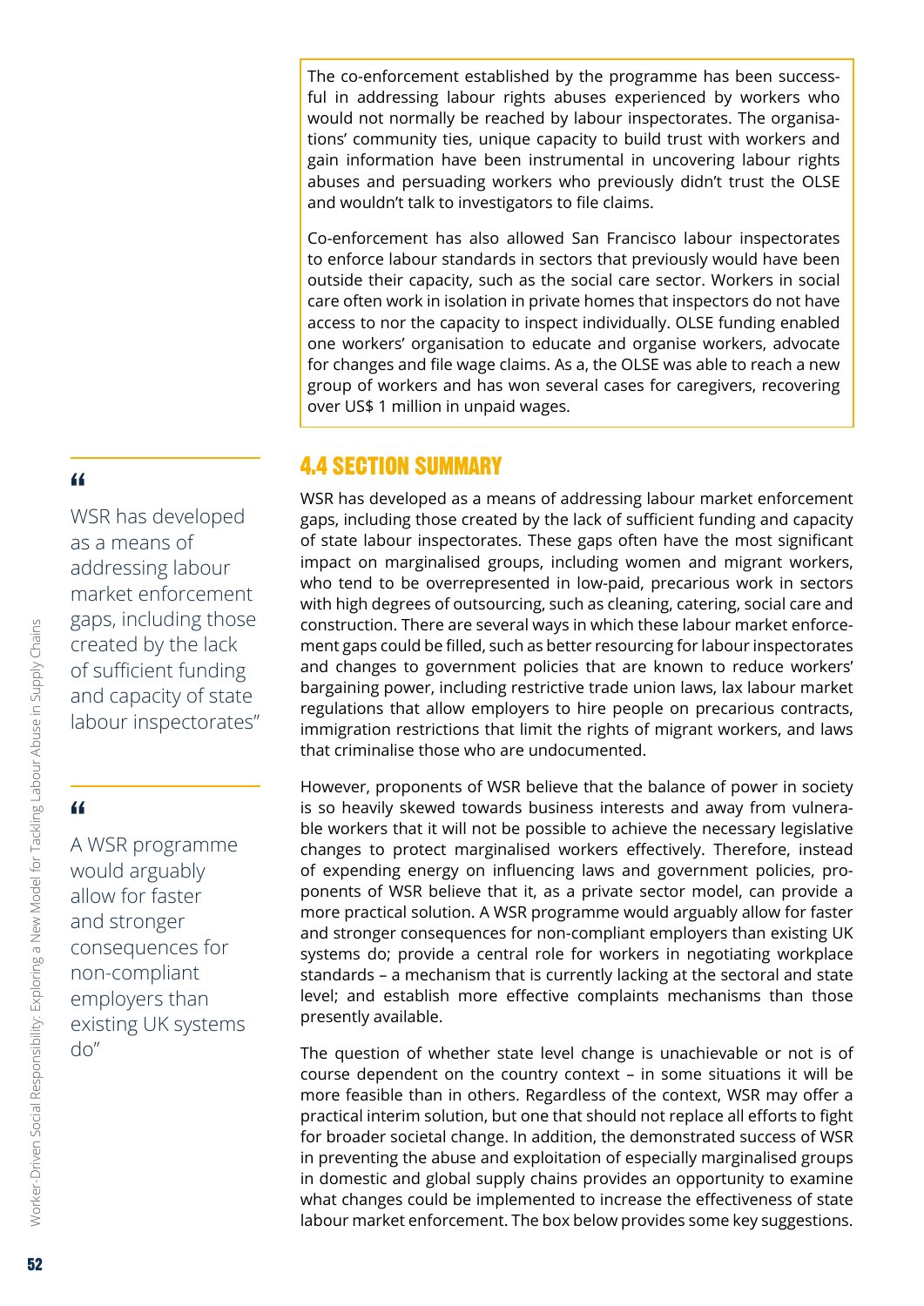The co-enforcement established by the programme has been successful in addressing labour rights abuses experienced by workers who would not normally be reached by labour inspectorates. The organisations' community ties, unique capacity to build trust with workers and gain information have been instrumental in uncovering labour rights abuses and persuading workers who previously didn't trust the OLSE and wouldn't talk to investigators to file claims.

Co-enforcement has also allowed San Francisco labour inspectorates to enforce labour standards in sectors that previously would have been outside their capacity, such as the social care sector. Workers in social care often work in isolation in private homes that inspectors do not have access to nor the capacity to inspect individually. OLSE funding enabled one workers' organisation to educate and organise workers, advocate for changes and file wage claims. As a, the OLSE was able to reach a new group of workers and has won several cases for caregivers, recovering over US$ 1 million in unpaid wages.

> "WSR has developed as a means of addressing labour market enforcement gaps, including those created by the lack of sufficient funding and capacity of state labour inspectorates"

> "A WSR programme would arguably allow for faster and stronger consequences for non-compliant employers than existing UK systems do"

## 4.4 SECTION SUMMARY

WSR has developed as a means of addressing labour market enforcement gaps, including those created by the lack of sufficient funding and capacity of state labour inspectorates. These gaps often have the most significant impact on marginalised groups, including women and migrant workers, who tend to be overrepresented in low-paid, precarious work in sectors with high degrees of outsourcing, such as cleaning, catering, social care and construction. There are several ways in which these labour market enforcement gaps could be filled, such as better resourcing for labour inspectorates and changes to government policies that are known to reduce workers' bargaining power, including restrictive trade union laws, lax labour market regulations that allow employers to hire people on precarious contracts, immigration restrictions that limit the rights of migrant workers, and laws that criminalise those who are undocumented.

However, proponents of WSR believe that the balance of power in society is so heavily skewed towards business interests and away from vulnerable workers that it will not be possible to achieve the necessary legislative changes to protect marginalised workers effectively. Therefore, instead of expending energy on influencing laws and government policies, proponents of WSR believe that it, as a private sector model, can provide a more practical solution. A WSR programme would arguably allow for faster and stronger consequences for non-compliant employers than existing UK systems do; provide a central role for workers in negotiating workplace standards – a mechanism that is currently lacking at the sectoral and state level; and establish more effective complaints mechanisms than those presently available.

The question of whether state level change is unachievable or not is of course dependent on the country context – in some situations it will be more feasible than in others. Regardless of the context, WSR may offer a practical interim solution, but one that should not replace all efforts to fight for broader societal change. In addition, the demonstrated success of WSR in preventing the abuse and exploitation of especially marginalised groups in domestic and global supply chains provides an opportunity to examine what changes could be implemented to increase the effectiveness of state labour market enforcement. The box below provides some key suggestions.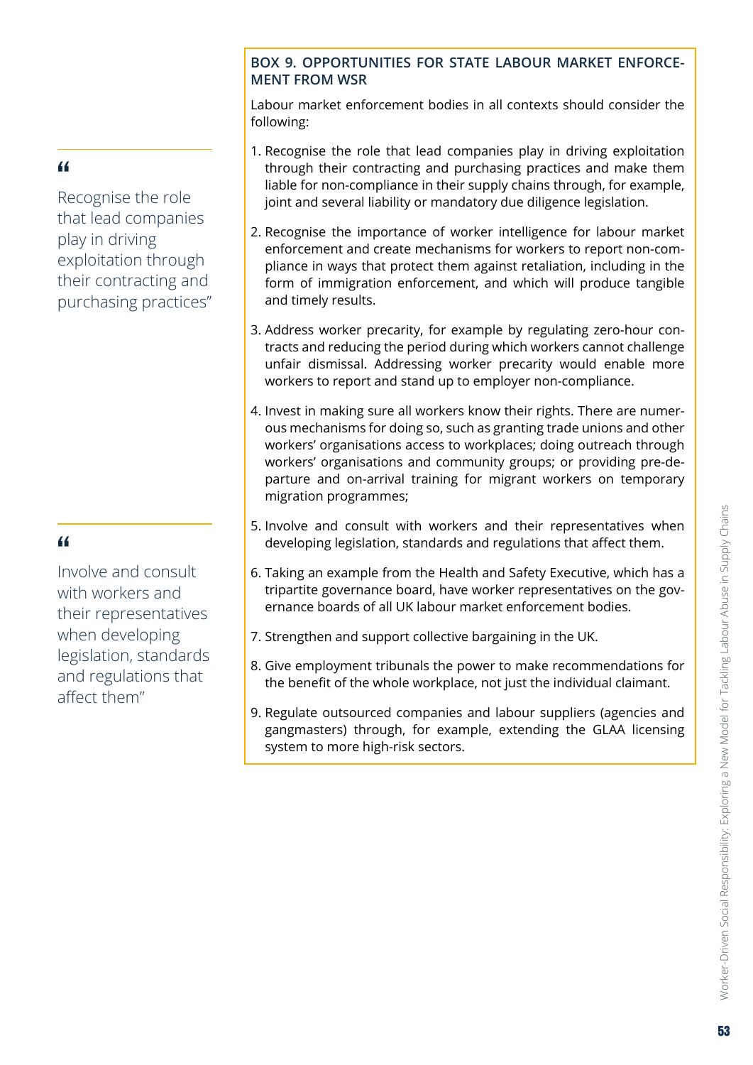> "Recognise the role that lead companies play in driving exploitation through their contracting and purchasing practices"

> "Involve and consult with workers and their representatives when developing legislation, standards and regulations that affect them"

### BOX 9. OPPORTUNITIES FOR STATE LABOUR MARKET ENFORCEMENT FROM WSR

Labour market enforcement bodies in all contexts should consider the following:

1. Recognise the role that lead companies play in driving exploitation through their contracting and purchasing practices and make them liable for non-compliance in their supply chains through, for example, joint and several liability or mandatory due diligence legislation.
2. Recognise the importance of worker intelligence for labour market enforcement and create mechanisms for workers to report non-compliance in ways that protect them against retaliation, including in the form of immigration enforcement, and which will produce tangible and timely results.
3. Address worker precarity, for example by regulating zero-hour contracts and reducing the period during which workers cannot challenge unfair dismissal. Addressing worker precarity would enable more workers to report and stand up to employer non-compliance.
4. Invest in making sure all workers know their rights. There are numerous mechanisms for doing so, such as granting trade unions and other workers' organisations access to workplaces; doing outreach through workers' organisations and community groups; or providing pre-departure and on-arrival training for migrant workers on temporary migration programmes;
5. Involve and consult with workers and their representatives when developing legislation, standards and regulations that affect them.
6. Taking an example from the Health and Safety Executive, which has a tripartite governance board, have worker representatives on the governance boards of all UK labour market enforcement bodies.
7. Strengthen and support collective bargaining in the UK.
8. Give employment tribunals the power to make recommendations for the benefit of the whole workplace, not just the individual claimant.
9. Regulate outsourced companies and labour suppliers (agencies and gangmasters) through, for example, extending the GLAA licensing system to more high-risk sectors.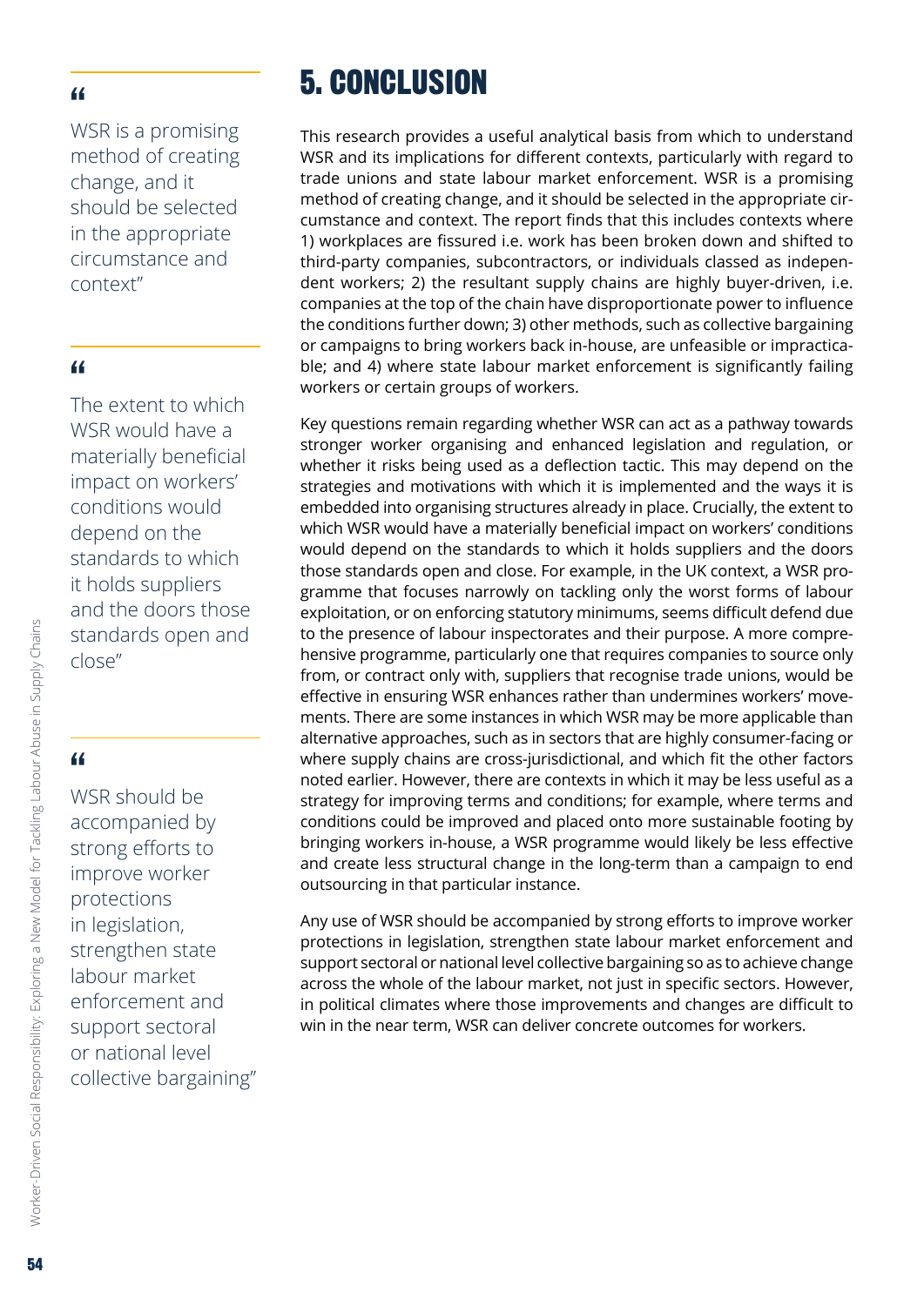> "WSR is a promising method of creating change, and it should be selected in the appropriate circumstance and context"

> "The extent to which WSR would have a materially beneficial impact on workers' conditions would depend on the standards to which it holds suppliers and the doors those standards open and close"

> "WSR should be accompanied by strong efforts to improve worker protections in legislation, strengthen state labour market enforcement and support sectoral or national level collective bargaining"

# 5. CONCLUSION

This research provides a useful analytical basis from which to understand WSR and its implications for different contexts, particularly with regard to trade unions and state labour market enforcement. WSR is a promising method of creating change, and it should be selected in the appropriate circumstance and context. The report finds that this includes contexts where 1) workplaces are fissured i.e. work has been broken down and shifted to third-party companies, subcontractors, or individuals classed as independent workers; 2) the resultant supply chains are highly buyer-driven, i.e. companies at the top of the chain have disproportionate power to influence the conditions further down; 3) other methods, such as collective bargaining or campaigns to bring workers back in-house, are unfeasible or impracticable; and 4) where state labour market enforcement is significantly failing workers or certain groups of workers.

Key questions remain regarding whether WSR can act as a pathway towards stronger worker organising and enhanced legislation and regulation, or whether it risks being used as a deflection tactic. This may depend on the strategies and motivations with which it is implemented and the ways it is embedded into organising structures already in place. Crucially, the extent to which WSR would have a materially beneficial impact on workers' conditions would depend on the standards to which it holds suppliers and the doors those standards open and close. For example, in the UK context, a WSR programme that focuses narrowly on tackling only the worst forms of labour exploitation, or on enforcing statutory minimums, seems difficult defend due to the presence of labour inspectorates and their purpose. A more comprehensive programme, particularly one that requires companies to source only from, or contract only with, suppliers that recognise trade unions, would be effective in ensuring WSR enhances rather than undermines workers' movements. There are some instances in which WSR may be more applicable than alternative approaches, such as in sectors that are highly consumer-facing or where supply chains are cross-jurisdictional, and which fit the other factors noted earlier. However, there are contexts in which it may be less useful as a strategy for improving terms and conditions; for example, where terms and conditions could be improved and placed onto more sustainable footing by bringing workers in-house, a WSR programme would likely be less effective and create less structural change in the long-term than a campaign to end outsourcing in that particular instance.

Any use of WSR should be accompanied by strong efforts to improve worker protections in legislation, strengthen state labour market enforcement and support sectoral or national level collective bargaining so as to achieve change across the whole of the labour market, not just in specific sectors. However, in political climates where those improvements and changes are difficult to win in the near term, WSR can deliver concrete outcomes for workers.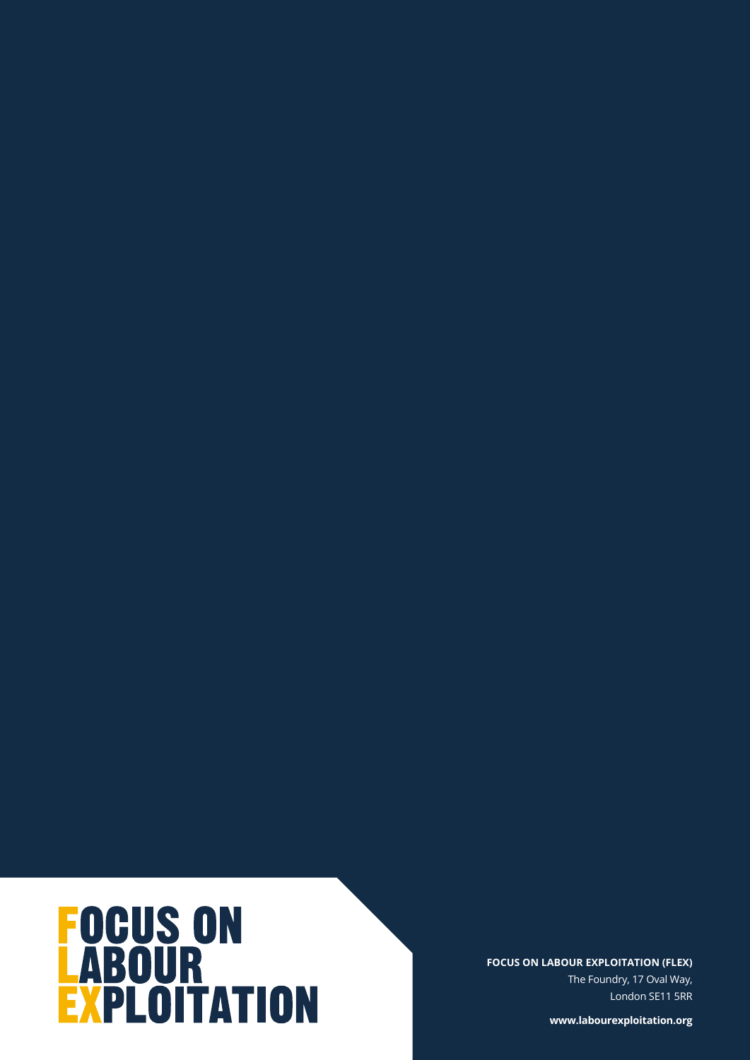FOCUS ON
LABOUR
EXPLOITATION

**FOCUS ON LABOUR EXPLOITATION (FLEX)**
The Foundry, 17 Oval Way,
London SE11 5RR

**www.labourexploitation.org**